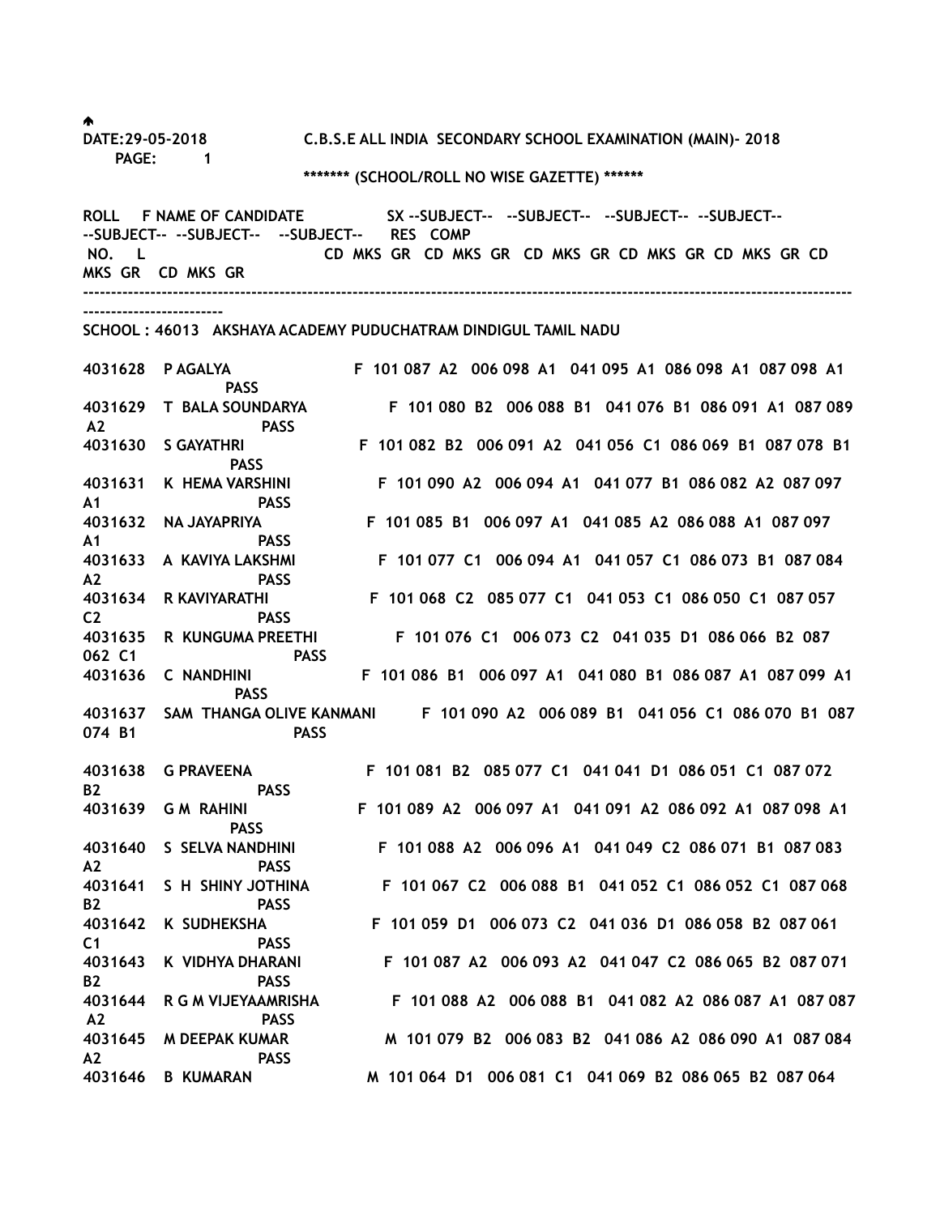DATE:29-05-2018 C.B.S.E ALL INDIA SECONDARY SCHOOL EXAMINATION (MAIN)- 2018

******* (SCHOOL/ROLL NO WISE GAZETTE) ******

SCHOOL : 46013 AKSHAYA ACADEMY PUDUCHATRAM DINDIGUL TAMIL NADU

| ROLL NO. | F L | NAME OF CANDIDATE | SX | SUBJECT CD | MKS | GR | SUBJECT CD | MKS | GR | SUBJECT CD | MKS | GR | SUBJECT CD | MKS | GR | SUBJECT CD | MKS | GR | SUBJECT CD | MKS | GR | SUBJECT CD | MKS | GR | RES | COMP |
|---|---|---|---|---|---|---|---|---|---|---|---|---|---|---|---|---|---|---|---|---|---|---|---|---|---|---|
| 4031628 | | P AGALYA | F | 101 | 087 | A2 | 006 | 098 | A1 | 041 | 095 | A1 | 086 | 098 | A1 | 087 | 098 | A1 | | | | | | | PASS | |
| 4031629 | | T BALA SOUNDARYA | F | 101 | 080 | B2 | 006 | 088 | B1 | 041 | 076 | B1 | 086 | 091 | A1 | 087 | 089 | A2 | | | | | | | PASS | |
| 4031630 | | S GAYATHRI | F | 101 | 082 | B2 | 006 | 091 | A2 | 041 | 056 | C1 | 086 | 069 | B1 | 087 | 078 | B1 | | | | | | | PASS | |
| 4031631 | | K HEMA VARSHINI | F | 101 | 090 | A2 | 006 | 094 | A1 | 041 | 077 | B1 | 086 | 082 | A2 | 087 | 097 | A1 | | | | | | | PASS | |
| 4031632 | | NA JAYAPRIYA | F | 101 | 085 | B1 | 006 | 097 | A1 | 041 | 085 | A2 | 086 | 088 | A1 | 087 | 097 | A1 | | | | | | | PASS | |
| 4031633 | | A KAVIYA LAKSHMI | F | 101 | 077 | C1 | 006 | 094 | A1 | 041 | 057 | C1 | 086 | 073 | B1 | 087 | 084 | A2 | | | | | | | PASS | |
| 4031634 | | R KAVIYARATHI | F | 101 | 068 | C2 | 085 | 077 | C1 | 041 | 053 | C1 | 086 | 050 | C1 | 087 | 057 | C2 | | | | | | | PASS | |
| 4031635 | | R KUNGUMA PREETHI | F | 101 | 076 | C1 | 006 | 073 | C2 | 041 | 035 | D1 | 086 | 066 | B2 | 087 | 062 | C1 | | | | | | | PASS | |
| 4031636 | | C NANDHINI | F | 101 | 086 | B1 | 006 | 097 | A1 | 041 | 080 | B1 | 086 | 087 | A1 | 087 | 099 | A1 | | | | | | | PASS | |
| 4031637 | | SAM THANGA OLIVE KANMANI | F | 101 | 090 | A2 | 006 | 089 | B1 | 041 | 056 | C1 | 086 | 070 | B1 | 087 | 074 | B1 | | | | | | | PASS | |
| 4031638 | | G PRAVEENA | F | 101 | 081 | B2 | 085 | 077 | C1 | 041 | 041 | D1 | 086 | 051 | C1 | 087 | 072 | B2 | | | | | | | PASS | |
| 4031639 | | G M RAHINI | F | 101 | 089 | A2 | 006 | 097 | A1 | 041 | 091 | A2 | 086 | 092 | A1 | 087 | 098 | A1 | | | | | | | PASS | |
| 4031640 | | S SELVA NANDHINI | F | 101 | 088 | A2 | 006 | 096 | A1 | 041 | 049 | C2 | 086 | 071 | B1 | 087 | 083 | A2 | | | | | | | PASS | |
| 4031641 | | S H SHINY JOTHINA | F | 101 | 067 | C2 | 006 | 088 | B1 | 041 | 052 | C1 | 086 | 052 | C1 | 087 | 068 | B2 | | | | | | | PASS | |
| 4031642 | | K SUDHEKSHA | F | 101 | 059 | D1 | 006 | 073 | C2 | 041 | 036 | D1 | 086 | 058 | B2 | 087 | 061 | C1 | | | | | | | PASS | |
| 4031643 | | K VIDHYA DHARANI | F | 101 | 087 | A2 | 006 | 093 | A2 | 041 | 047 | C2 | 086 | 065 | B2 | 087 | 071 | B2 | | | | | | | PASS | |
| 4031644 | | R G M VIJEYAAMRISHA | F | 101 | 088 | A2 | 006 | 088 | B1 | 041 | 082 | A2 | 086 | 087 | A1 | 087 | 087 | A2 | | | | | | | PASS | |
| 4031645 | | M DEEPAK KUMAR | M | 101 | 079 | B2 | 006 | 083 | B2 | 041 | 086 | A2 | 086 | 090 | A1 | 087 | 084 | A2 | | | | | | | PASS | |
| 4031646 | | B KUMARAN | M | 101 | 064 | D1 | 006 | 081 | C1 | 041 | 069 | B2 | 086 | 065 | B2 | 087 | 064 | | | | | | | | | |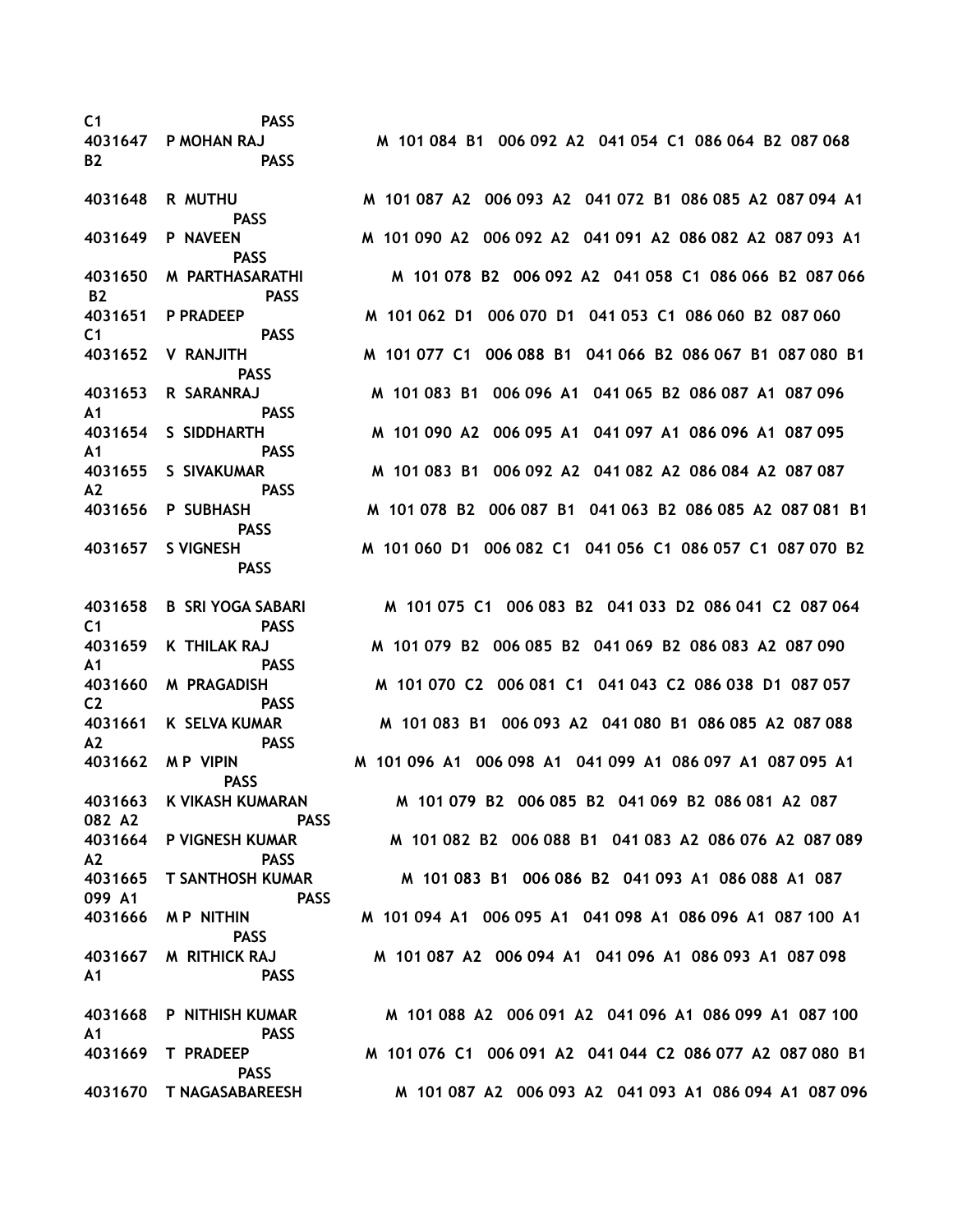C1 PASS

4031647 P MOHAN RAJ M 101 084 B1 006 092 A2 041 054 C1 086 064 B2 087 068 B2 PASS

4031648 R MUTHU M 101 087 A2 006 093 A2 041 072 B1 086 085 A2 087 094 A1 PASS

4031649 P NAVEEN M 101 090 A2 006 092 A2 041 091 A2 086 082 A2 087 093 A1 PASS

4031650 M PARTHASARATHI M 101 078 B2 006 092 A2 041 058 C1 086 066 B2 087 066 B2 PASS

4031651 P PRADEEP M 101 062 D1 006 070 D1 041 053 C1 086 060 B2 087 060 C1 PASS

4031652 V RANJITH M 101 077 C1 006 088 B1 041 066 B2 086 067 B1 087 080 B1 PASS

4031653 R SARANRAJ M 101 083 B1 006 096 A1 041 065 B2 086 087 A1 087 096 A1 PASS

4031654 S SIDDHARTH M 101 090 A2 006 095 A1 041 097 A1 086 096 A1 087 095 A1 PASS

4031655 S SIVAKUMAR M 101 083 B1 006 092 A2 041 082 A2 086 084 A2 087 087 A2 PASS

4031656 P SUBHASH M 101 078 B2 006 087 B1 041 063 B2 086 085 A2 087 081 B1 PASS

4031657 S VIGNESH M 101 060 D1 006 082 C1 041 056 C1 086 057 C1 087 070 B2 PASS

4031658 B SRI YOGA SABARI M 101 075 C1 006 083 B2 041 033 D2 086 041 C2 087 064 C1 PASS

4031659 K THILAK RAJ M 101 079 B2 006 085 B2 041 069 B2 086 083 A2 087 090 A1 PASS

4031660 M PRAGADISH M 101 070 C2 006 081 C1 041 043 C2 086 038 D1 087 057 C2 PASS

4031661 K SELVA KUMAR M 101 083 B1 006 093 A2 041 080 B1 086 085 A2 087 088 A2 PASS

4031662 M P VIPIN M 101 096 A1 006 098 A1 041 099 A1 086 097 A1 087 095 A1 PASS

4031663 K VIKASH KUMARAN M 101 079 B2 006 085 B2 041 069 B2 086 081 A2 087 082 A2 PASS

4031664 P VIGNESH KUMAR M 101 082 B2 006 088 B1 041 083 A2 086 076 A2 087 089 A2 PASS

4031665 T SANTHOSH KUMAR M 101 083 B1 006 086 B2 041 093 A1 086 088 A1 087 099 A1 PASS

4031666 M P NITHIN M 101 094 A1 006 095 A1 041 098 A1 086 096 A1 087 100 A1 PASS

4031667 M RITHICK RAJ M 101 087 A2 006 094 A1 041 096 A1 086 093 A1 087 098 A1 PASS

4031668 P NITHISH KUMAR M 101 088 A2 006 091 A2 041 096 A1 086 099 A1 087 100 A1 PASS

4031669 T PRADEEP M 101 076 C1 006 091 A2 041 044 C2 086 077 A2 087 080 B1 PASS

4031670 T NAGASABAREESH M 101 087 A2 006 093 A2 041 093 A1 086 094 A1 087 096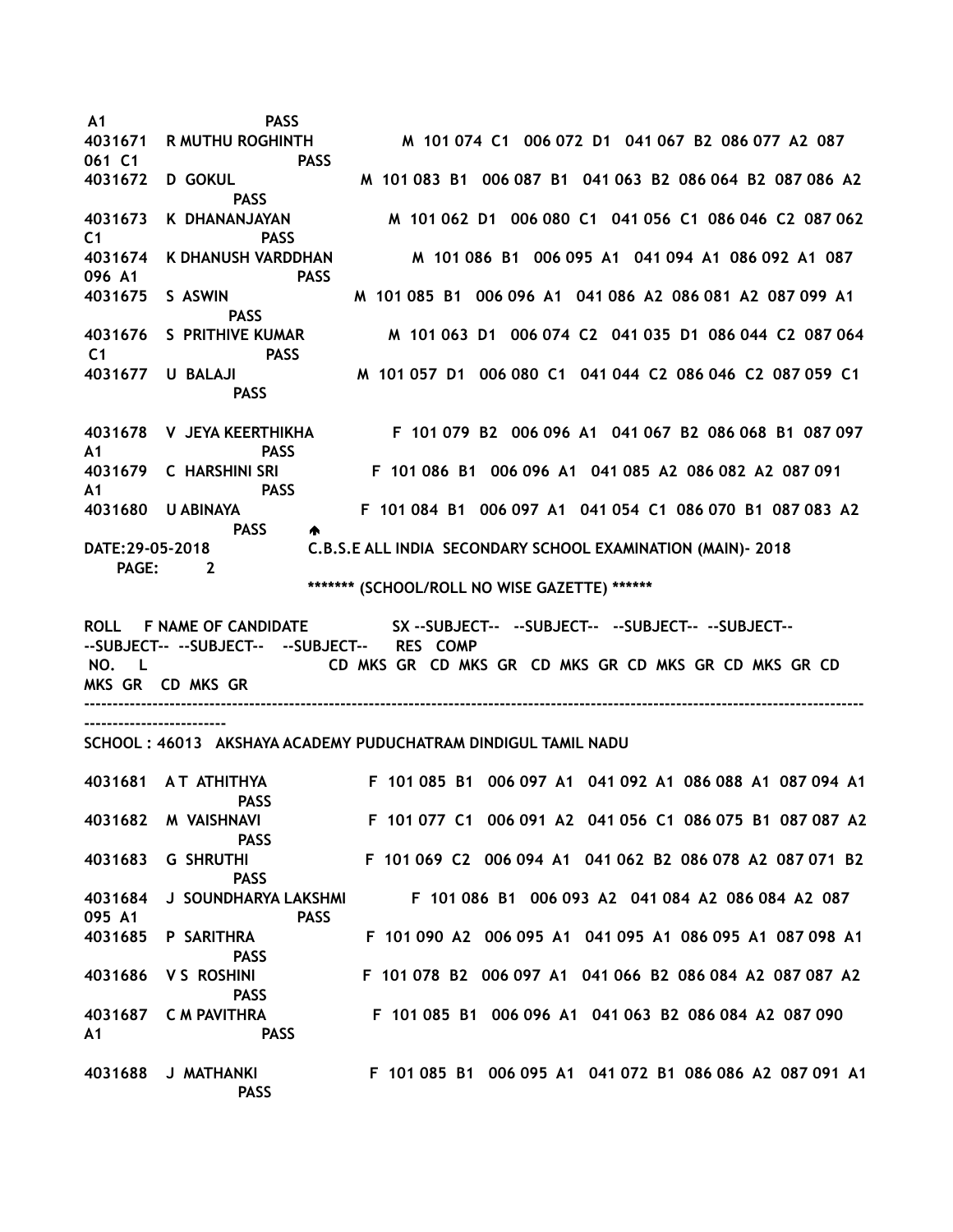A1 PASS

| ROLL NO. | NAME OF CANDIDATE | SX | SUB | MKS | GR | SUB | MKS | GR | SUB | MKS | GR | SUB | MKS | GR | SUB | MKS | GR | RES |
|---|---|---|---|---|---|---|---|---|---|---|---|---|---|---|---|---|---|---|
| 4031671 | R MUTHU ROGHINTH | M | 101 | 074 | C1 | 006 | 072 | D1 | 041 | 067 | B2 | 086 | 077 | A2 | 087 | 061 | C1 | PASS |
| 4031672 | D GOKUL | M | 101 | 083 | B1 | 006 | 087 | B1 | 041 | 063 | B2 | 086 | 064 | B2 | 087 | 086 | A2 | PASS |
| 4031673 | K DHANANJAYAN | M | 101 | 062 | D1 | 006 | 080 | C1 | 041 | 056 | C1 | 086 | 046 | C2 | 087 | 062 | C1 | PASS |
| 4031674 | K DHANUSH VARDDHAN | M | 101 | 086 | B1 | 006 | 095 | A1 | 041 | 094 | A1 | 086 | 092 | A1 | 087 | 096 | A1 | PASS |
| 4031675 | S ASWIN | M | 101 | 085 | B1 | 006 | 096 | A1 | 041 | 086 | A2 | 086 | 081 | A2 | 087 | 099 | A1 | PASS |
| 4031676 | S PRITHIVE KUMAR | M | 101 | 063 | D1 | 006 | 074 | C2 | 041 | 035 | D1 | 086 | 044 | C2 | 087 | 064 | C1 | PASS |
| 4031677 | U BALAJI | M | 101 | 057 | D1 | 006 | 080 | C1 | 041 | 044 | C2 | 086 | 046 | C2 | 087 | 059 | C1 | PASS |
| 4031678 | V JEYA KEERTHIKHA | F | 101 | 079 | B2 | 006 | 096 | A1 | 041 | 067 | B2 | 086 | 068 | B1 | 087 | 097 | A1 | PASS |
| 4031679 | C HARSHINI SRI | F | 101 | 086 | B1 | 006 | 096 | A1 | 041 | 085 | A2 | 086 | 082 | A2 | 087 | 091 | A1 | PASS |
| 4031680 | U ABINAYA | F | 101 | 084 | B1 | 006 | 097 | A1 | 041 | 054 | C1 | 086 | 070 | B1 | 087 | 083 | A2 | PASS |

DATE:29-05-2018 C.B.S.E ALL INDIA SECONDARY SCHOOL EXAMINATION (MAIN)- 2018

******* (SCHOOL/ROLL NO WISE GAZETTE) ******

ROLL F NAME OF CANDIDATE SX --SUBJECT-- --SUBJECT-- --SUBJECT-- --SUBJECT-- --SUBJECT-- --SUBJECT-- --SUBJECT-- RES COMP
NO. L CD MKS GR CD MKS GR CD MKS GR CD MKS GR CD MKS GR CD MKS GR CD MKS GR

SCHOOL : 46013 AKSHAYA ACADEMY PUDUCHATRAM DINDIGUL TAMIL NADU

| ROLL NO. | NAME OF CANDIDATE | SX | SUB | MKS | GR | SUB | MKS | GR | SUB | MKS | GR | SUB | MKS | GR | SUB | MKS | GR | RES |
|---|---|---|---|---|---|---|---|---|---|---|---|---|---|---|---|---|---|---|
| 4031681 | A T ATHITHYA | F | 101 | 085 | B1 | 006 | 097 | A1 | 041 | 092 | A1 | 086 | 088 | A1 | 087 | 094 | A1 | PASS |
| 4031682 | M VAISHNAVI | F | 101 | 077 | C1 | 006 | 091 | A2 | 041 | 056 | C1 | 086 | 075 | B1 | 087 | 087 | A2 | PASS |
| 4031683 | G SHRUTHI | F | 101 | 069 | C2 | 006 | 094 | A1 | 041 | 062 | B2 | 086 | 078 | A2 | 087 | 071 | B2 | PASS |
| 4031684 | J SOUNDHARYA LAKSHMI | F | 101 | 086 | B1 | 006 | 093 | A2 | 041 | 084 | A2 | 086 | 084 | A2 | 087 | 095 | A1 | PASS |
| 4031685 | P SARITHRA | F | 101 | 090 | A2 | 006 | 095 | A1 | 041 | 095 | A1 | 086 | 095 | A1 | 087 | 098 | A1 | PASS |
| 4031686 | V S ROSHINI | F | 101 | 078 | B2 | 006 | 097 | A1 | 041 | 066 | B2 | 086 | 084 | A2 | 087 | 087 | A2 | PASS |
| 4031687 | C M PAVITHRA | F | 101 | 085 | B1 | 006 | 096 | A1 | 041 | 063 | B2 | 086 | 084 | A2 | 087 | 090 | A1 | PASS |
| 4031688 | J MATHANKI | F | 101 | 085 | B1 | 006 | 095 | A1 | 041 | 072 | B1 | 086 | 086 | A2 | 087 | 091 | A1 | PASS |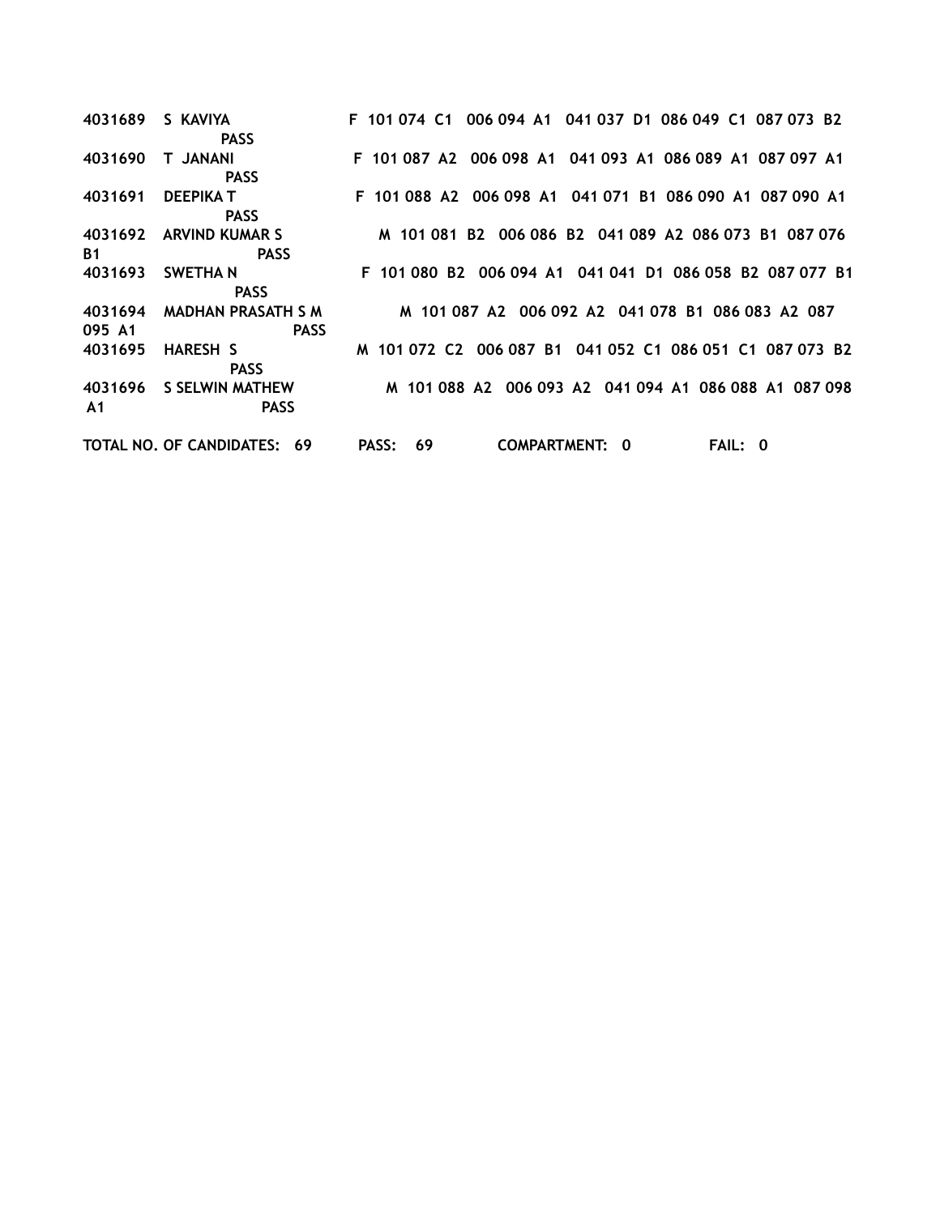4031689 S KAVIYA F 101 074 C1 006 094 A1 041 037 D1 086 049 C1 087 073 B2
PASS
4031690 T JANANI F 101 087 A2 006 098 A1 041 093 A1 086 089 A1 087 097 A1
PASS
4031691 DEEPIKA T F 101 088 A2 006 098 A1 041 071 B1 086 090 A1 087 090 A1
PASS
4031692 ARVIND KUMAR S M 101 081 B2 006 086 B2 041 089 A2 086 073 B1 087 076
B1 PASS
4031693 SWETHA N F 101 080 B2 006 094 A1 041 041 D1 086 058 B2 087 077 B1
PASS
4031694 MADHAN PRASATH S M M 101 087 A2 006 092 A2 041 078 B1 086 083 A2 087
095 A1 PASS
4031695 HARESH S M 101 072 C2 006 087 B1 041 052 C1 086 051 C1 087 073 B2
PASS
4031696 S SELWIN MATHEW M 101 088 A2 006 093 A2 041 094 A1 086 088 A1 087 098
A1 PASS

TOTAL NO. OF CANDIDATES: 69 PASS: 69 COMPARTMENT: 0 FAIL: 0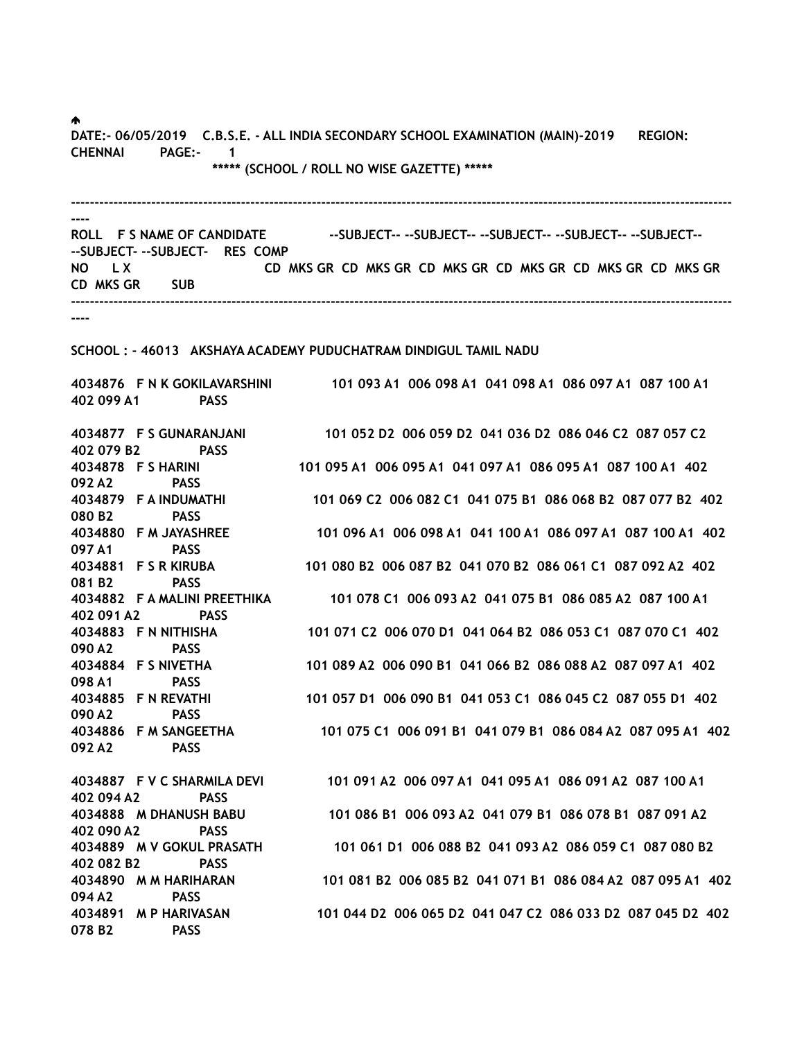DATE:- 06/05/2019 C.B.S.E. - ALL INDIA SECONDARY SCHOOL EXAMINATION (MAIN)-2019 REGION: CHENNAI PAGE:- 1

***** (SCHOOL / ROLL NO WISE GAZETTE) *****

| ROLL NO | F S L X | NAME OF CANDIDATE | --SUBJECT-- CD MKS GR | --SUBJECT-- CD MKS GR | --SUBJECT-- CD MKS GR | --SUBJECT-- CD MKS GR | --SUBJECT-- CD MKS GR | --SUBJECT- CD MKS GR | --SUBJECT- CD MKS GR | RES | COMP SUB |
|---|---|---|---|---|---|---|---|---|---|---|---|

SCHOOL : - 46013 AKSHAYA ACADEMY PUDUCHATRAM DINDIGUL TAMIL NADU

| ROLL NO | F S L X | NAME OF CANDIDATE | SUBJECT | SUBJECT | SUBJECT | SUBJECT | SUBJECT | SUBJECT | SUBJECT | RES | COMP SUB |
|---|---|---|---|---|---|---|---|---|---|---|---|
| 4034876 | F | N K GOKILAVARSHINI | 101 093 A1 | 006 098 A1 | 041 098 A1 | 086 097 A1 | 087 100 A1 | 402 099 A1 | | PASS | |
| 4034877 | F | S GUNARANJANI | 101 052 D2 | 006 059 D2 | 041 036 D2 | 086 046 C2 | 087 057 C2 | 402 079 B2 | | PASS | |
| 4034878 | F | S HARINI | 101 095 A1 | 006 095 A1 | 041 097 A1 | 086 095 A1 | 087 100 A1 | 402 092 A2 | | PASS | |
| 4034879 | F | A INDUMATHI | 101 069 C2 | 006 082 C1 | 041 075 B1 | 086 068 B2 | 087 077 B2 | 402 080 B2 | | PASS | |
| 4034880 | F | M JAYASHREE | 101 096 A1 | 006 098 A1 | 041 100 A1 | 086 097 A1 | 087 100 A1 | 402 097 A1 | | PASS | |
| 4034881 | F | S R KIRUBA | 101 080 B2 | 006 087 B2 | 041 070 B2 | 086 061 C1 | 087 092 A2 | 402 081 B2 | | PASS | |
| 4034882 | F | A MALINI PREETHIKA | 101 078 C1 | 006 093 A2 | 041 075 B1 | 086 085 A2 | 087 100 A1 | 402 091 A2 | | PASS | |
| 4034883 | F | N NITHISHA | 101 071 C2 | 006 070 D1 | 041 064 B2 | 086 053 C1 | 087 070 C1 | 402 090 A2 | | PASS | |
| 4034884 | F | S NIVETHA | 101 089 A2 | 006 090 B1 | 041 066 B2 | 086 088 A2 | 087 097 A1 | 402 098 A1 | | PASS | |
| 4034885 | F | N REVATHI | 101 057 D1 | 006 090 B1 | 041 053 C1 | 086 045 C2 | 087 055 D1 | 402 090 A2 | | PASS | |
| 4034886 | F | M SANGEETHA | 101 075 C1 | 006 091 B1 | 041 079 B1 | 086 084 A2 | 087 095 A1 | 402 092 A2 | | PASS | |
| 4034887 | F | V C SHARMILA DEVI | 101 091 A2 | 006 097 A1 | 041 095 A1 | 086 091 A2 | 087 100 A1 | 402 094 A2 | | PASS | |
| 4034888 | M | DHANUSH BABU | 101 086 B1 | 006 093 A2 | 041 079 B1 | 086 078 B1 | 087 091 A2 | 402 090 A2 | | PASS | |
| 4034889 | M | V GOKUL PRASATH | 101 061 D1 | 006 088 B2 | 041 093 A2 | 086 059 C1 | 087 080 B2 | 402 082 B2 | | PASS | |
| 4034890 | M | M HARIHARAN | 101 081 B2 | 006 085 B2 | 041 071 B1 | 086 084 A2 | 087 095 A1 | 402 094 A2 | | PASS | |
| 4034891 | M | P HARIVASAN | 101 044 D2 | 006 065 D2 | 041 047 C2 | 086 033 D2 | 087 045 D2 | 402 078 B2 | | PASS | |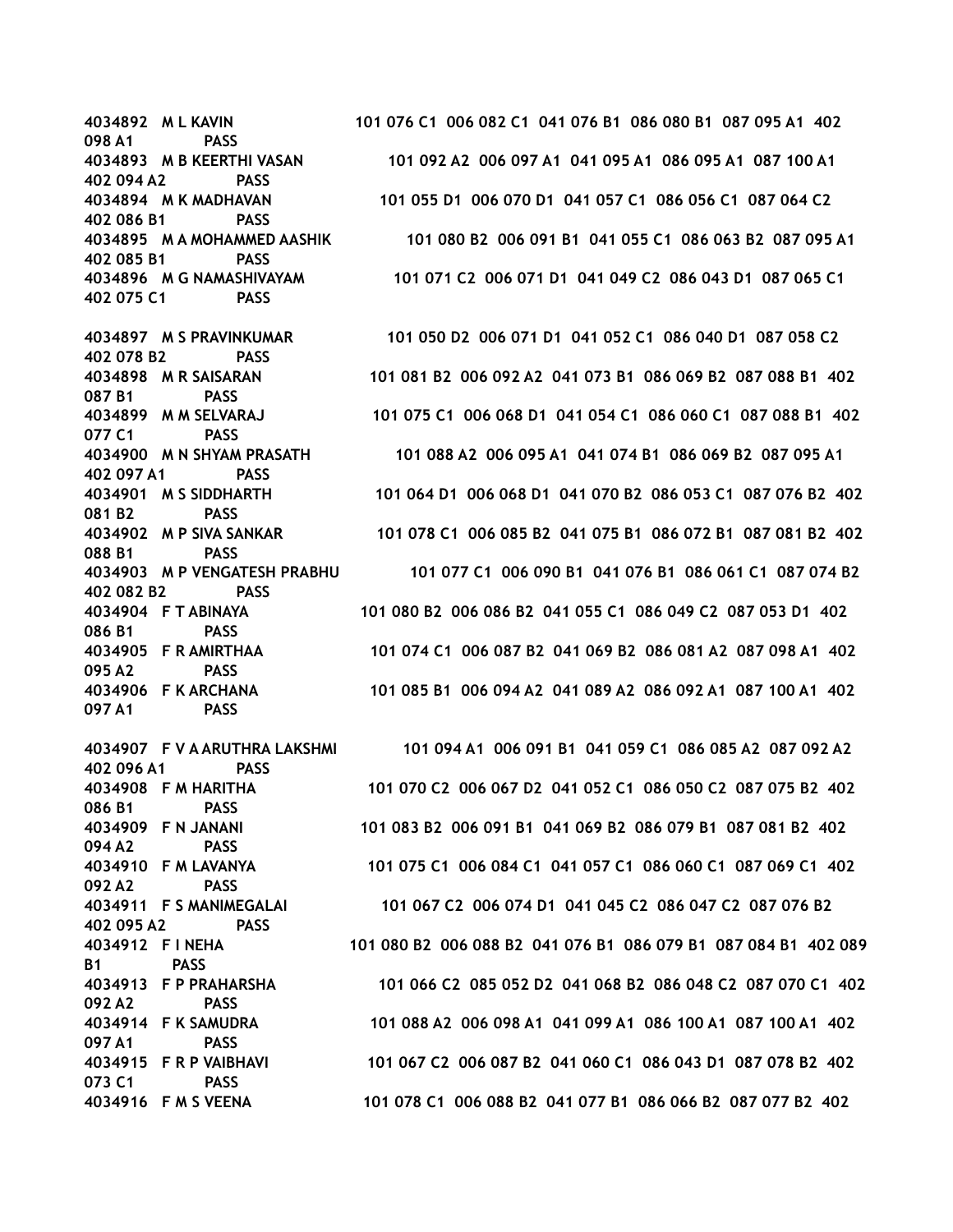4034892 M L KAVIN 101 076 C1 006 082 C1 041 076 B1 086 080 B1 087 095 A1 402 098 A1 PASS
4034893 M B KEERTHI VASAN 101 092 A2 006 097 A1 041 095 A1 086 095 A1 087 100 A1 402 094 A2 PASS
4034894 M K MADHAVAN 101 055 D1 006 070 D1 041 057 C1 086 056 C1 087 064 C2 402 086 B1 PASS
4034895 M A MOHAMMED AASHIK 101 080 B2 006 091 B1 041 055 C1 086 063 B2 087 095 A1 402 085 B1 PASS
4034896 M G NAMASHIVAYAM 101 071 C2 006 071 D1 041 049 C2 086 043 D1 087 065 C1 402 075 C1 PASS

4034897 M S PRAVINKUMAR 101 050 D2 006 071 D1 041 052 C1 086 040 D1 087 058 C2 402 078 B2 PASS
4034898 M R SAISARAN 101 081 B2 006 092 A2 041 073 B1 086 069 B2 087 088 B1 402 087 B1 PASS
4034899 M M SELVARAJ 101 075 C1 006 068 D1 041 054 C1 086 060 C1 087 088 B1 402 077 C1 PASS
4034900 M N SHYAM PRASATH 101 088 A2 006 095 A1 041 074 B1 086 069 B2 087 095 A1 402 097 A1 PASS
4034901 M S SIDDHARTH 101 064 D1 006 068 D1 041 070 B2 086 053 C1 087 076 B2 402 081 B2 PASS
4034902 M P SIVA SANKAR 101 078 C1 006 085 B2 041 075 B1 086 072 B1 087 081 B2 402 088 B1 PASS
4034903 M P VENGATESH PRABHU 101 077 C1 006 090 B1 041 076 B1 086 061 C1 087 074 B2 402 082 B2 PASS
4034904 F T ABINAYA 101 080 B2 006 086 B2 041 055 C1 086 049 C2 087 053 D1 402 086 B1 PASS
4034905 F R AMIRTHAA 101 074 C1 006 087 B2 041 069 B2 086 081 A2 087 098 A1 402 095 A2 PASS
4034906 F K ARCHANA 101 085 B1 006 094 A2 041 089 A2 086 092 A1 087 100 A1 402 097 A1 PASS

4034907 F V A ARUTHRA LAKSHMI 101 094 A1 006 091 B1 041 059 C1 086 085 A2 087 092 A2 402 096 A1 PASS
4034908 F M HARITHA 101 070 C2 006 067 D2 041 052 C1 086 050 C2 087 075 B2 402 086 B1 PASS
4034909 F N JANANI 101 083 B2 006 091 B1 041 069 B2 086 079 B1 087 081 B2 402 094 A2 PASS
4034910 F M LAVANYA 101 075 C1 006 084 C1 041 057 C1 086 060 C1 087 069 C1 402 092 A2 PASS
4034911 F S MANIMEGALAI 101 067 C2 006 074 D1 041 045 C2 086 047 C2 087 076 B2 402 095 A2 PASS
4034912 F I NEHA 101 080 B2 006 088 B2 041 076 B1 086 079 B1 087 084 B1 402 089 B1 PASS
4034913 F P PRAHARSHA 101 066 C2 085 052 D2 041 068 B2 086 048 C2 087 070 C1 402 092 A2 PASS
4034914 F K SAMUDRA 101 088 A2 006 098 A1 041 099 A1 086 100 A1 087 100 A1 402 097 A1 PASS
4034915 F R P VAIBHAVI 101 067 C2 006 087 B2 041 060 C1 086 043 D1 087 078 B2 402 073 C1 PASS
4034916 F M S VEENA 101 078 C1 006 088 B2 041 077 B1 086 066 B2 087 077 B2 402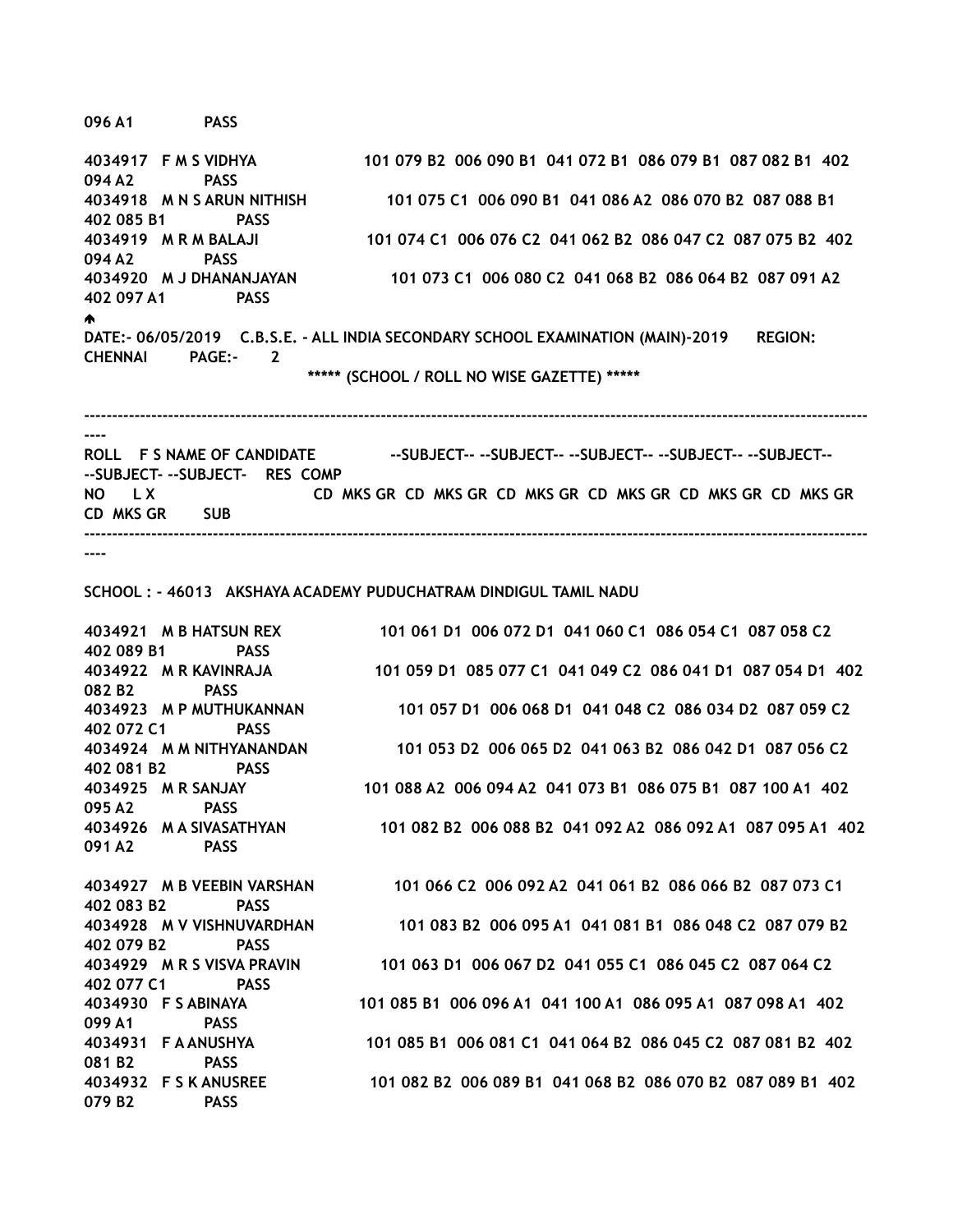096 A1 PASS

| ROLL NO | F/M | NAME OF CANDIDATE | SUB | MKS | GR | SUB | MKS | GR | SUB | MKS | GR | SUB | MKS | GR | SUB | MKS | GR | SUB | MKS | GR | RESULT |
|---|---|---|---|---|---|---|---|---|---|---|---|---|---|---|---|---|---|---|---|---|---|
| 4034917 | F | M S VIDHYA | 101 | 079 | B2 | 006 | 090 | B1 | 041 | 072 | B1 | 086 | 079 | B1 | 087 | 082 | B1 | 402 | 094 | A2 | PASS |
| 4034918 | M | N S ARUN NITHISH | 101 | 075 | C1 | 006 | 090 | B1 | 041 | 086 | A2 | 086 | 070 | B2 | 087 | 088 | B1 | 402 | 085 | B1 | PASS |
| 4034919 | M | R M BALAJI | 101 | 074 | C1 | 006 | 076 | C2 | 041 | 062 | B2 | 086 | 047 | C2 | 087 | 075 | B2 | 402 | 094 | A2 | PASS |
| 4034920 | M | J DHANANJAYAN | 101 | 073 | C1 | 006 | 080 | C2 | 041 | 068 | B2 | 086 | 064 | B2 | 087 | 091 | A2 | 402 | 097 | A1 | PASS |

DATE:- 06/05/2019 C.B.S.E. - ALL INDIA SECONDARY SCHOOL EXAMINATION (MAIN)-2019 REGION: CHENNAI PAGE:- 2

***** (SCHOOL / ROLL NO WISE GAZETTE) *****

SCHOOL : - 46013 AKSHAYA ACADEMY PUDUCHATRAM DINDIGUL TAMIL NADU

| ROLL NO | F/M | NAME OF CANDIDATE | SUB | MKS | GR | SUB | MKS | GR | SUB | MKS | GR | SUB | MKS | GR | SUB | MKS | GR | SUB | MKS | GR | RESULT |
|---|---|---|---|---|---|---|---|---|---|---|---|---|---|---|---|---|---|---|---|---|---|
| 4034921 | M | B HATSUN REX | 101 | 061 | D1 | 006 | 072 | D1 | 041 | 060 | C1 | 086 | 054 | C1 | 087 | 058 | C2 | 402 | 089 | B1 | PASS |
| 4034922 | M | R KAVINRAJA | 101 | 059 | D1 | 085 | 077 | C1 | 041 | 049 | C2 | 086 | 041 | D1 | 087 | 054 | D1 | 402 | 082 | B2 | PASS |
| 4034923 | M | P MUTHUKANNAN | 101 | 057 | D1 | 006 | 068 | D1 | 041 | 048 | C2 | 086 | 034 | D2 | 087 | 059 | C2 | 402 | 072 | C1 | PASS |
| 4034924 | M | M NITHYANANDAN | 101 | 053 | D2 | 006 | 065 | D2 | 041 | 063 | B2 | 086 | 042 | D1 | 087 | 056 | C2 | 402 | 081 | B2 | PASS |
| 4034925 | M | R SANJAY | 101 | 088 | A2 | 006 | 094 | A2 | 041 | 073 | B1 | 086 | 075 | B1 | 087 | 100 | A1 | 402 | 095 | A2 | PASS |
| 4034926 | M | A SIVASATHYAN | 101 | 082 | B2 | 006 | 088 | B2 | 041 | 092 | A2 | 086 | 092 | A1 | 087 | 095 | A1 | 402 | 091 | A2 | PASS |
| 4034927 | M | B VEEBIN VARSHAN | 101 | 066 | C2 | 006 | 092 | A2 | 041 | 061 | B2 | 086 | 066 | B2 | 087 | 073 | C1 | 402 | 083 | B2 | PASS |
| 4034928 | M | V VISHNUVARDHAN | 101 | 083 | B2 | 006 | 095 | A1 | 041 | 081 | B1 | 086 | 048 | C2 | 087 | 079 | B2 | 402 | 079 | B2 | PASS |
| 4034929 | M | R S VISVA PRAVIN | 101 | 063 | D1 | 006 | 067 | D2 | 041 | 055 | C1 | 086 | 045 | C2 | 087 | 064 | C2 | 402 | 077 | C1 | PASS |
| 4034930 | F | S ABINAYA | 101 | 085 | B1 | 006 | 096 | A1 | 041 | 100 | A1 | 086 | 095 | A1 | 087 | 098 | A1 | 402 | 099 | A1 | PASS |
| 4034931 | F | A ANUSHYA | 101 | 085 | B1 | 006 | 081 | C1 | 041 | 064 | B2 | 086 | 045 | C2 | 087 | 081 | B2 | 402 | 081 | B2 | PASS |
| 4034932 | F | S K ANUSREE | 101 | 082 | B2 | 006 | 089 | B1 | 041 | 068 | B2 | 086 | 070 | B2 | 087 | 089 | B1 | 402 | 079 | B2 | PASS |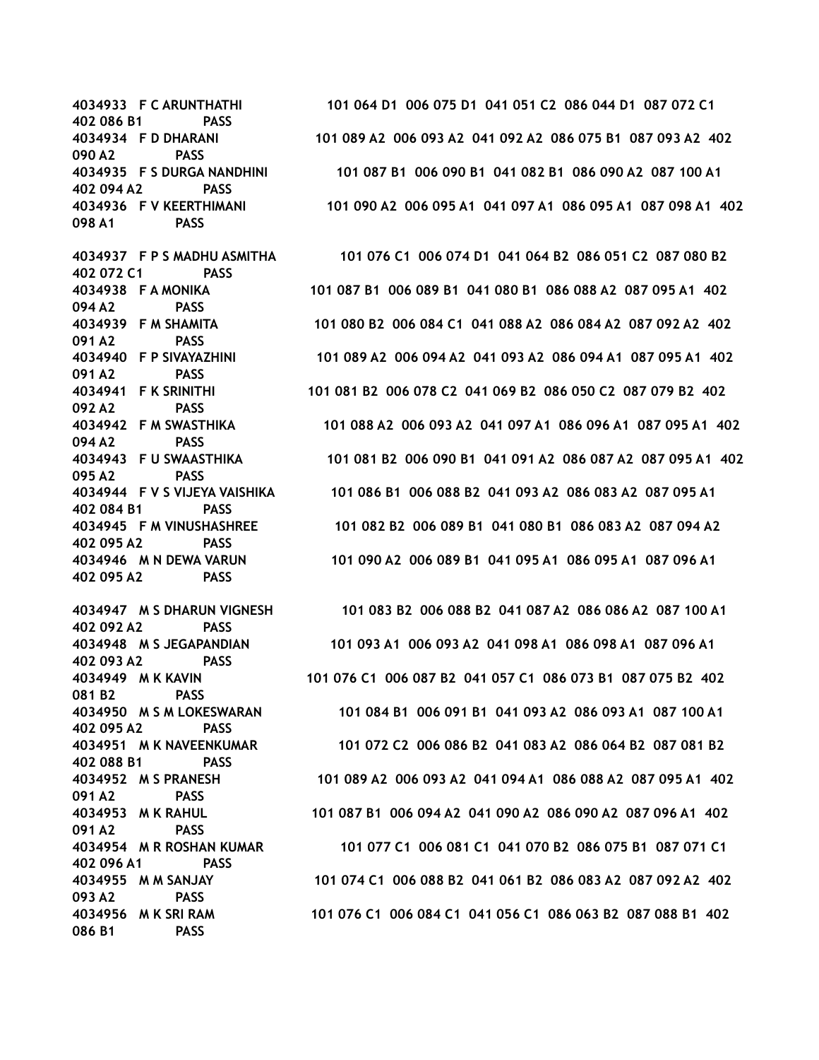4034933 F C ARUNTHATHI 101 064 D1 006 075 D1 041 051 C2 086 044 D1 087 072 C1
402 086 B1 PASS
4034934 F D DHARANI 101 089 A2 006 093 A2 041 092 A2 086 075 B1 087 093 A2 402
090 A2 PASS
4034935 F S DURGA NANDHINI 101 087 B1 006 090 B1 041 082 B1 086 090 A2 087 100 A1
402 094 A2 PASS
4034936 F V KEERTHIMANI 101 090 A2 006 095 A1 041 097 A1 086 095 A1 087 098 A1 402
098 A1 PASS

4034937 F P S MADHU ASMITHA 101 076 C1 006 074 D1 041 064 B2 086 051 C2 087 080 B2
402 072 C1 PASS
4034938 F A MONIKA 101 087 B1 006 089 B1 041 080 B1 086 088 A2 087 095 A1 402
094 A2 PASS
4034939 F M SHAMITA 101 080 B2 006 084 C1 041 088 A2 086 084 A2 087 092 A2 402
091 A2 PASS
4034940 F P SIVAYAZHINI 101 089 A2 006 094 A2 041 093 A2 086 094 A1 087 095 A1 402
091 A2 PASS
4034941 F K SRINITHI 101 081 B2 006 078 C2 041 069 B2 086 050 C2 087 079 B2 402
092 A2 PASS
4034942 F M SWASTHIKA 101 088 A2 006 093 A2 041 097 A1 086 096 A1 087 095 A1 402
094 A2 PASS
4034943 F U SWAASTHIKA 101 081 B2 006 090 B1 041 091 A2 086 087 A2 087 095 A1 402
095 A2 PASS
4034944 F V S VIJEYA VAISHIKA 101 086 B1 006 088 B2 041 093 A2 086 083 A2 087 095 A1
402 084 B1 PASS
4034945 F M VINUSHASHREE 101 082 B2 006 089 B1 041 080 B1 086 083 A2 087 094 A2
402 095 A2 PASS
4034946 M N DEWA VARUN 101 090 A2 006 089 B1 041 095 A1 086 095 A1 087 096 A1
402 095 A2 PASS

4034947 M S DHARUN VIGNESH 101 083 B2 006 088 B2 041 087 A2 086 086 A2 087 100 A1
402 092 A2 PASS
4034948 M S JEGAPANDIAN 101 093 A1 006 093 A2 041 098 A1 086 098 A1 087 096 A1
402 093 A2 PASS
4034949 M K KAVIN 101 076 C1 006 087 B2 041 057 C1 086 073 B1 087 075 B2 402
081 B2 PASS
4034950 M S M LOKESWARAN 101 084 B1 006 091 B1 041 093 A2 086 093 A1 087 100 A1
402 095 A2 PASS
4034951 M K NAVEENKUMAR 101 072 C2 006 086 B2 041 083 A2 086 064 B2 087 081 B2
402 088 B1 PASS
4034952 M S PRANESH 101 089 A2 006 093 A2 041 094 A1 086 088 A2 087 095 A1 402
091 A2 PASS
4034953 M K RAHUL 101 087 B1 006 094 A2 041 090 A2 086 090 A2 087 096 A1 402
091 A2 PASS
4034954 M R ROSHAN KUMAR 101 077 C1 006 081 C1 041 070 B2 086 075 B1 087 071 C1
402 096 A1 PASS
4034955 M M SANJAY 101 074 C1 006 088 B2 041 061 B2 086 083 A2 087 092 A2 402
093 A2 PASS
4034956 M K SRI RAM 101 076 C1 006 084 C1 041 056 C1 086 063 B2 087 088 B1 402
086 B1 PASS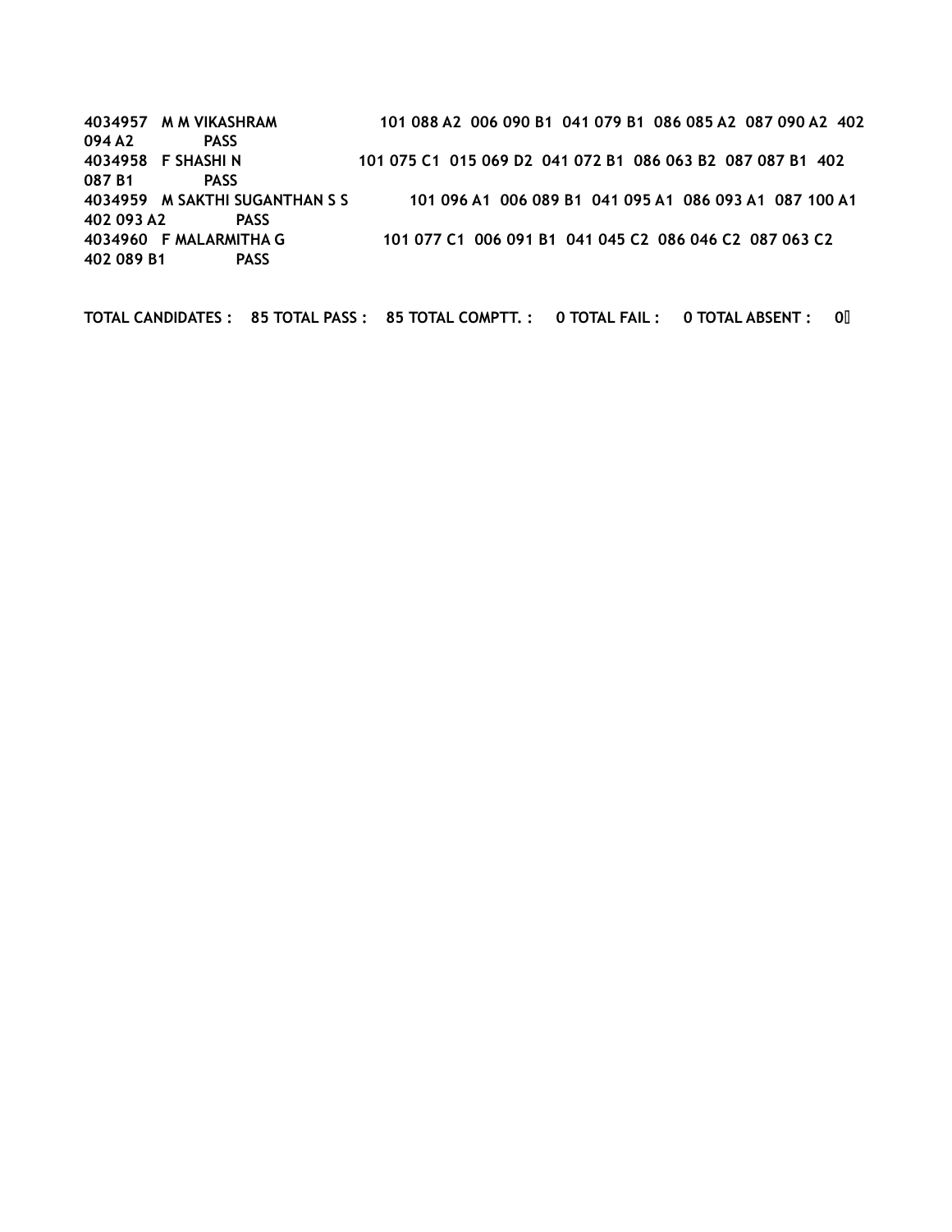**4034957 M M VIKASHRAM 101 088 A2 006 090 B1 041 079 B1 086 085 A2 087 090 A2 402 094 A2 PASS**
**4034958 F SHASHI N 101 075 C1 015 069 D2 041 072 B1 086 063 B2 087 087 B1 402 087 B1 PASS**
**4034959 M SAKTHI SUGANTHAN S S 101 096 A1 006 089 B1 041 095 A1 086 093 A1 087 100 A1 402 093 A2 PASS**
**4034960 F MALARMITHA G 101 077 C1 006 091 B1 041 045 C2 086 046 C2 087 063 C2 402 089 B1 PASS**

**TOTAL CANDIDATES : 85 TOTAL PASS : 85 TOTAL COMPTT. : 0 TOTAL FAIL : 0 TOTAL ABSENT : 0**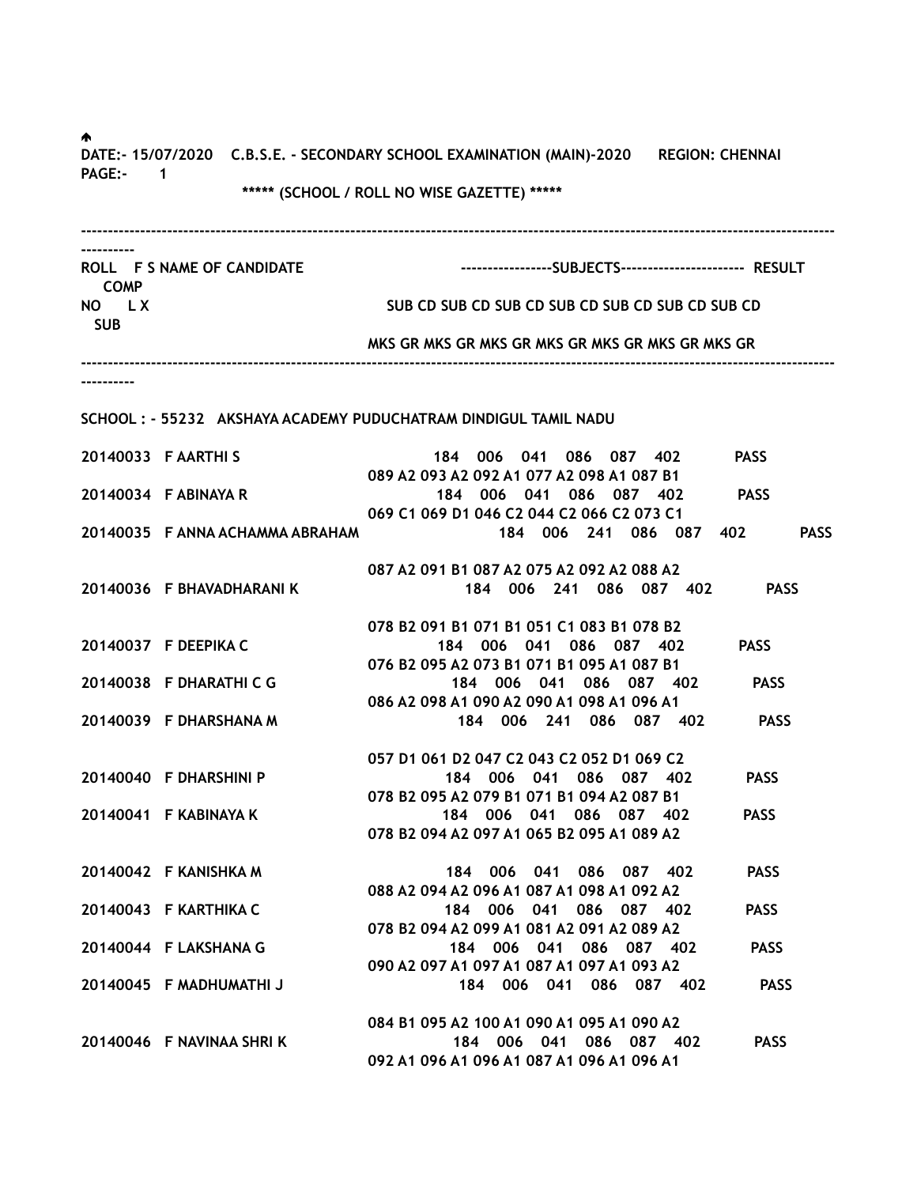DATE:- 15/07/2020 C.B.S.E. - SECONDARY SCHOOL EXAMINATION (MAIN)-2020 REGION: CHENNAI
PAGE:- 1

***** (SCHOOL / ROLL NO WISE GAZETTE) *****

| ROLL NO | F L | S X | NAME OF CANDIDATE | SUB CD / MKS GR | SUB CD / MKS GR | SUB CD / MKS GR | SUB CD / MKS GR | SUB CD / MKS GR | SUB CD / MKS GR | SUB CD / MKS GR | RESULT | COMP SUB |
|---|---|---|---|---|---|---|---|---|---|---|---|---|

**SCHOOL : - 55232 AKSHAYA ACADEMY PUDUCHATRAM DINDIGUL TAMIL NADU**

| ROLL NO | F L | S X | NAME OF CANDIDATE | SUB 1 | SUB 2 | SUB 3 | SUB 4 | SUB 5 | SUB 6 | SUB 7 | RESULT | COMP SUB |
|---|---|---|---|---|---|---|---|---|---|---|---|---|
| 20140033 | | F | AARTHI S | 184 | 006 | 041 | 086 | 087 | 402 | | PASS | |
| | | | | 089 A2 | 093 A2 | 092 A1 | 077 A2 | 098 A1 | 087 B1 | | | |
| 20140034 | | F | ABINAYA R | 184 | 006 | 041 | 086 | 087 | 402 | | PASS | |
| | | | | 069 C1 | 069 D1 | 046 C2 | 044 C2 | 066 C2 | 073 C1 | | | |
| 20140035 | | F | ANNA ACHAMMA ABRAHAM | 184 | 006 | 241 | 086 | 087 | 402 | | PASS | |
| | | | | 087 A2 | 091 B1 | 087 A2 | 075 A2 | 092 A2 | 088 A2 | | | |
| 20140036 | | F | BHAVADHARANI K | 184 | 006 | 241 | 086 | 087 | 402 | | PASS | |
| | | | | 078 B2 | 091 B1 | 071 B1 | 051 C1 | 083 B1 | 078 B2 | | | |
| 20140037 | | F | DEEPIKA C | 184 | 006 | 041 | 086 | 087 | 402 | | PASS | |
| | | | | 076 B2 | 095 A2 | 073 B1 | 071 B1 | 095 A1 | 087 B1 | | | |
| 20140038 | | F | DHARATHI C G | 184 | 006 | 041 | 086 | 087 | 402 | | PASS | |
| | | | | 086 A2 | 098 A1 | 090 A2 | 090 A1 | 098 A1 | 096 A1 | | | |
| 20140039 | | F | DHARSHANA M | 184 | 006 | 241 | 086 | 087 | 402 | | PASS | |
| | | | | 057 D1 | 061 D2 | 047 C2 | 043 C2 | 052 D1 | 069 C2 | | | |
| 20140040 | | F | DHARSHINI P | 184 | 006 | 041 | 086 | 087 | 402 | | PASS | |
| | | | | 078 B2 | 095 A2 | 079 B1 | 071 B1 | 094 A2 | 087 B1 | | | |
| 20140041 | | F | KABINAYA K | 184 | 006 | 041 | 086 | 087 | 402 | | PASS | |
| | | | | 078 B2 | 094 A2 | 097 A1 | 065 B2 | 095 A1 | 089 A2 | | | |
| 20140042 | | F | KANISHKA M | 184 | 006 | 041 | 086 | 087 | 402 | | PASS | |
| | | | | 088 A2 | 094 A2 | 096 A1 | 087 A1 | 098 A1 | 092 A2 | | | |
| 20140043 | | F | KARTHIKA C | 184 | 006 | 041 | 086 | 087 | 402 | | PASS | |
| | | | | 078 B2 | 094 A2 | 099 A1 | 081 A2 | 091 A2 | 089 A2 | | | |
| 20140044 | | F | LAKSHANA G | 184 | 006 | 041 | 086 | 087 | 402 | | PASS | |
| | | | | 090 A2 | 097 A1 | 097 A1 | 087 A1 | 097 A1 | 093 A2 | | | |
| 20140045 | | F | MADHUMATHI J | 184 | 006 | 041 | 086 | 087 | 402 | | PASS | |
| | | | | 084 B1 | 095 A2 | 100 A1 | 090 A1 | 095 A1 | 090 A2 | | | |
| 20140046 | | F | NAVINAA SHRI K | 184 | 006 | 041 | 086 | 087 | 402 | | PASS | |
| | | | | 092 A1 | 096 A1 | 096 A1 | 087 A1 | 096 A1 | 096 A1 | | | |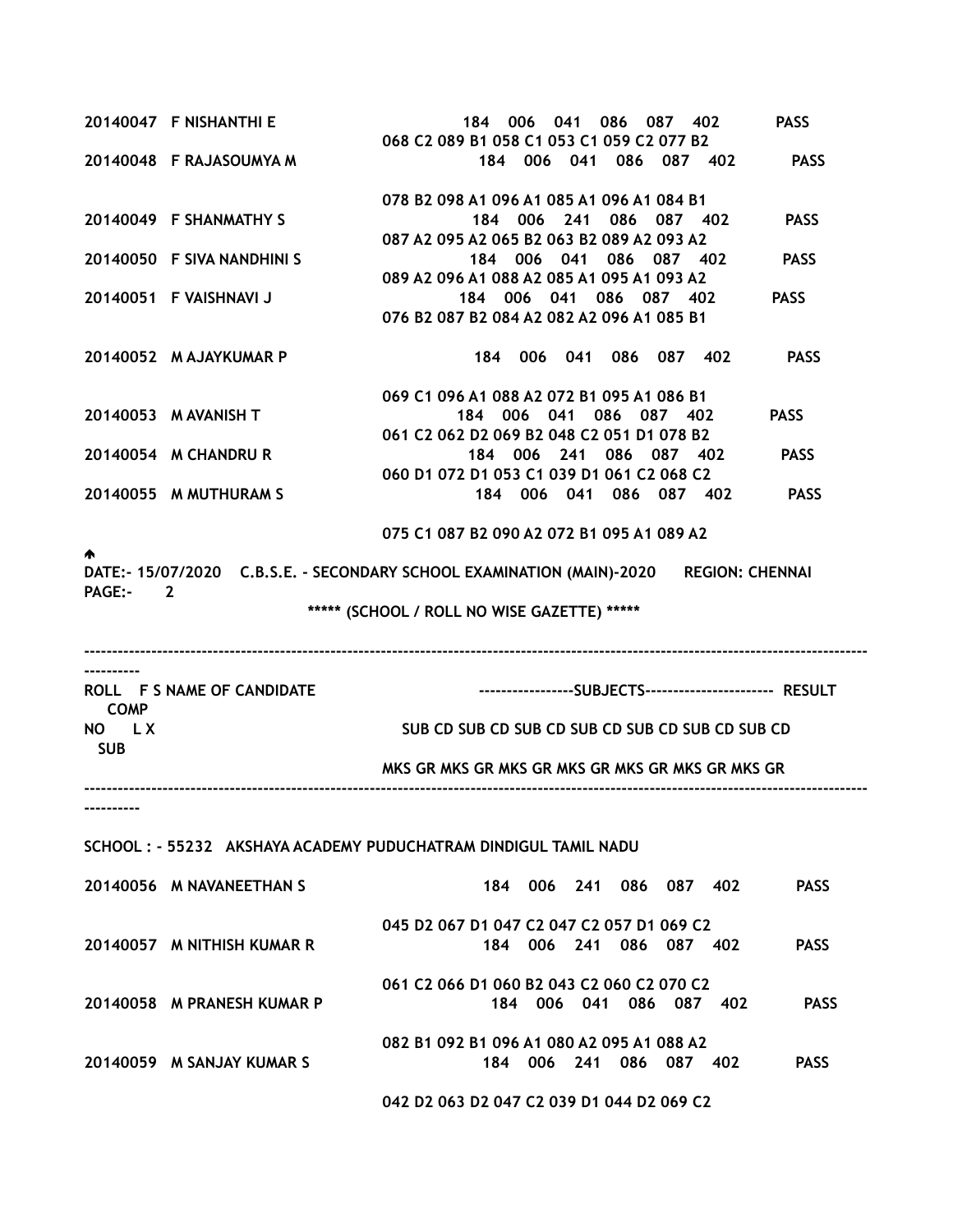```
20140047  F NISHANTHI E                    184   006   041   086   087   402          PASS
                                   068 C2 089 B1 058 C1 053 C1 059 C2 077 B2
20140048  F RAJASOUMYA M                     184   006   041   086   087   402          PASS

                                   078 B2 098 A1 096 A1 085 A1 096 A1 084 B1
20140049  F SHANMATHY S                      184   006   241   086   087   402          PASS
                                   087 A2 095 A2 065 B2 063 B2 089 A2 093 A2
20140050  F SIVA NANDHINI S                  184   006   041   086   087   402          PASS
                                   089 A2 096 A1 088 A2 085 A1 095 A1 093 A2
20140051  F VAISHNAVI J                    184   006   041   086   087   402          PASS
                                   076 B2 087 B2 084 A2 082 A2 096 A1 085 B1

20140052  M AJAYKUMAR P                      184   006   041   086   087   402          PASS

                                   069 C1 096 A1 088 A2 072 B1 095 A1 086 B1
20140053  M AVANISH T                      184   006   041   086   087   402          PASS
                                   061 C2 062 D2 069 B2 048 C2 051 D1 078 B2
20140054  M CHANDRU R                        184   006   241   086   087   402          PASS
                                   060 D1 072 D1 053 C1 039 D1 061 C2 068 C2
20140055  M MUTHURAM S                       184   006   041   086   087   402          PASS

                                   075 C1 087 B2 090 A2 072 B1 095 A1 089 A2
```

DATE:- 15/07/2020 C.B.S.E. - SECONDARY SCHOOL EXAMINATION (MAIN)-2020 REGION: CHENNAI
PAGE:- 2

***** (SCHOOL / ROLL NO WISE GAZETTE) *****

```
--------------------------------------------------------------------------------------------------------------------------------------------
ROLL   F S NAME OF CANDIDATE               -----------------SUBJECTS----------------------- RESULT   COMP
NO     L X                                   SUB CD SUB CD SUB CD SUB CD SUB CD SUB CD SUB CD          SUB
                                           MKS GR MKS GR MKS GR MKS GR MKS GR MKS GR MKS GR
--------------------------------------------------------------------------------------------------------------------------------------------
```

SCHOOL : - 55232 AKSHAYA ACADEMY PUDUCHATRAM DINDIGUL TAMIL NADU

```
20140056  M NAVANEETHAN S                    184   006   241   086   087   402          PASS

                                   045 D2 067 D1 047 C2 047 C2 057 D1 069 C2
20140057  M NITHISH KUMAR R                  184   006   241   086   087   402          PASS

                                   061 C2 066 D1 060 B2 043 C2 060 C2 070 C2
20140058  M PRANESH KUMAR P                    184   006   041   086   087   402          PASS

                                   082 B1 092 B1 096 A1 080 A2 095 A1 088 A2
20140059  M SANJAY KUMAR S                   184   006   241   086   087   402          PASS

                                   042 D2 063 D2 047 C2 039 D1 044 D2 069 C2
```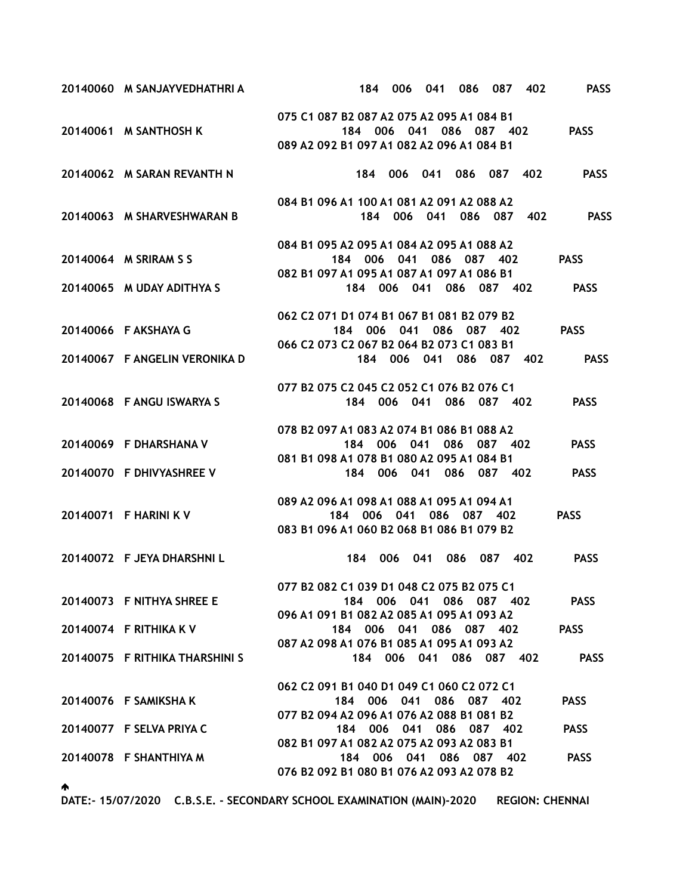20140060 M SANJAYVEDHATHRI A 184 006 041 086 087 402 PASS

075 C1 087 B2 087 A2 075 A2 095 A1 084 B1

20140061 M SANTHOSH K 184 006 041 086 087 402 PASS

089 A2 092 B1 097 A1 082 A2 096 A1 084 B1

20140062 M SARAN REVANTH N 184 006 041 086 087 402 PASS

084 B1 096 A1 100 A1 081 A2 091 A2 088 A2

20140063 M SHARVESHWARAN B 184 006 041 086 087 402 PASS

084 B1 095 A2 095 A1 084 A2 095 A1 088 A2

20140064 M SRIRAM S S 184 006 041 086 087 402 PASS

082 B1 097 A1 095 A1 087 A1 097 A1 086 B1

20140065 M UDAY ADITHYA S 184 006 041 086 087 402 PASS

062 C2 071 D1 074 B1 067 B1 081 B2 079 B2

20140066 F AKSHAYA G 184 006 041 086 087 402 PASS

066 C2 073 C2 067 B2 064 B2 073 C1 083 B1

20140067 F ANGELIN VERONIKA D 184 006 041 086 087 402 PASS

077 B2 075 C2 045 C2 052 C1 076 B2 076 C1

20140068 F ANGU ISWARYA S 184 006 041 086 087 402 PASS

078 B2 097 A1 083 A2 074 B1 086 B1 088 A2

20140069 F DHARSHANA V 184 006 041 086 087 402 PASS

081 B1 098 A1 078 B1 080 A2 095 A1 084 B1

20140070 F DHIVYASHREE V 184 006 041 086 087 402 PASS

089 A2 096 A1 098 A1 088 A1 095 A1 094 A1

20140071 F HARINI K V 184 006 041 086 087 402 PASS

083 B1 096 A1 060 B2 068 B1 086 B1 079 B2

20140072 F JEYA DHARSHNI L 184 006 041 086 087 402 PASS

077 B2 082 C1 039 D1 048 C2 075 B2 075 C1

20140073 F NITHYA SHREE E 184 006 041 086 087 402 PASS

096 A1 091 B1 082 A2 085 A1 095 A1 093 A2

20140074 F RITHIKA K V 184 006 041 086 087 402 PASS

087 A2 098 A1 076 B1 085 A1 095 A1 093 A2

20140075 F RITHIKA THARSHINI S 184 006 041 086 087 402 PASS

062 C2 091 B1 040 D1 049 C1 060 C2 072 C1

20140076 F SAMIKSHA K 184 006 041 086 087 402 PASS

077 B2 094 A2 096 A1 076 A2 088 B1 081 B2

20140077 F SELVA PRIYA C 184 006 041 086 087 402 PASS

082 B1 097 A1 082 A2 075 A2 093 A2 083 B1

20140078 F SHANTHIYA M 184 006 041 086 087 402 PASS

076 B2 092 B1 080 B1 076 A2 093 A2 078 B2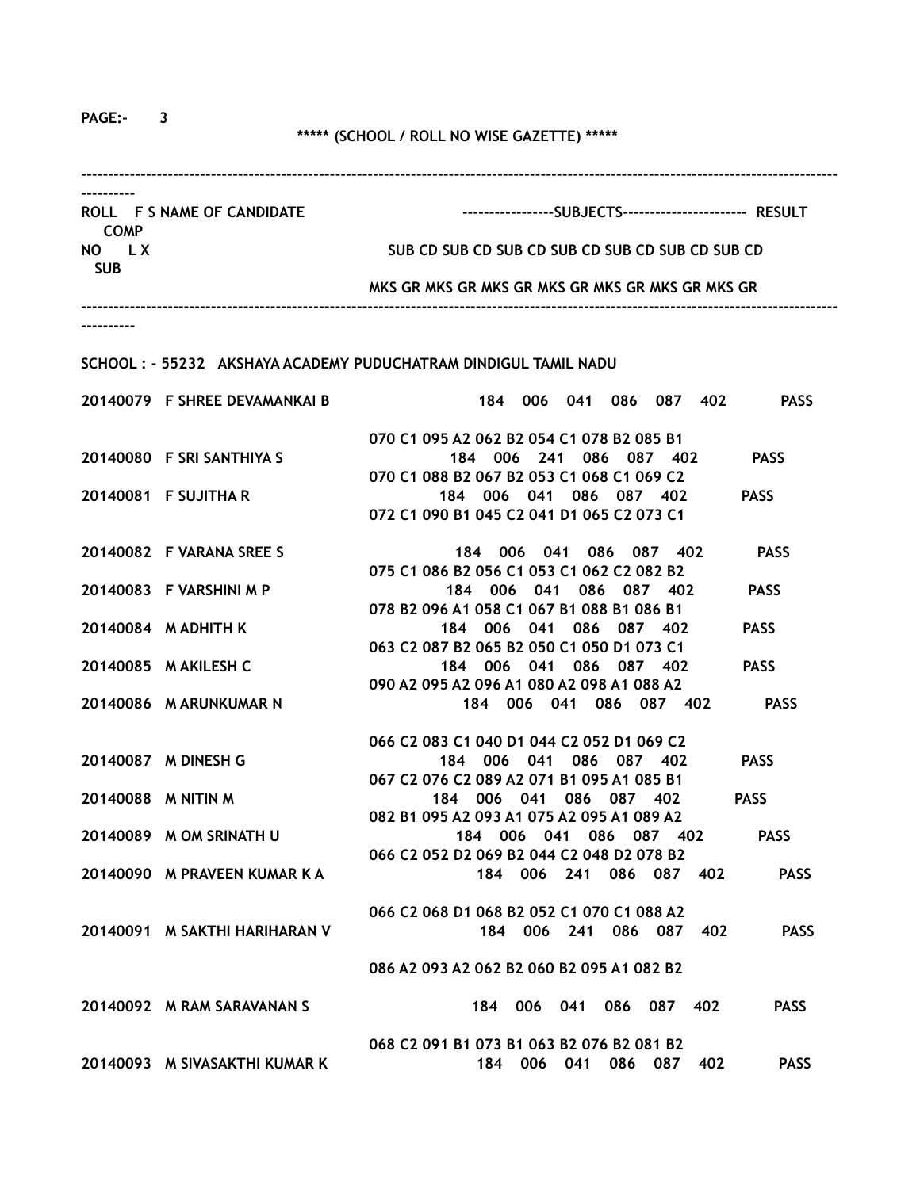**PAGE:- 3**

**\*\*\*\*\* (SCHOOL / ROLL NO WISE GAZETTE) \*\*\*\*\***

| ROLL NO | F L | S X | NAME OF CANDIDATE | SUBJECTS (SUB CD / MKS GR) | | | | | | | RESULT | COMP SUB |
|---|---|---|---|---|---|---|---|---|---|---|---|---|

**SCHOOL : - 55232 AKSHAYA ACADEMY PUDUCHATRAM DINDIGUL TAMIL NADU**

| ROLL NO | F L | S X | NAME OF CANDIDATE | SUB CD | SUB CD | SUB CD | SUB CD | SUB CD | SUB CD | SUB CD | RESULT | COMP SUB |
|---|---|---|---|---|---|---|---|---|---|---|---|---|
| 20140079 | | F | SHREE DEVAMANKAI B | 184 | 006 | 041 | 086 | 087 | 402 | | PASS | |
| | | | | 070 C1 | 095 A2 | 062 B2 | 054 C1 | 078 B2 | 085 B1 | | | |
| 20140080 | | F | SRI SANTHIYA S | 184 | 006 | 241 | 086 | 087 | 402 | | PASS | |
| | | | | 070 C1 | 088 B2 | 067 B2 | 053 C1 | 068 C1 | 069 C2 | | | |
| 20140081 | | F | SUJITHA R | 184 | 006 | 041 | 086 | 087 | 402 | | PASS | |
| | | | | 072 C1 | 090 B1 | 045 C2 | 041 D1 | 065 C2 | 073 C1 | | | |
| 20140082 | | F | VARANA SREE S | 184 | 006 | 041 | 086 | 087 | 402 | | PASS | |
| | | | | 075 C1 | 086 B2 | 056 C1 | 053 C1 | 062 C2 | 082 B2 | | | |
| 20140083 | | F | VARSHINI M P | 184 | 006 | 041 | 086 | 087 | 402 | | PASS | |
| | | | | 078 B2 | 096 A1 | 058 C1 | 067 B1 | 088 B1 | 086 B1 | | | |
| 20140084 | | M | ADHITH K | 184 | 006 | 041 | 086 | 087 | 402 | | PASS | |
| | | | | 063 C2 | 087 B2 | 065 B2 | 050 C1 | 050 D1 | 073 C1 | | | |
| 20140085 | | M | AKILESH C | 184 | 006 | 041 | 086 | 087 | 402 | | PASS | |
| | | | | 090 A2 | 095 A2 | 096 A1 | 080 A2 | 098 A1 | 088 A2 | | | |
| 20140086 | | M | ARUNKUMAR N | 184 | 006 | 041 | 086 | 087 | 402 | | PASS | |
| | | | | 066 C2 | 083 C1 | 040 D1 | 044 C2 | 052 D1 | 069 C2 | | | |
| 20140087 | | M | DINESH G | 184 | 006 | 041 | 086 | 087 | 402 | | PASS | |
| | | | | 067 C2 | 076 C2 | 089 A2 | 071 B1 | 095 A1 | 085 B1 | | | |
| 20140088 | | M | NITIN M | 184 | 006 | 041 | 086 | 087 | 402 | | PASS | |
| | | | | 082 B1 | 095 A2 | 093 A1 | 075 A2 | 095 A1 | 089 A2 | | | |
| 20140089 | | M | OM SRINATH U | 184 | 006 | 041 | 086 | 087 | 402 | | PASS | |
| | | | | 066 C2 | 052 D2 | 069 B2 | 044 C2 | 048 D2 | 078 B2 | | | |
| 20140090 | | M | PRAVEEN KUMAR K A | 184 | 006 | 241 | 086 | 087 | 402 | | PASS | |
| | | | | 066 C2 | 068 D1 | 068 B2 | 052 C1 | 070 C1 | 088 A2 | | | |
| 20140091 | | M | SAKTHI HARIHARAN V | 184 | 006 | 241 | 086 | 087 | 402 | | PASS | |
| | | | | 086 A2 | 093 A2 | 062 B2 | 060 B2 | 095 A1 | 082 B2 | | | |
| 20140092 | | M | RAM SARAVANAN S | 184 | 006 | 041 | 086 | 087 | 402 | | PASS | |
| | | | | 068 C2 | 091 B1 | 073 B1 | 063 B2 | 076 B2 | 081 B2 | | | |
| 20140093 | | M | SIVASAKTHI KUMAR K | 184 | 006 | 041 | 086 | 087 | 402 | | PASS | |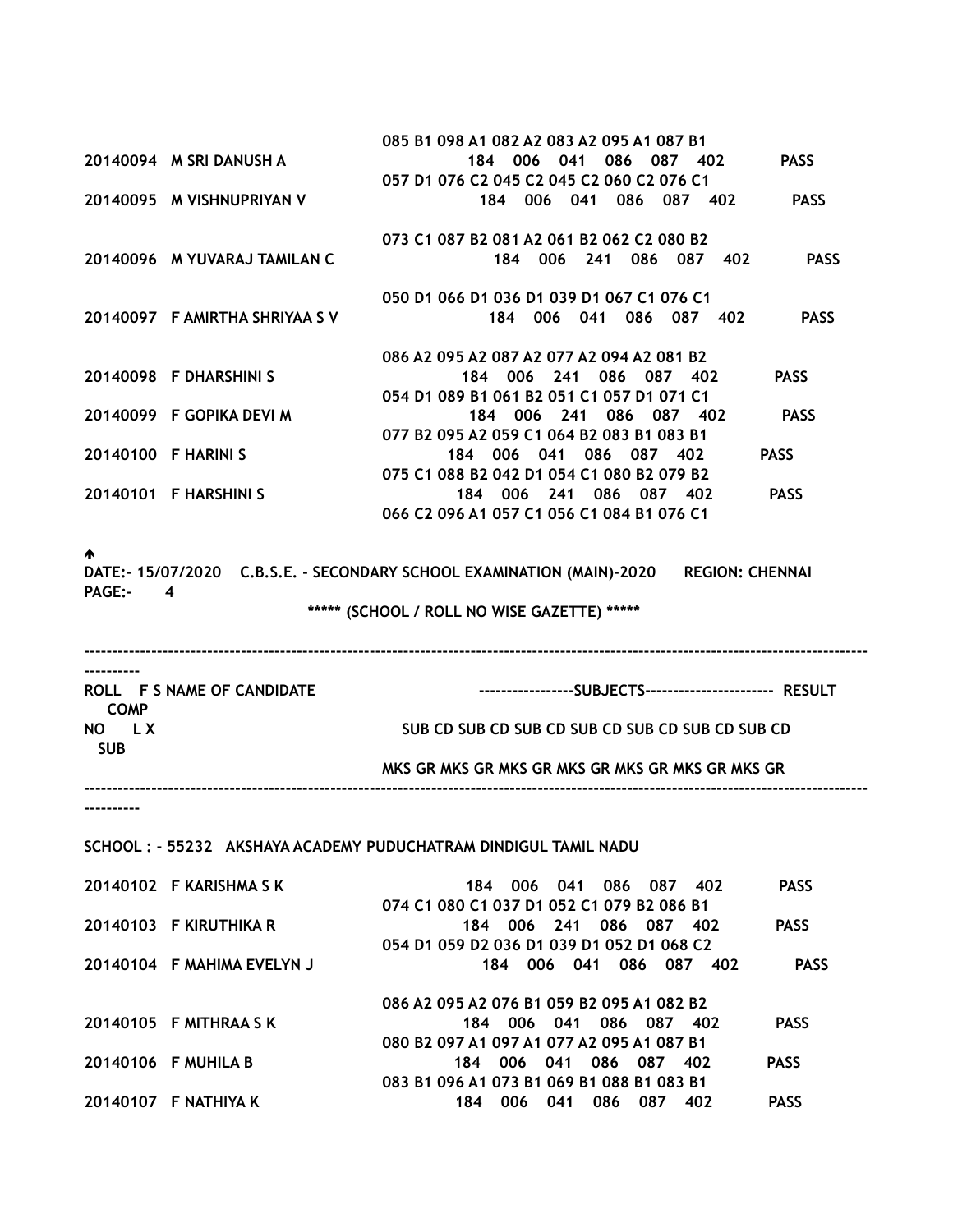```
                                    085 B1 098 A1 082 A2 083 A2 095 A1 087 B1
20140094  M SRI DANUSH A                    184  006  041  086  087  402        PASS
                                    057 D1 076 C2 045 C2 045 C2 060 C2 076 C1
20140095  M VISHNUPRIYAN V                  184  006  041  086  087  402        PASS

                                    073 C1 087 B2 081 A2 061 B2 062 C2 080 B2
20140096  M YUVARAJ TAMILAN C               184  006  241  086  087  402        PASS

                                    050 D1 066 D1 036 D1 039 D1 067 C1 076 C1
20140097  F AMIRTHA SHRIYAA S V             184  006  041  086  087  402        PASS

                                    086 A2 095 A2 087 A2 077 A2 094 A2 081 B2
20140098  F DHARSHINI S                     184  006  241  086  087  402        PASS
                                    054 D1 089 B1 061 B2 051 C1 057 D1 071 C1
20140099  F GOPIKA DEVI M                   184  006  241  086  087  402        PASS
                                    077 B2 095 A2 059 C1 064 B2 083 B1 083 B1
20140100  F HARINI S                        184  006  041  086  087  402        PASS
                                    075 C1 088 B2 042 D1 054 C1 080 B2 079 B2
20140101  F HARSHINI S                      184  006  241  086  087  402        PASS
                                    066 C2 096 A1 057 C1 056 C1 084 B1 076 C1
```

DATE:- 15/07/2020 C.B.S.E. - SECONDARY SCHOOL EXAMINATION (MAIN)-2020 REGION: CHENNAI
PAGE:- 4

***** (SCHOOL / ROLL NO WISE GAZETTE) *****

```
------------------------------------------------------------------------------------------------------------------------------------------------
ROLL   F S NAME OF CANDIDATE              -----------------SUBJECTS-----------------------  RESULT   COMP
NO     L X                                SUB CD SUB CD SUB CD SUB CD SUB CD SUB CD SUB CD           SUB
                                          MKS GR MKS GR MKS GR MKS GR MKS GR MKS GR MKS GR
------------------------------------------------------------------------------------------------------------------------------------------------
```

SCHOOL : - 55232 AKSHAYA ACADEMY PUDUCHATRAM DINDIGUL TAMIL NADU

```
20140102  F KARISHMA S K                    184  006  041  086  087  402        PASS
                                    074 C1 080 C1 037 D1 052 C1 079 B2 086 B1
20140103  F KIRUTHIKA R                     184  006  241  086  087  402        PASS
                                    054 D1 059 D2 036 D1 039 D1 052 D1 068 C2
20140104  F MAHIMA EVELYN J                 184  006  041  086  087  402        PASS

                                    086 A2 095 A2 076 B1 059 B2 095 A1 082 B2
20140105  F MITHRAA S K                     184  006  041  086  087  402        PASS
                                    080 B2 097 A1 097 A1 077 A2 095 A1 087 B1
20140106  F MUHILA B                        184  006  041  086  087  402        PASS
                                    083 B1 096 A1 073 B1 069 B1 088 B1 083 B1
20140107  F NATHIYA K                       184  006  041  086  087  402        PASS
```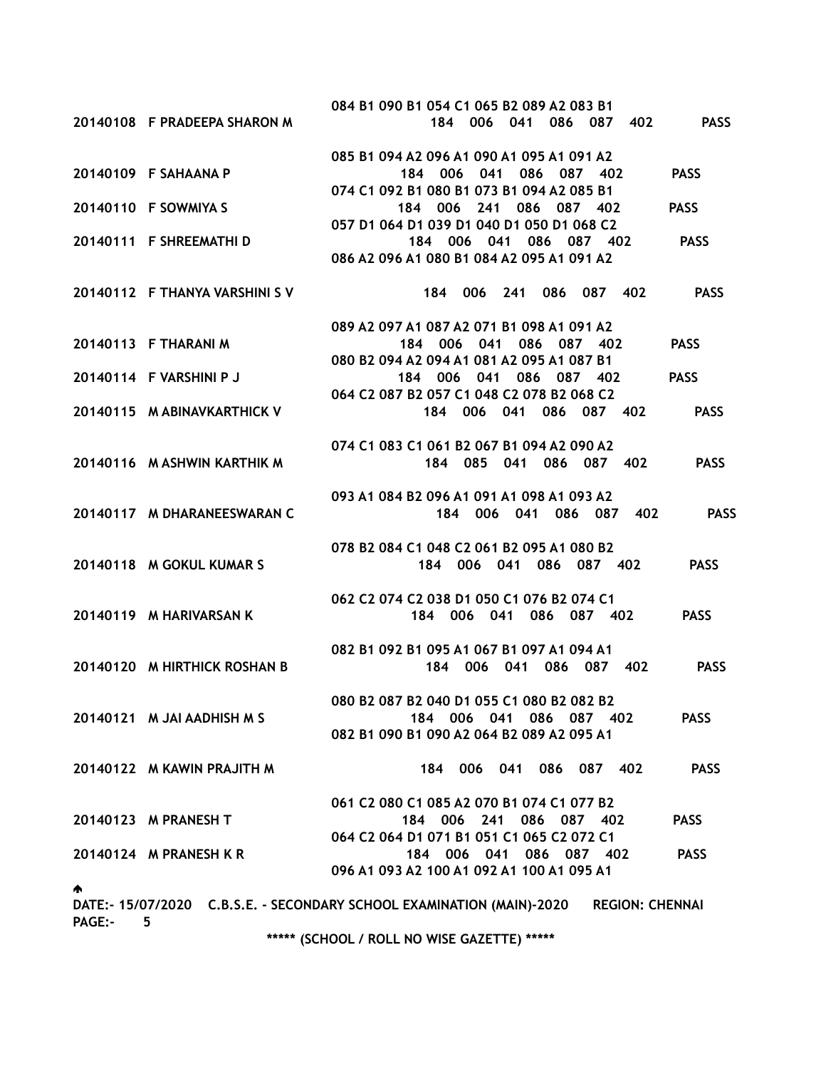084 B1 090 B1 054 C1 065 B2 089 A2 083 B1

20140108 F PRADEEPA SHARON M 184 006 041 086 087 402 PASS

085 B1 094 A2 096 A1 090 A1 095 A1 091 A2

20140109 F SAHAANA P 184 006 041 086 087 402 PASS

074 C1 092 B1 080 B1 073 B1 094 A2 085 B1

20140110 F SOWMIYA S 184 006 241 086 087 402 PASS

057 D1 064 D1 039 D1 040 D1 050 D1 068 C2

20140111 F SHREEMATHI D 184 006 041 086 087 402 PASS

086 A2 096 A1 080 B1 084 A2 095 A1 091 A2

20140112 F THANYA VARSHINI S V 184 006 241 086 087 402 PASS

089 A2 097 A1 087 A2 071 B1 098 A1 091 A2

20140113 F THARANI M 184 006 041 086 087 402 PASS

080 B2 094 A2 094 A1 081 A2 095 A1 087 B1

20140114 F VARSHINI P J 184 006 041 086 087 402 PASS

064 C2 087 B2 057 C1 048 C2 078 B2 068 C2

20140115 M ABINAVKARTHICK V 184 006 041 086 087 402 PASS

074 C1 083 C1 061 B2 067 B1 094 A2 090 A2

20140116 M ASHWIN KARTHIK M 184 085 041 086 087 402 PASS

093 A1 084 B2 096 A1 091 A1 098 A1 093 A2

20140117 M DHARANEESWARAN C 184 006 041 086 087 402 PASS

078 B2 084 C1 048 C2 061 B2 095 A1 080 B2

20140118 M GOKUL KUMAR S 184 006 041 086 087 402 PASS

062 C2 074 C2 038 D1 050 C1 076 B2 074 C1

20140119 M HARIVARSAN K 184 006 041 086 087 402 PASS

082 B1 092 B1 095 A1 067 B1 097 A1 094 A1

20140120 M HIRTHICK ROSHAN B 184 006 041 086 087 402 PASS

080 B2 087 B2 040 D1 055 C1 080 B2 082 B2

20140121 M JAI AADHISH M S 184 006 041 086 087 402 PASS

082 B1 090 B1 090 A2 064 B2 089 A2 095 A1

20140122 M KAWIN PRAJITH M 184 006 041 086 087 402 PASS

061 C2 080 C1 085 A2 070 B1 074 C1 077 B2

20140123 M PRANESH T 184 006 241 086 087 402 PASS

064 C2 064 D1 071 B1 051 C1 065 C2 072 C1

20140124 M PRANESH K R 184 006 041 086 087 402 PASS

096 A1 093 A2 100 A1 092 A1 100 A1 095 A1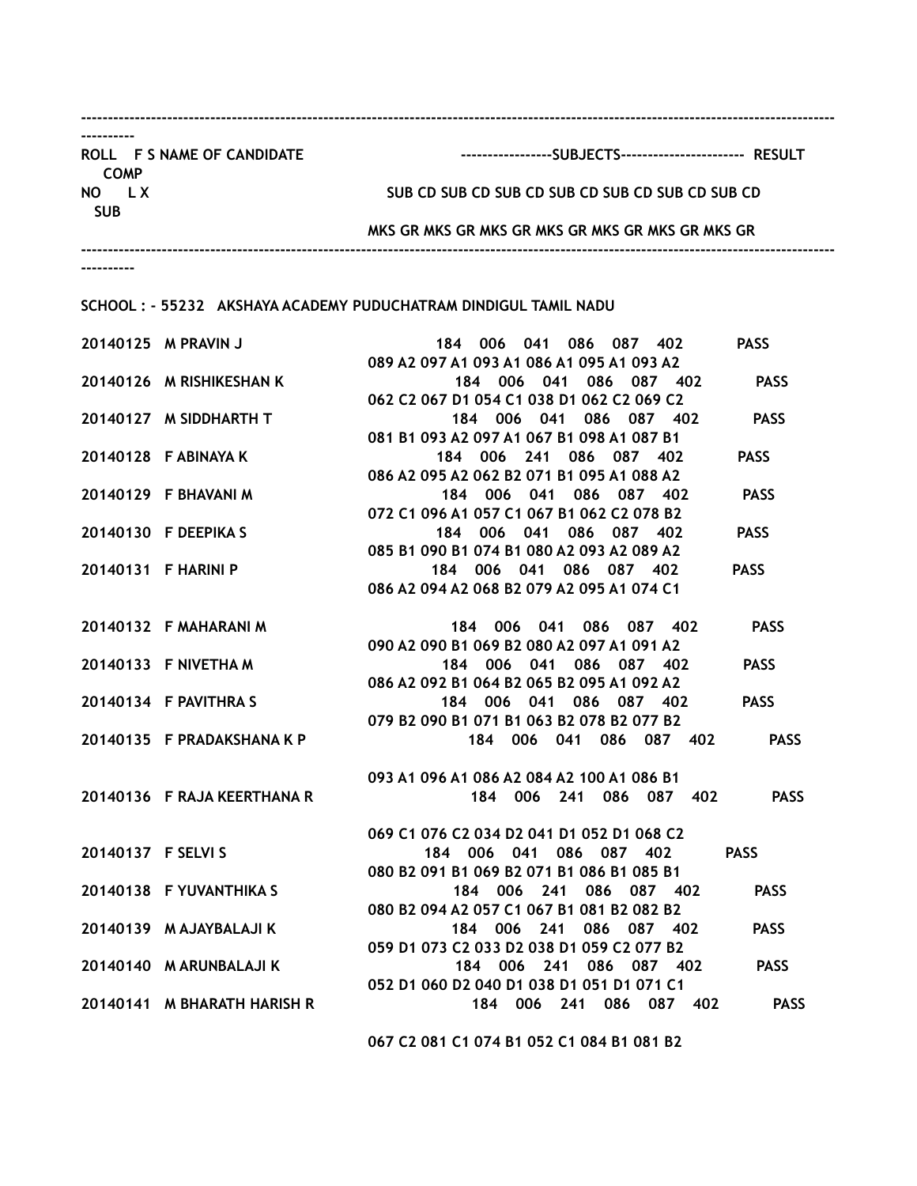```
--------------------------------------------------------------------------------------------------------------------------------------------
----------
ROLL   F S NAME OF CANDIDATE                      -----------------SUBJECTS-----------------------  RESULT
   COMP
NO     L X                                       SUB CD SUB CD SUB CD SUB CD SUB CD SUB CD SUB CD
  SUB
                                                 MKS GR MKS GR MKS GR MKS GR MKS GR MKS GR MKS GR
--------------------------------------------------------------------------------------------------------------------------------------------
----------
```

SCHOOL : - 55232 AKSHAYA ACADEMY PUDUCHATRAM DINDIGUL TAMIL NADU

| ROLL NO | F/S LX | NAME OF CANDIDATE | SUBJECTS | RESULT |
|---|---|---|---|---|
| 20140125 | M | PRAVIN J | 184 006 041 086 087 402 | PASS |
| | | | 089 A2 097 A1 093 A1 086 A1 095 A1 093 A2 | |
| 20140126 | M | RISHIKESHAN K | 184 006 041 086 087 402 | PASS |
| | | | 062 C2 067 D1 054 C1 038 D1 062 C2 069 C2 | |
| 20140127 | M | SIDDHARTH T | 184 006 041 086 087 402 | PASS |
| | | | 081 B1 093 A2 097 A1 067 B1 098 A1 087 B1 | |
| 20140128 | F | ABINAYA K | 184 006 241 086 087 402 | PASS |
| | | | 086 A2 095 A2 062 B2 071 B1 095 A1 088 A2 | |
| 20140129 | F | BHAVANI M | 184 006 041 086 087 402 | PASS |
| | | | 072 C1 096 A1 057 C1 067 B1 062 C2 078 B2 | |
| 20140130 | F | DEEPIKA S | 184 006 041 086 087 402 | PASS |
| | | | 085 B1 090 B1 074 B1 080 A2 093 A2 089 A2 | |
| 20140131 | F | HARINI P | 184 006 041 086 087 402 | PASS |
| | | | 086 A2 094 A2 068 B2 079 A2 095 A1 074 C1 | |
| 20140132 | F | MAHARANI M | 184 006 041 086 087 402 | PASS |
| | | | 090 A2 090 B1 069 B2 080 A2 097 A1 091 A2 | |
| 20140133 | F | NIVETHA M | 184 006 041 086 087 402 | PASS |
| | | | 086 A2 092 B1 064 B2 065 B2 095 A1 092 A2 | |
| 20140134 | F | PAVITHRA S | 184 006 041 086 087 402 | PASS |
| | | | 079 B2 090 B1 071 B1 063 B2 078 B2 077 B2 | |
| 20140135 | F | PRADAKSHANA K P | 184 006 041 086 087 402 | PASS |
| | | | 093 A1 096 A1 086 A2 084 A2 100 A1 086 B1 | |
| 20140136 | F | RAJA KEERTHANA R | 184 006 241 086 087 402 | PASS |
| | | | 069 C1 076 C2 034 D2 041 D1 052 D1 068 C2 | |
| 20140137 | F | SELVI S | 184 006 041 086 087 402 | PASS |
| | | | 080 B2 091 B1 069 B2 071 B1 086 B1 085 B1 | |
| 20140138 | F | YUVANTHIKA S | 184 006 241 086 087 402 | PASS |
| | | | 080 B2 094 A2 057 C1 067 B1 081 B2 082 B2 | |
| 20140139 | M | AJAYBALAJI K | 184 006 241 086 087 402 | PASS |
| | | | 059 D1 073 C2 033 D2 038 D1 059 C2 077 B2 | |
| 20140140 | M | ARUNBALAJI K | 184 006 241 086 087 402 | PASS |
| | | | 052 D1 060 D2 040 D1 038 D1 051 D1 071 C1 | |
| 20140141 | M | BHARATH HARISH R | 184 006 241 086 087 402 | PASS |
| | | | 067 C2 081 C1 074 B1 052 C1 084 B1 081 B2 | |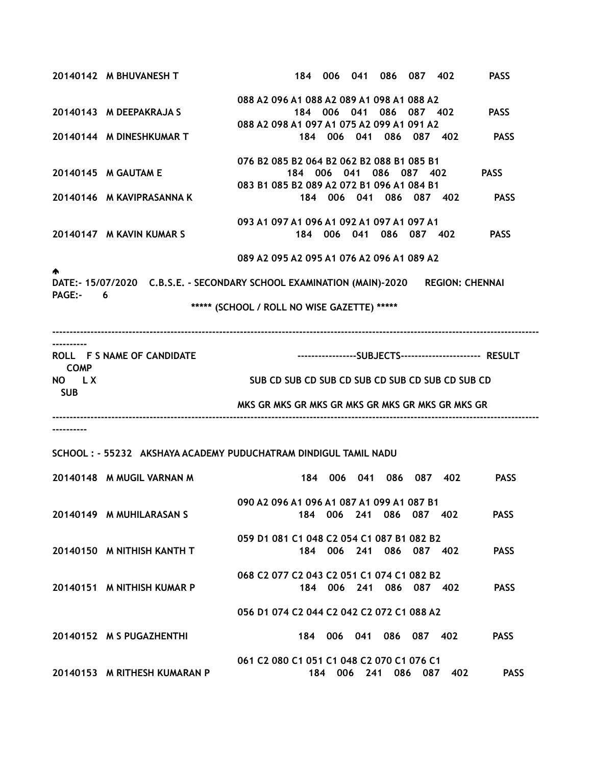20140142 M BHUVANESH T 184 006 041 086 087 402 PASS

088 A2 096 A1 088 A2 089 A1 098 A1 088 A2

20140143 M DEEPAKRAJA S 184 006 041 086 087 402 PASS

088 A2 098 A1 097 A1 075 A2 099 A1 091 A2

20140144 M DINESHKUMAR T 184 006 041 086 087 402 PASS

076 B2 085 B2 064 B2 062 B2 088 B1 085 B1

20140145 M GAUTAM E 184 006 041 086 087 402 PASS

083 B1 085 B2 089 A2 072 B1 096 A1 084 B1

20140146 M KAVIPRASANNA K 184 006 041 086 087 402 PASS

093 A1 097 A1 096 A1 092 A1 097 A1 097 A1

20140147 M KAVIN KUMAR S 184 006 041 086 087 402 PASS

089 A2 095 A2 095 A1 076 A2 096 A1 089 A2

DATE:- 15/07/2020 C.B.S.E. - SECONDARY SCHOOL EXAMINATION (MAIN)-2020 REGION: CHENNAI
PAGE:- 6

***** (SCHOOL / ROLL NO WISE GAZETTE) *****

---

ROLL F S NAME OF CANDIDATE -----------------SUBJECTS----------------------- RESULT COMP
NO L X SUB CD SUB CD SUB CD SUB CD SUB CD SUB CD SUB CD SUB
MKS GR MKS GR MKS GR MKS GR MKS GR MKS GR MKS GR

---

SCHOOL : - 55232 AKSHAYA ACADEMY PUDUCHATRAM DINDIGUL TAMIL NADU

20140148 M MUGIL VARNAN M 184 006 041 086 087 402 PASS

090 A2 096 A1 096 A1 087 A1 099 A1 087 B1

20140149 M MUHILARASAN S 184 006 241 086 087 402 PASS

059 D1 081 C1 048 C2 054 C1 087 B1 082 B2

20140150 M NITHISH KANTH T 184 006 241 086 087 402 PASS

068 C2 077 C2 043 C2 051 C1 074 C1 082 B2

20140151 M NITHISH KUMAR P 184 006 241 086 087 402 PASS

056 D1 074 C2 044 C2 042 C2 072 C1 088 A2

20140152 M S PUGAZHENTHI 184 006 041 086 087 402 PASS

061 C2 080 C1 051 C1 048 C2 070 C1 076 C1

20140153 M RITHESH KUMARAN P 184 006 241 086 087 402 PASS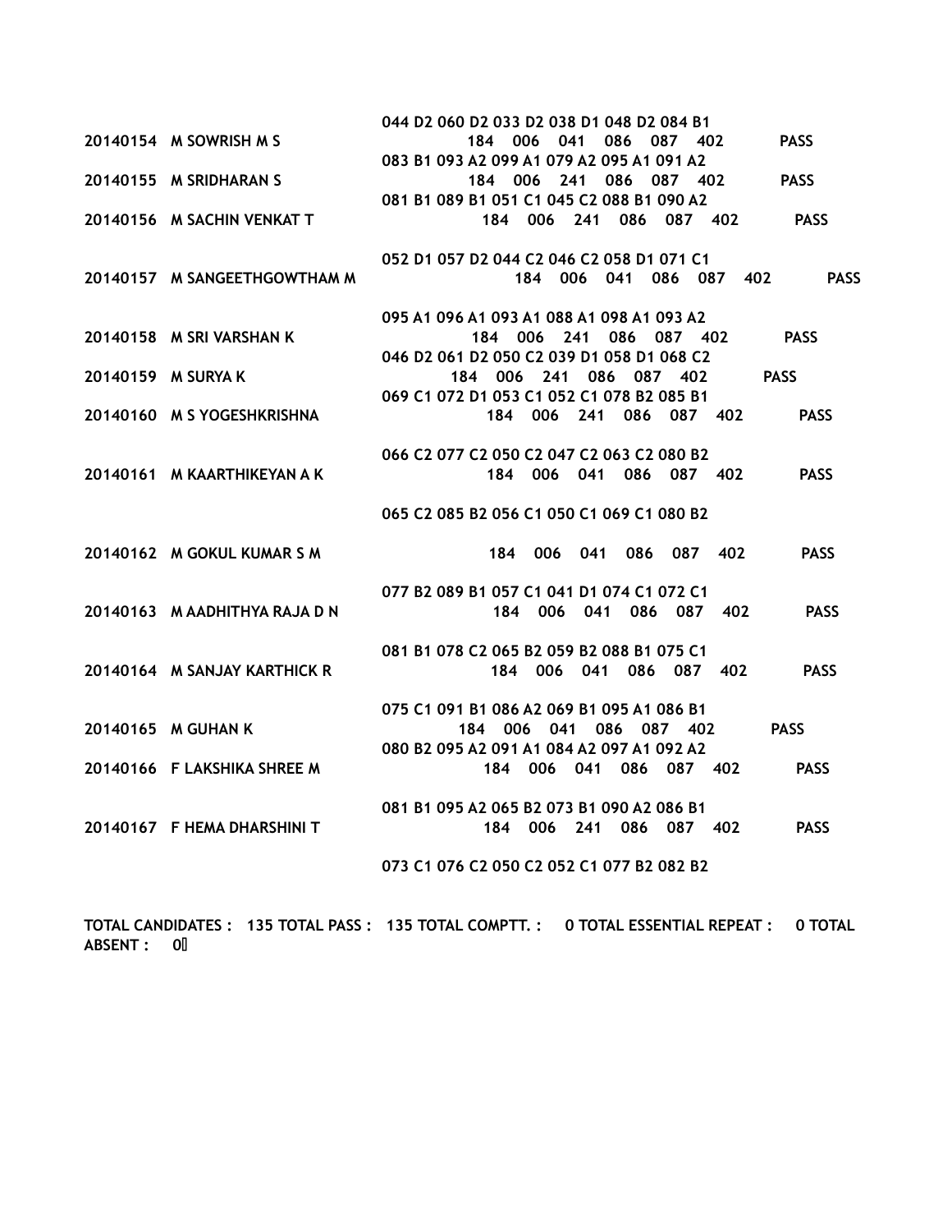044 D2 060 D2 033 D2 038 D1 048 D2 084 B1

20140154 M SOWRISH M S 184 006 041 086 087 402 PASS

083 B1 093 A2 099 A1 079 A2 095 A1 091 A2

20140155 M SRIDHARAN S 184 006 241 086 087 402 PASS

081 B1 089 B1 051 C1 045 C2 088 B1 090 A2

20140156 M SACHIN VENKAT T 184 006 241 086 087 402 PASS

052 D1 057 D2 044 C2 046 C2 058 D1 071 C1

20140157 M SANGEETHGOWTHAM M 184 006 041 086 087 402 PASS

095 A1 096 A1 093 A1 088 A1 098 A1 093 A2

20140158 M SRI VARSHAN K 184 006 241 086 087 402 PASS

046 D2 061 D2 050 C2 039 D1 058 D1 068 C2

20140159 M SURYA K 184 006 241 086 087 402 PASS

069 C1 072 D1 053 C1 052 C1 078 B2 085 B1

20140160 M S YOGESHKRISHNA 184 006 241 086 087 402 PASS

066 C2 077 C2 050 C2 047 C2 063 C2 080 B2

20140161 M KAARTHIKEYAN A K 184 006 041 086 087 402 PASS

065 C2 085 B2 056 C1 050 C1 069 C1 080 B2

20140162 M GOKUL KUMAR S M 184 006 041 086 087 402 PASS

077 B2 089 B1 057 C1 041 D1 074 C1 072 C1

20140163 M AADHITHYA RAJA D N 184 006 041 086 087 402 PASS

081 B1 078 C2 065 B2 059 B2 088 B1 075 C1

20140164 M SANJAY KARTHICK R 184 006 041 086 087 402 PASS

075 C1 091 B1 086 A2 069 B1 095 A1 086 B1

20140165 M GUHAN K 184 006 041 086 087 402 PASS

080 B2 095 A2 091 A1 084 A2 097 A1 092 A2

20140166 F LAKSHIKA SHREE M 184 006 041 086 087 402 PASS

081 B1 095 A2 065 B2 073 B1 090 A2 086 B1

20140167 F HEMA DHARSHINI T 184 006 241 086 087 402 PASS

073 C1 076 C2 050 C2 052 C1 077 B2 082 B2

**TOTAL CANDIDATES : 135 TOTAL PASS : 135 TOTAL COMPTT. : 0 TOTAL ESSENTIAL REPEAT : 0 TOTAL ABSENT : 0**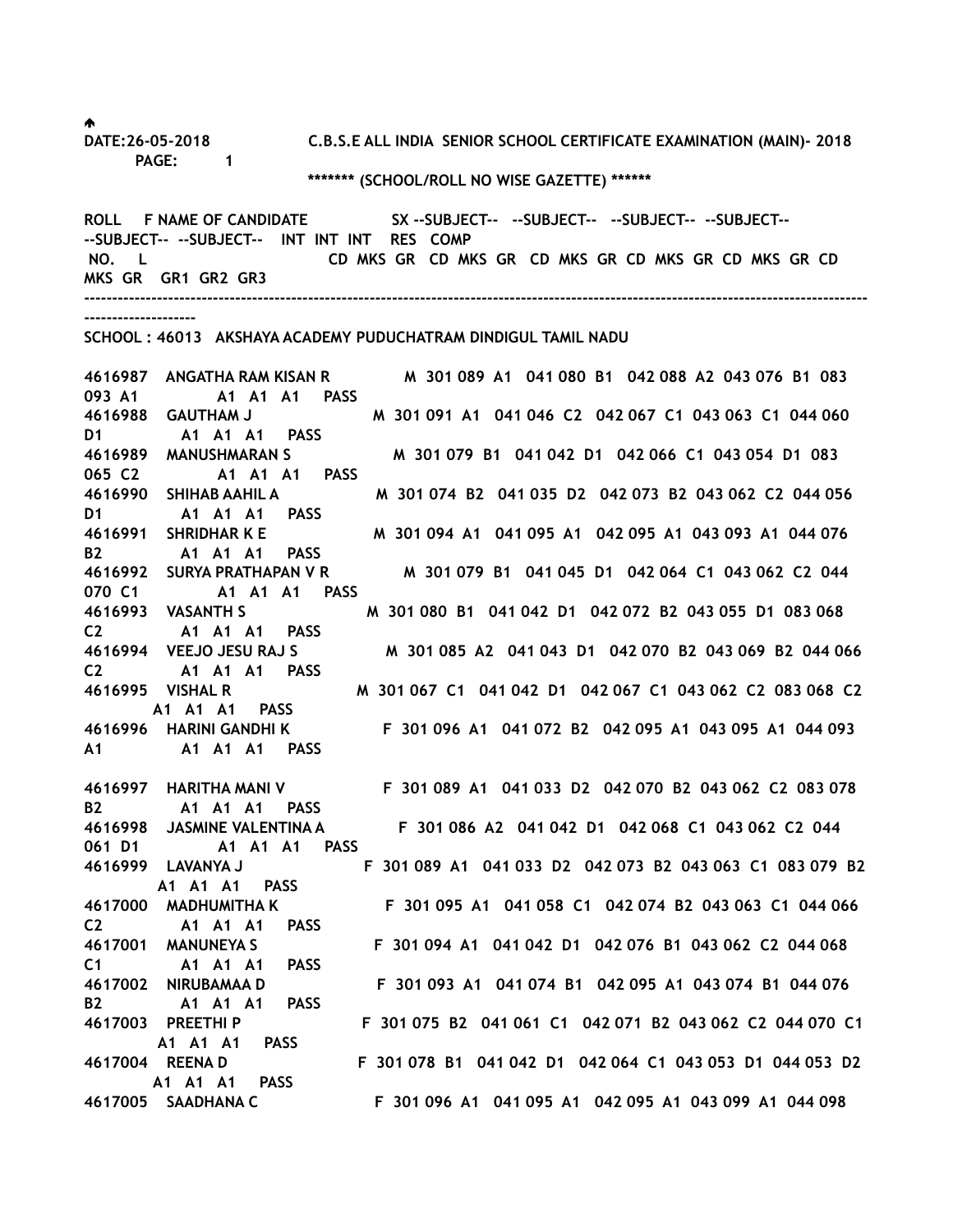DATE:26-05-2018 C.B.S.E ALL INDIA SENIOR SCHOOL CERTIFICATE EXAMINATION (MAIN)- 2018 PAGE: 1

******* (SCHOOL/ROLL NO WISE GAZETTE) ******

| ROLL NO. | F L | NAME OF CANDIDATE | SX | SUBJECT CD | MKS | GR | SUBJECT CD | MKS | GR | SUBJECT CD | MKS | GR | SUBJECT CD | MKS | GR | SUBJECT CD | MKS | GR | SUBJECT CD | MKS | GR | INT GR1 | INT GR2 | INT GR3 | RES | COMP |
|---|---|---|---|---|---|---|---|---|---|---|---|---|---|---|---|---|---|---|---|---|---|---|---|---|---|---|

--------------------------------------------------------------------------------------------------------------------------------------------------------

SCHOOL : 46013 AKSHAYA ACADEMY PUDUCHATRAM DINDIGUL TAMIL NADU

| ROLL NO. | F L | NAME OF CANDIDATE | SX | CD | MKS | GR | CD | MKS | GR | CD | MKS | GR | CD | MKS | GR | CD | MKS | GR | CD | MKS | GR | GR1 | GR2 | GR3 | RES | COMP |
|---|---|---|---|---|---|---|---|---|---|---|---|---|---|---|---|---|---|---|---|---|---|---|---|---|---|---|
| 4616987 | | ANGATHA RAM KISAN R | M | 301 | 089 | A1 | 041 | 080 | B1 | 042 | 088 | A2 | 043 | 076 | B1 | 083 | 093 | A1 | | | | A1 | A1 | A1 | PASS | |
| 4616988 | | GAUTHAM J | M | 301 | 091 | A1 | 041 | 046 | C2 | 042 | 067 | C1 | 043 | 063 | C1 | 044 | 060 | D1 | | | | A1 | A1 | A1 | PASS | |
| 4616989 | | MANUSHMARAN S | M | 301 | 079 | B1 | 041 | 042 | D1 | 042 | 066 | C1 | 043 | 054 | D1 | 083 | 065 | C2 | | | | A1 | A1 | A1 | PASS | |
| 4616990 | | SHIHAB AAHIL A | M | 301 | 074 | B2 | 041 | 035 | D2 | 042 | 073 | B2 | 043 | 062 | C2 | 044 | 056 | D1 | | | | A1 | A1 | A1 | PASS | |
| 4616991 | | SHRIDHAR K E | M | 301 | 094 | A1 | 041 | 095 | A1 | 042 | 095 | A1 | 043 | 093 | A1 | 044 | 076 | B2 | | | | A1 | A1 | A1 | PASS | |
| 4616992 | | SURYA PRATHAPAN V R | M | 301 | 079 | B1 | 041 | 045 | D1 | 042 | 064 | C1 | 043 | 062 | C2 | 044 | 070 | C1 | | | | A1 | A1 | A1 | PASS | |
| 4616993 | | VASANTH S | M | 301 | 080 | B1 | 041 | 042 | D1 | 042 | 072 | B2 | 043 | 055 | D1 | 083 | 068 | C2 | | | | A1 | A1 | A1 | PASS | |
| 4616994 | | VEEJO JESU RAJ S | M | 301 | 085 | A2 | 041 | 043 | D1 | 042 | 070 | B2 | 043 | 069 | B2 | 044 | 066 | C2 | | | | A1 | A1 | A1 | PASS | |
| 4616995 | | VISHAL R | M | 301 | 067 | C1 | 041 | 042 | D1 | 042 | 067 | C1 | 043 | 062 | C2 | 083 | 068 | C2 | | | | A1 | A1 | A1 | PASS | |
| 4616996 | | HARINI GANDHI K | F | 301 | 096 | A1 | 041 | 072 | B2 | 042 | 095 | A1 | 043 | 095 | A1 | 044 | 093 | A1 | | | | A1 | A1 | A1 | PASS | |
| 4616997 | | HARITHA MANI V | F | 301 | 089 | A1 | 041 | 033 | D2 | 042 | 070 | B2 | 043 | 062 | C2 | 083 | 078 | B2 | | | | A1 | A1 | A1 | PASS | |
| 4616998 | | JASMINE VALENTINA A | F | 301 | 086 | A2 | 041 | 042 | D1 | 042 | 068 | C1 | 043 | 062 | C2 | 044 | 061 | D1 | | | | A1 | A1 | A1 | PASS | |
| 4616999 | | LAVANYA J | F | 301 | 089 | A1 | 041 | 033 | D2 | 042 | 073 | B2 | 043 | 063 | C1 | 083 | 079 | B2 | | | | A1 | A1 | A1 | PASS | |
| 4617000 | | MADHUMITHA K | F | 301 | 095 | A1 | 041 | 058 | C1 | 042 | 074 | B2 | 043 | 063 | C1 | 044 | 066 | C2 | | | | A1 | A1 | A1 | PASS | |
| 4617001 | | MANUNEYA S | F | 301 | 094 | A1 | 041 | 042 | D1 | 042 | 076 | B1 | 043 | 062 | C2 | 044 | 068 | C1 | | | | A1 | A1 | A1 | PASS | |
| 4617002 | | NIRUBAMAA D | F | 301 | 093 | A1 | 041 | 074 | B1 | 042 | 095 | A1 | 043 | 074 | B1 | 044 | 076 | B2 | | | | A1 | A1 | A1 | PASS | |
| 4617003 | | PREETHI P | F | 301 | 075 | B2 | 041 | 061 | C1 | 042 | 071 | B2 | 043 | 062 | C2 | 044 | 070 | C1 | | | | A1 | A1 | A1 | PASS | |
| 4617004 | | REENA D | F | 301 | 078 | B1 | 041 | 042 | D1 | 042 | 064 | C1 | 043 | 053 | D1 | 044 | 053 | D2 | | | | A1 | A1 | A1 | PASS | |
| 4617005 | | SAADHANA C | F | 301 | 096 | A1 | 041 | 095 | A1 | 042 | 095 | A1 | 043 | 099 | A1 | 044 | 098 | | | | | | | | | |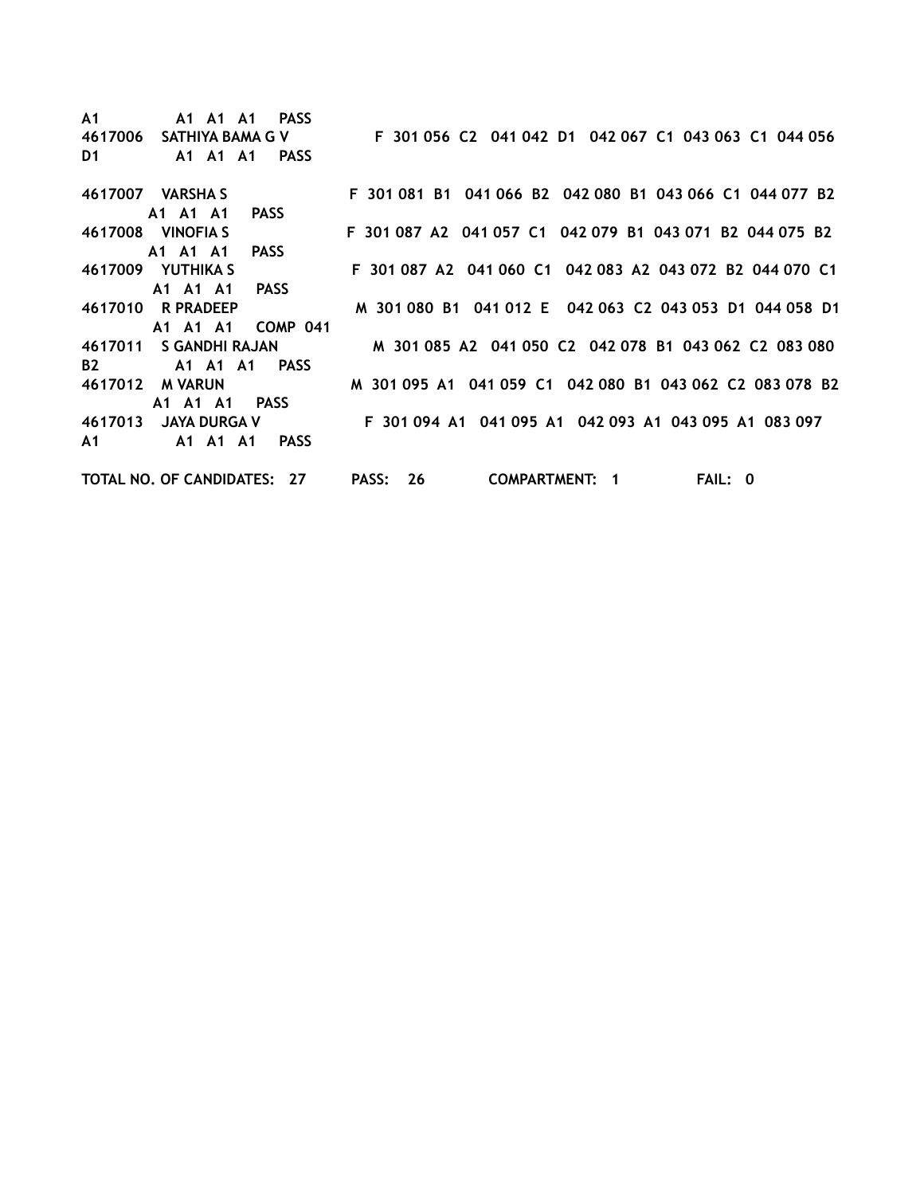A1          A1  A1  A1     PASS
4617006   SATHIYA BAMA G V          F  301 056  C2   041 042  D1   042 067  C1  043 063  C1  044 056
D1          A1  A1  A1     PASS

4617007   VARSHA S               F  301 081  B1   041 066  B2   042 080  B1  043 066  C1  044 077  B2
          A1  A1  A1     PASS
4617008   VINOFIA S              F  301 087  A2   041 057  C1   042 079  B1  043 071  B2  044 075  B2
          A1  A1  A1     PASS
4617009   YUTHIKA S              F  301 087  A2   041 060  C1   042 083  A2  043 072  B2  044 070  C1
          A1  A1  A1     PASS
4617010   R PRADEEP              M  301 080  B1   041 012  E    042 063  C2  043 053  D1  044 058  D1
          A1  A1  A1     COMP  041
4617011   S GANDHI RAJAN         M  301 085  A2   041 050  C2   042 078  B1  043 062  C2  083 080
B2          A1  A1  A1     PASS
4617012   M VARUN                M  301 095  A1   041 059  C1   042 080  B1  043 062  C2  083 078  B2
          A1  A1  A1     PASS
4617013   JAYA DURGA V           F  301 094  A1   041 095  A1   042 093  A1  043 095  A1  083 097
A1          A1  A1  A1     PASS

TOTAL NO. OF CANDIDATES:  27      PASS:  26       COMPARTMENT:  1        FAIL:  0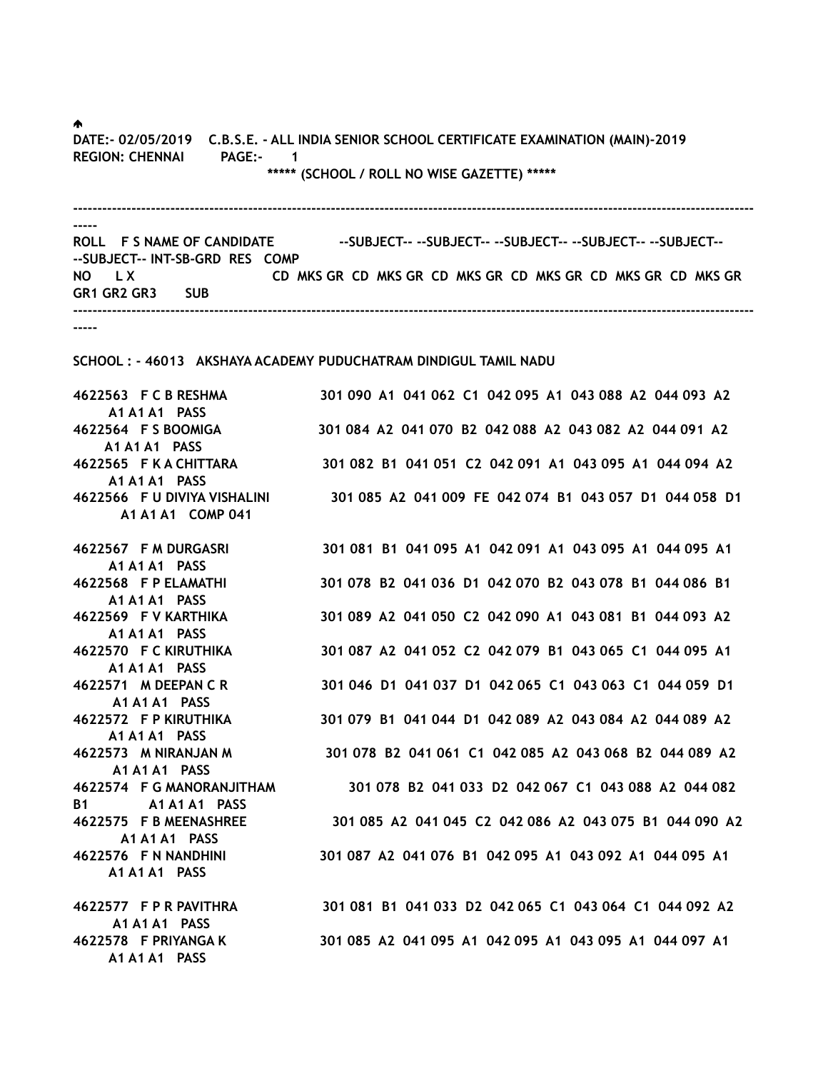DATE:- 02/05/2019 C.B.S.E. - ALL INDIA SENIOR SCHOOL CERTIFICATE EXAMINATION (MAIN)-2019
REGION: CHENNAI PAGE:- 1

***** (SCHOOL / ROLL NO WISE GAZETTE) *****

| ROLL NO | F L | S X | NAME OF CANDIDATE | --SUBJECT-- CD | MKS | GR | --SUBJECT-- CD | MKS | GR | --SUBJECT-- CD | MKS | GR | --SUBJECT-- CD | MKS | GR | --SUBJECT-- CD | MKS | GR | --SUBJECT-- CD | MKS | GR | INT-SB-GRD GR1 | GR2 | GR3 | RES | COMP SUB |
|---|---|---|---|---|---|---|---|---|---|---|---|---|---|---|---|---|---|---|---|---|---|---|---|---|---|---|

SCHOOL : - 46013 AKSHAYA ACADEMY PUDUCHATRAM DINDIGUL TAMIL NADU

| ROLL NO | F L | S X | NAME OF CANDIDATE | CD | MKS | GR | CD | MKS | GR | CD | MKS | GR | CD | MKS | GR | CD | MKS | GR | GR1 | GR2 | GR3 | RES | COMP SUB |
|---|---|---|---|---|---|---|---|---|---|---|---|---|---|---|---|---|---|---|---|---|---|---|---|
| 4622563 | | F | C B RESHMA | 301 | 090 | A1 | 041 | 062 | C1 | 042 | 095 | A1 | 043 | 088 | A2 | 044 | 093 | A2 | A1 | A1 | A1 | PASS | |
| 4622564 | | F | S BOOMIGA | 301 | 084 | A2 | 041 | 070 | B2 | 042 | 088 | A2 | 043 | 082 | A2 | 044 | 091 | A2 | A1 | A1 | A1 | PASS | |
| 4622565 | | F | K A CHITTARA | 301 | 082 | B1 | 041 | 051 | C2 | 042 | 091 | A1 | 043 | 095 | A1 | 044 | 094 | A2 | A1 | A1 | A1 | PASS | |
| 4622566 | | F | U DIVIYA VISHALINI | 301 | 085 | A2 | 041 | 009 | FE | 042 | 074 | B1 | 043 | 057 | D1 | 044 | 058 | D1 | A1 | A1 | A1 | COMP | 041 |
| 4622567 | | F | M DURGASRI | 301 | 081 | B1 | 041 | 095 | A1 | 042 | 091 | A1 | 043 | 095 | A1 | 044 | 095 | A1 | A1 | A1 | A1 | PASS | |
| 4622568 | | F | P ELAMATHI | 301 | 078 | B2 | 041 | 036 | D1 | 042 | 070 | B2 | 043 | 078 | B1 | 044 | 086 | B1 | A1 | A1 | A1 | PASS | |
| 4622569 | | F | V KARTHIKA | 301 | 089 | A2 | 041 | 050 | C2 | 042 | 090 | A1 | 043 | 081 | B1 | 044 | 093 | A2 | A1 | A1 | A1 | PASS | |
| 4622570 | | F | C KIRUTHIKA | 301 | 087 | A2 | 041 | 052 | C2 | 042 | 079 | B1 | 043 | 065 | C1 | 044 | 095 | A1 | A1 | A1 | A1 | PASS | |
| 4622571 | | M | DEEPAN C R | 301 | 046 | D1 | 041 | 037 | D1 | 042 | 065 | C1 | 043 | 063 | C1 | 044 | 059 | D1 | A1 | A1 | A1 | PASS | |
| 4622572 | | F | P KIRUTHIKA | 301 | 079 | B1 | 041 | 044 | D1 | 042 | 089 | A2 | 043 | 084 | A2 | 044 | 089 | A2 | A1 | A1 | A1 | PASS | |
| 4622573 | | M | NIRANJAN M | 301 | 078 | B2 | 041 | 061 | C1 | 042 | 085 | A2 | 043 | 068 | B2 | 044 | 089 | A2 | A1 | A1 | A1 | PASS | |
| 4622574 | | F | G MANORANJITHAM | 301 | 078 | B2 | 041 | 033 | D2 | 042 | 067 | C1 | 043 | 088 | A2 | 044 | 082 | B1 | A1 | A1 | A1 | PASS | |
| 4622575 | | F | B MEENASHREE | 301 | 085 | A2 | 041 | 045 | C2 | 042 | 086 | A2 | 043 | 075 | B1 | 044 | 090 | A2 | A1 | A1 | A1 | PASS | |
| 4622576 | | F | N NANDHINI | 301 | 087 | A2 | 041 | 076 | B1 | 042 | 095 | A1 | 043 | 092 | A1 | 044 | 095 | A1 | A1 | A1 | A1 | PASS | |
| 4622577 | | F | P R PAVITHRA | 301 | 081 | B1 | 041 | 033 | D2 | 042 | 065 | C1 | 043 | 064 | C1 | 044 | 092 | A2 | A1 | A1 | A1 | PASS | |
| 4622578 | | F | PRIYANGA K | 301 | 085 | A2 | 041 | 095 | A1 | 042 | 095 | A1 | 043 | 095 | A1 | 044 | 097 | A1 | A1 | A1 | A1 | PASS | |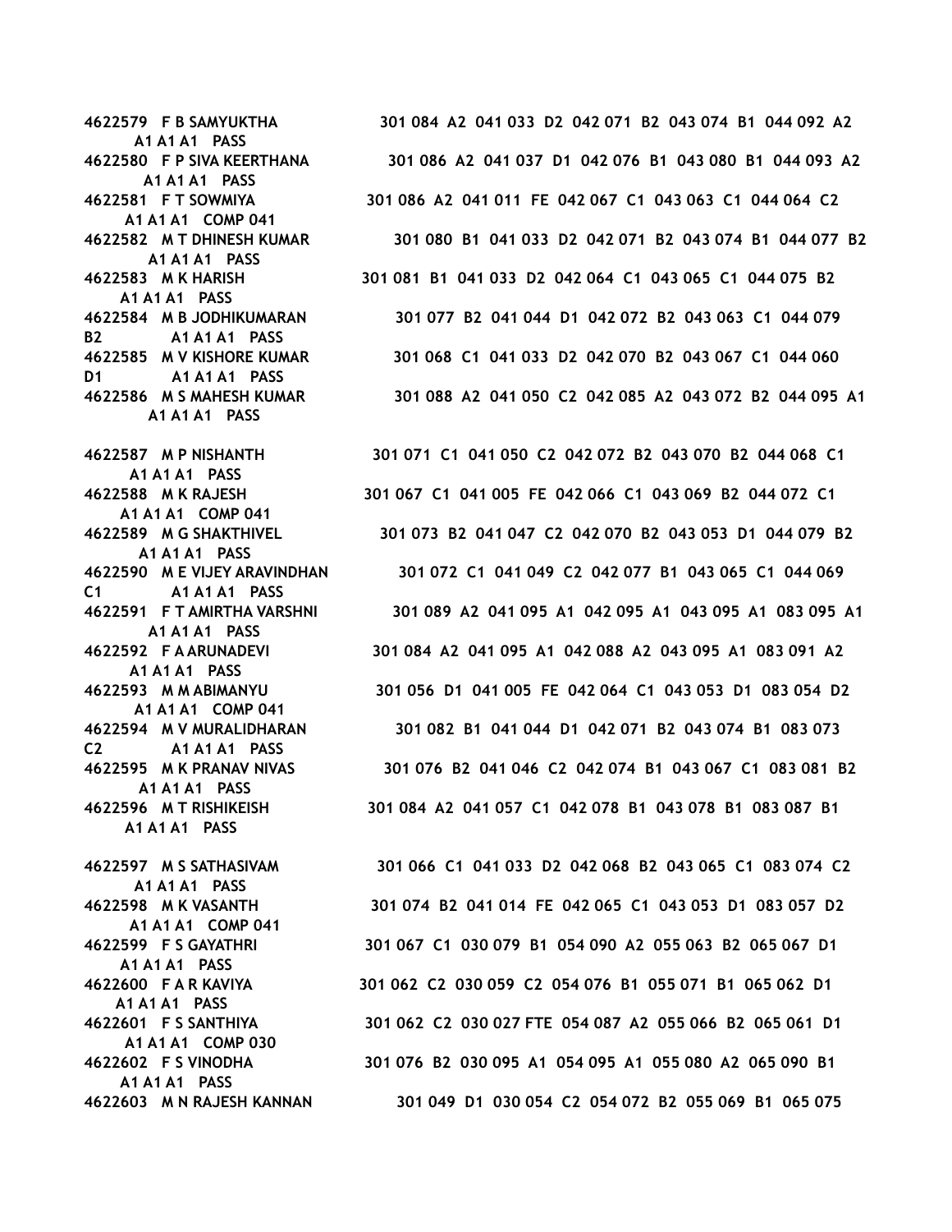4622579 F B SAMYUKTHA 301 084 A2 041 033 D2 042 071 B2 043 074 B1 044 092 A2 A1 A1 A1 PASS
4622580 F P SIVA KEERTHANA 301 086 A2 041 037 D1 042 076 B1 043 080 B1 044 093 A2 A1 A1 A1 PASS
4622581 F T SOWMIYA 301 086 A2 041 011 FE 042 067 C1 043 063 C1 044 064 C2 A1 A1 A1 COMP 041
4622582 M T DHINESH KUMAR 301 080 B1 041 033 D2 042 071 B2 043 074 B1 044 077 B2 A1 A1 A1 PASS
4622583 M K HARISH 301 081 B1 041 033 D2 042 064 C1 043 065 C1 044 075 B2 A1 A1 A1 PASS
4622584 M B JODHIKUMARAN 301 077 B2 041 044 D1 042 072 B2 043 063 C1 044 079 B2 A1 A1 A1 PASS
4622585 M V KISHORE KUMAR 301 068 C1 041 033 D2 042 070 B2 043 067 C1 044 060 D1 A1 A1 A1 PASS
4622586 M S MAHESH KUMAR 301 088 A2 041 050 C2 042 085 A2 043 072 B2 044 095 A1 A1 A1 A1 PASS

4622587 M P NISHANTH 301 071 C1 041 050 C2 042 072 B2 043 070 B2 044 068 C1 A1 A1 A1 PASS
4622588 M K RAJESH 301 067 C1 041 005 FE 042 066 C1 043 069 B2 044 072 C1 A1 A1 A1 COMP 041
4622589 M G SHAKTHIVEL 301 073 B2 041 047 C2 042 070 B2 043 053 D1 044 079 B2 A1 A1 A1 PASS
4622590 M E VIJEY ARAVINDHAN 301 072 C1 041 049 C2 042 077 B1 043 065 C1 044 069 C1 A1 A1 A1 PASS
4622591 F T AMIRTHA VARSHNI 301 089 A2 041 095 A1 042 095 A1 043 095 A1 083 095 A1 A1 A1 A1 PASS
4622592 F A ARUNADEVI 301 084 A2 041 095 A1 042 088 A2 043 095 A1 083 091 A2 A1 A1 A1 PASS
4622593 M M ABIMANYU 301 056 D1 041 005 FE 042 064 C1 043 053 D1 083 054 D2 A1 A1 A1 COMP 041
4622594 M V MURALIDHARAN 301 082 B1 041 044 D1 042 071 B2 043 074 B1 083 073 C2 A1 A1 A1 PASS
4622595 M K PRANAV NIVAS 301 076 B2 041 046 C2 042 074 B1 043 067 C1 083 081 B2 A1 A1 A1 PASS
4622596 M T RISHIKEISH 301 084 A2 041 057 C1 042 078 B1 043 078 B1 083 087 B1 A1 A1 A1 PASS

4622597 M S SATHASIVAM 301 066 C1 041 033 D2 042 068 B2 043 065 C1 083 074 C2 A1 A1 A1 PASS
4622598 M K VASANTH 301 074 B2 041 014 FE 042 065 C1 043 053 D1 083 057 D2 A1 A1 A1 COMP 041
4622599 F S GAYATHRI 301 067 C1 030 079 B1 054 090 A2 055 063 B2 065 067 D1 A1 A1 A1 PASS
4622600 F A R KAVIYA 301 062 C2 030 059 C2 054 076 B1 055 071 B1 065 062 D1 A1 A1 A1 PASS
4622601 F S SANTHIYA 301 062 C2 030 027 FTE 054 087 A2 055 066 B2 065 061 D1 A1 A1 A1 COMP 030
4622602 F S VINODHA 301 076 B2 030 095 A1 054 095 A1 055 080 A2 065 090 B1 A1 A1 A1 PASS
4622603 M N RAJESH KANNAN 301 049 D1 030 054 C2 054 072 B2 055 069 B1 065 075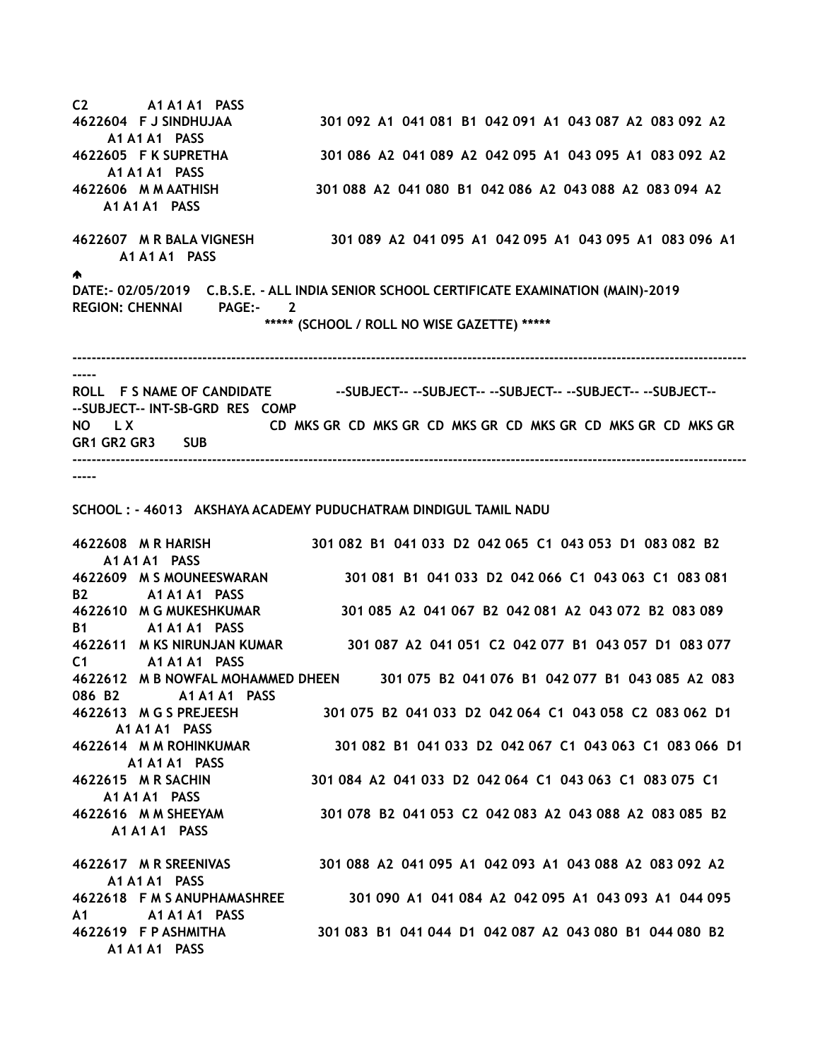C2 A1 A1 A1 PASS
4622604 F J SINDHUJAA 301 092 A1 041 081 B1 042 091 A1 043 087 A2 083 092 A2
A1 A1 A1 PASS
4622605 F K SUPRETHA 301 086 A2 041 089 A2 042 095 A1 043 095 A1 083 092 A2
A1 A1 A1 PASS
4622606 M M AATHISH 301 088 A2 041 080 B1 042 086 A2 043 088 A2 083 094 A2
A1 A1 A1 PASS

4622607 M R BALA VIGNESH 301 089 A2 041 095 A1 042 095 A1 043 095 A1 083 096 A1
A1 A1 A1 PASS

DATE:- 02/05/2019 C.B.S.E. - ALL INDIA SENIOR SCHOOL CERTIFICATE EXAMINATION (MAIN)-2019
REGION: CHENNAI PAGE:- 2
***** (SCHOOL / ROLL NO WISE GAZETTE) *****

-----------------------------------------------------------------------------------------------------------------------------------------
ROLL F S NAME OF CANDIDATE --SUBJECT-- --SUBJECT-- --SUBJECT-- --SUBJECT-- --SUBJECT-- --SUBJECT-- INT-SB-GRD RES COMP
NO L X CD MKS GR CD MKS GR CD MKS GR CD MKS GR CD MKS GR CD MKS GR GR1 GR2 GR3 SUB
-----------------------------------------------------------------------------------------------------------------------------------------

SCHOOL : - 46013 AKSHAYA ACADEMY PUDUCHATRAM DINDIGUL TAMIL NADU

4622608 M R HARISH 301 082 B1 041 033 D2 042 065 C1 043 053 D1 083 082 B2
A1 A1 A1 PASS
4622609 M S MOUNEESWARAN 301 081 B1 041 033 D2 042 066 C1 043 063 C1 083 081
B2 A1 A1 A1 PASS
4622610 M G MUKESHKUMAR 301 085 A2 041 067 B2 042 081 A2 043 072 B2 083 089
B1 A1 A1 A1 PASS
4622611 M KS NIRUNJAN KUMAR 301 087 A2 041 051 C2 042 077 B1 043 057 D1 083 077
C1 A1 A1 A1 PASS
4622612 M B NOWFAL MOHAMMED DHEEN 301 075 B2 041 076 B1 042 077 B1 043 085 A2 083
086 B2 A1 A1 A1 PASS
4622613 M G S PREJEESH 301 075 B2 041 033 D2 042 064 C1 043 058 C2 083 062 D1
A1 A1 A1 PASS
4622614 M M ROHINKUMAR 301 082 B1 041 033 D2 042 067 C1 043 063 C1 083 066 D1
A1 A1 A1 PASS
4622615 M R SACHIN 301 084 A2 041 033 D2 042 064 C1 043 063 C1 083 075 C1
A1 A1 A1 PASS
4622616 M M SHEEYAM 301 078 B2 041 053 C2 042 083 A2 043 088 A2 083 085 B2
A1 A1 A1 PASS

4622617 M R SREENIVAS 301 088 A2 041 095 A1 042 093 A1 043 088 A2 083 092 A2
A1 A1 A1 PASS
4622618 F M S ANUPHAMASHREE 301 090 A1 041 084 A2 042 095 A1 043 093 A1 044 095
A1 A1 A1 A1 PASS
4622619 F P ASHMITHA 301 083 B1 041 044 D1 042 087 A2 043 080 B1 044 080 B2
A1 A1 A1 PASS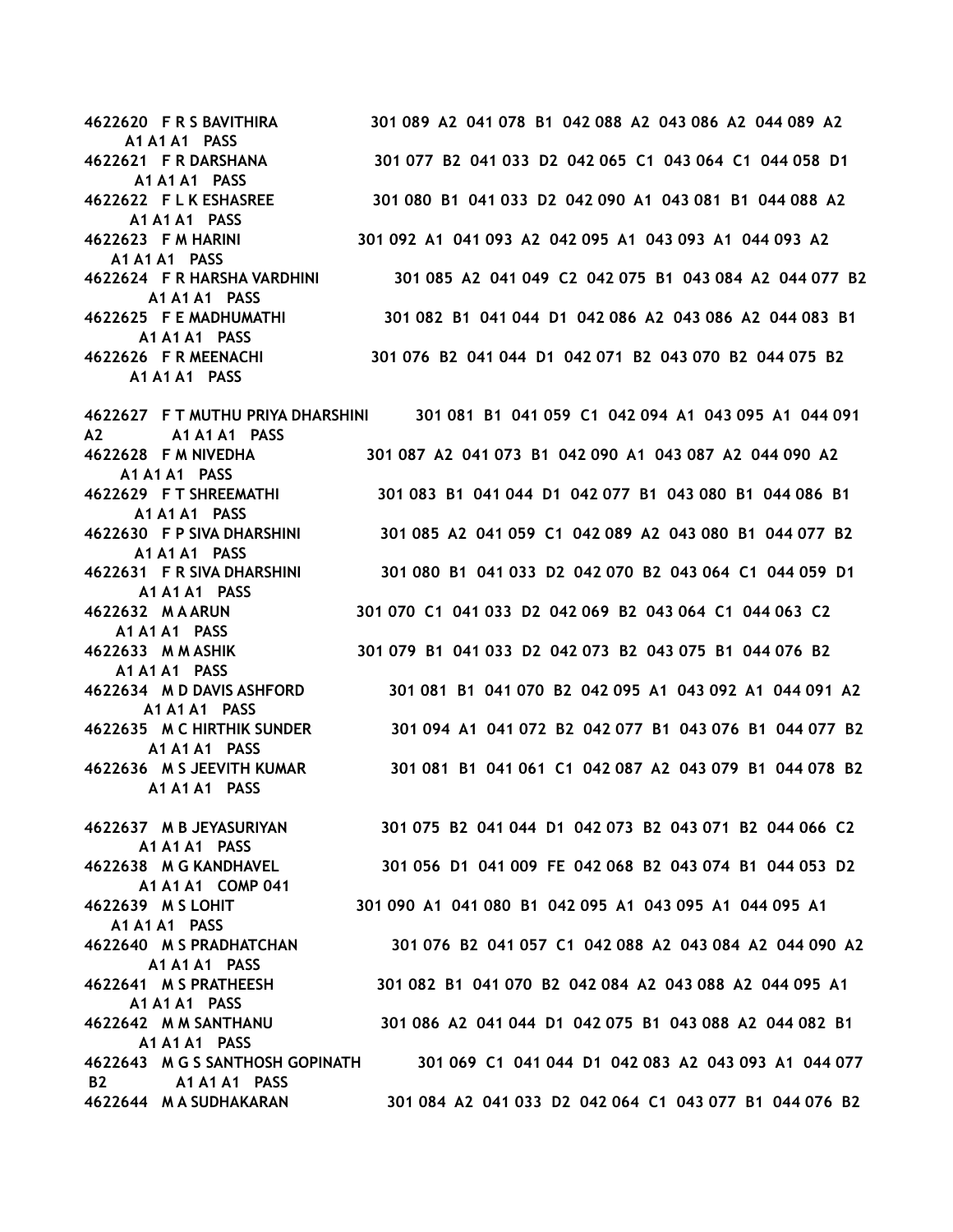4622620 F R S BAVITHIRA 301 089 A2 041 078 B1 042 088 A2 043 086 A2 044 089 A2
A1 A1 A1 PASS
4622621 F R DARSHANA 301 077 B2 041 033 D2 042 065 C1 043 064 C1 044 058 D1
A1 A1 A1 PASS
4622622 F L K ESHASREE 301 080 B1 041 033 D2 042 090 A1 043 081 B1 044 088 A2
A1 A1 A1 PASS
4622623 F M HARINI 301 092 A1 041 093 A2 042 095 A1 043 093 A1 044 093 A2
A1 A1 A1 PASS
4622624 F R HARSHA VARDHINI 301 085 A2 041 049 C2 042 075 B1 043 084 A2 044 077 B2
A1 A1 A1 PASS
4622625 F E MADHUMATHI 301 082 B1 041 044 D1 042 086 A2 043 086 A2 044 083 B1
A1 A1 A1 PASS
4622626 F R MEENACHI 301 076 B2 041 044 D1 042 071 B2 043 070 B2 044 075 B2
A1 A1 A1 PASS

4622627 F T MUTHU PRIYA DHARSHINI 301 081 B1 041 059 C1 042 094 A1 043 095 A1 044 091
A2 A1 A1 A1 PASS
4622628 F M NIVEDHA 301 087 A2 041 073 B1 042 090 A1 043 087 A2 044 090 A2
A1 A1 A1 PASS
4622629 F T SHREEMATHI 301 083 B1 041 044 D1 042 077 B1 043 080 B1 044 086 B1
A1 A1 A1 PASS
4622630 F P SIVA DHARSHINI 301 085 A2 041 059 C1 042 089 A2 043 080 B1 044 077 B2
A1 A1 A1 PASS
4622631 F R SIVA DHARSHINI 301 080 B1 041 033 D2 042 070 B2 043 064 C1 044 059 D1
A1 A1 A1 PASS
4622632 M A ARUN 301 070 C1 041 033 D2 042 069 B2 043 064 C1 044 063 C2
A1 A1 A1 PASS
4622633 M M ASHIK 301 079 B1 041 033 D2 042 073 B2 043 075 B1 044 076 B2
A1 A1 A1 PASS
4622634 M D DAVIS ASHFORD 301 081 B1 041 070 B2 042 095 A1 043 092 A1 044 091 A2
A1 A1 A1 PASS
4622635 M C HIRTHIK SUNDER 301 094 A1 041 072 B2 042 077 B1 043 076 B1 044 077 B2
A1 A1 A1 PASS
4622636 M S JEEVITH KUMAR 301 081 B1 041 061 C1 042 087 A2 043 079 B1 044 078 B2
A1 A1 A1 PASS

4622637 M B JEYASURIYAN 301 075 B2 041 044 D1 042 073 B2 043 071 B2 044 066 C2
A1 A1 A1 PASS
4622638 M G KANDHAVEL 301 056 D1 041 009 FE 042 068 B2 043 074 B1 044 053 D2
A1 A1 A1 COMP 041
4622639 M S LOHIT 301 090 A1 041 080 B1 042 095 A1 043 095 A1 044 095 A1
A1 A1 A1 PASS
4622640 M S PRADHATCHAN 301 076 B2 041 057 C1 042 088 A2 043 084 A2 044 090 A2
A1 A1 A1 PASS
4622641 M S PRATHEESH 301 082 B1 041 070 B2 042 084 A2 043 088 A2 044 095 A1
A1 A1 A1 PASS
4622642 M M SANTHANU 301 086 A2 041 044 D1 042 075 B1 043 088 A2 044 082 B1
A1 A1 A1 PASS
4622643 M G S SANTHOSH GOPINATH 301 069 C1 041 044 D1 042 083 A2 043 093 A1 044 077
B2 A1 A1 A1 PASS
4622644 M A SUDHAKARAN 301 084 A2 041 033 D2 042 064 C1 043 077 B1 044 076 B2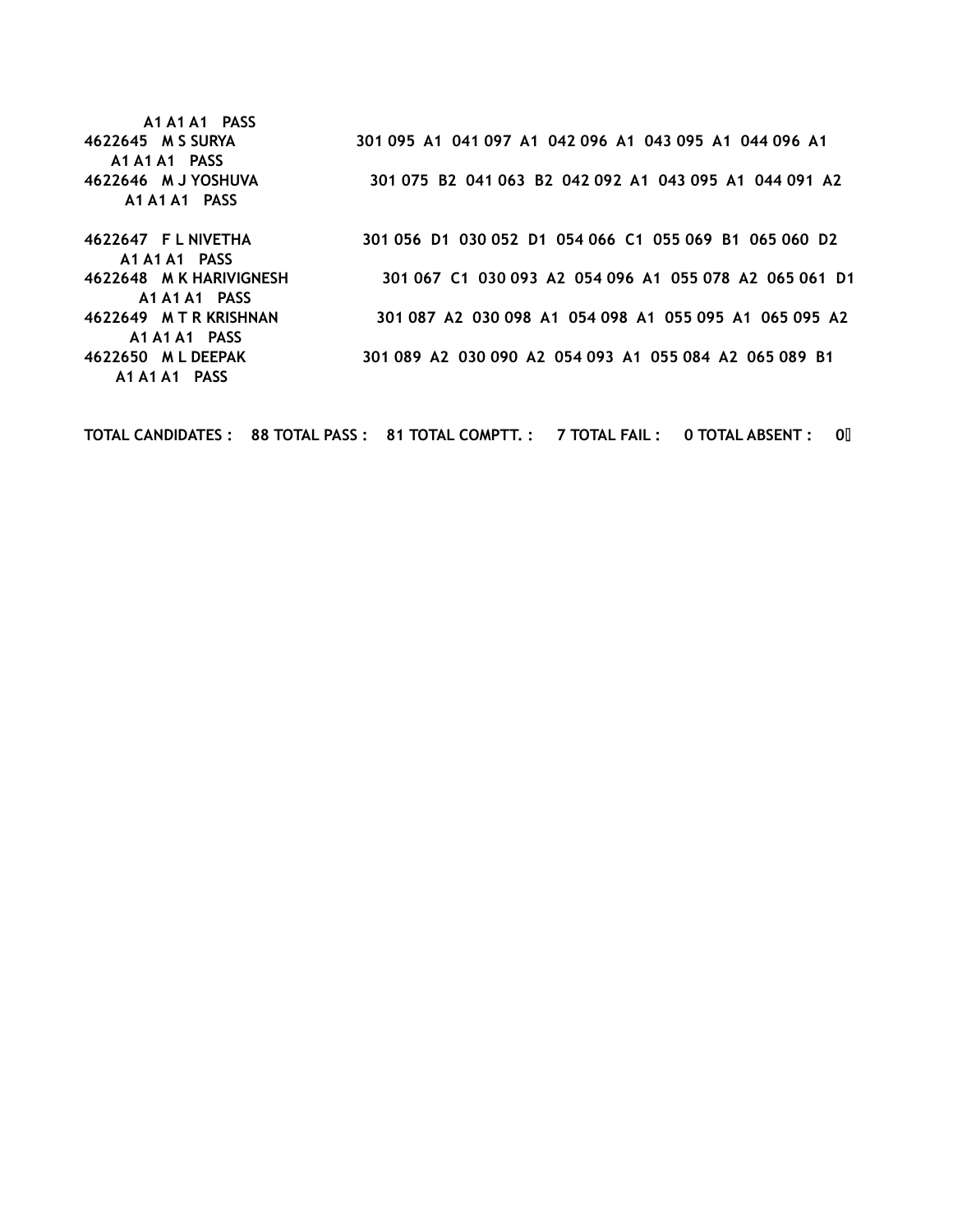A1 A1 A1 PASS
4622645 M S SURYA 301 095 A1 041 097 A1 042 096 A1 043 095 A1 044 096 A1
A1 A1 A1 PASS
4622646 M J YOSHUVA 301 075 B2 041 063 B2 042 092 A1 043 095 A1 044 091 A2
A1 A1 A1 PASS

4622647 F L NIVETHA 301 056 D1 030 052 D1 054 066 C1 055 069 B1 065 060 D2
A1 A1 A1 PASS
4622648 M K HARIVIGNESH 301 067 C1 030 093 A2 054 096 A1 055 078 A2 065 061 D1
A1 A1 A1 PASS
4622649 M T R KRISHNAN 301 087 A2 030 098 A1 054 098 A1 055 095 A1 065 095 A2
A1 A1 A1 PASS
4622650 M L DEEPAK 301 089 A2 030 090 A2 054 093 A1 055 084 A2 065 089 B1
A1 A1 A1 PASS

**TOTAL CANDIDATES : 88 TOTAL PASS : 81 TOTAL COMPTT. : 7 TOTAL FAIL : 0 TOTAL ABSENT : 0**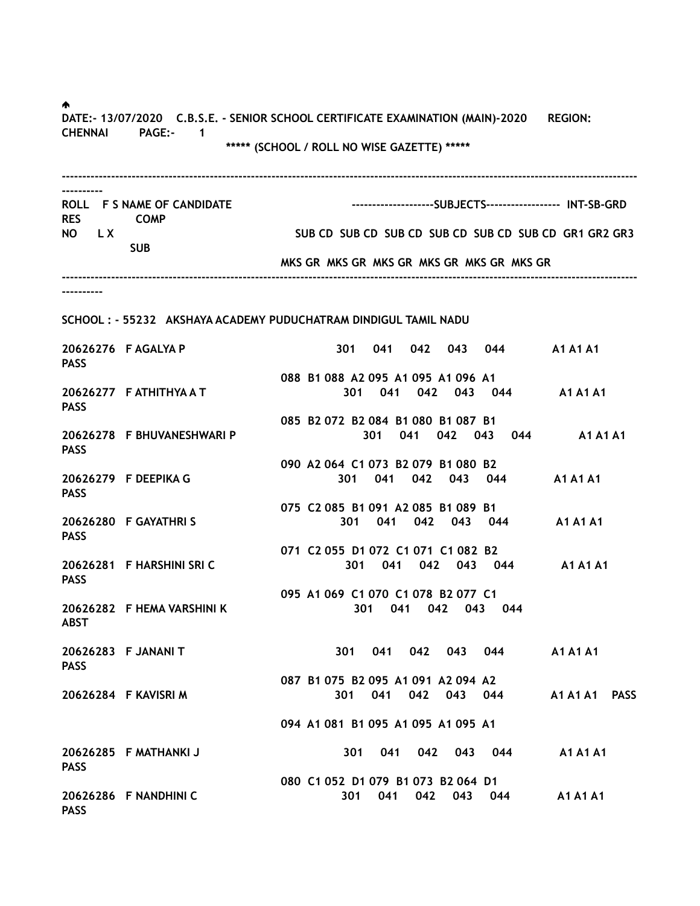DATE:- 13/07/2020 C.B.S.E. - SENIOR SCHOOL CERTIFICATE EXAMINATION (MAIN)-2020 REGION: CHENNAI PAGE:- 1

***** (SCHOOL / ROLL NO WISE GAZETTE) *****

| ROLL NO | F L | S X | NAME OF CANDIDATE | SUB CD | SUB CD | SUB CD | SUB CD | SUB CD | SUB CD | INT-SB-GRD GR1 GR2 GR3 | RES | COMP SUB |
|---|---|---|---|---|---|---|---|---|---|---|---|---|
| | | | | MKS GR | MKS GR | MKS GR | MKS GR | MKS GR | MKS GR | | | |

SCHOOL : - 55232 AKSHAYA ACADEMY PUDUCHATRAM DINDIGUL TAMIL NADU

| ROLL NO | F L | S X | NAME OF CANDIDATE | SUB CD | SUB CD | SUB CD | SUB CD | SUB CD | SUB CD | INT-SB-GRD | RES | COMP SUB |
|---|---|---|---|---|---|---|---|---|---|---|---|---|
| 20626276 | | F | AGALYA P | 301 | 041 | 042 | 043 | 044 | | A1 A1 A1 | PASS | |
| | | | | 088 B1 | 088 A2 | 095 A1 | 095 A1 | 096 A1 | | | | |
| 20626277 | | F | ATHITHYA A T | 301 | 041 | 042 | 043 | 044 | | A1 A1 A1 | PASS | |
| | | | | 085 B2 | 072 B2 | 084 B1 | 080 B1 | 087 B1 | | | | |
| 20626278 | | F | BHUVANESHWARI P | 301 | 041 | 042 | 043 | 044 | | A1 A1 A1 | PASS | |
| | | | | 090 A2 | 064 C1 | 073 B2 | 079 B1 | 080 B2 | | | | |
| 20626279 | | F | DEEPIKA G | 301 | 041 | 042 | 043 | 044 | | A1 A1 A1 | PASS | |
| | | | | 075 C2 | 085 B1 | 091 A2 | 085 B1 | 089 B1 | | | | |
| 20626280 | | F | GAYATHRI S | 301 | 041 | 042 | 043 | 044 | | A1 A1 A1 | PASS | |
| | | | | 071 C2 | 055 D1 | 072 C1 | 071 C1 | 082 B2 | | | | |
| 20626281 | | F | HARSHINI SRI C | 301 | 041 | 042 | 043 | 044 | | A1 A1 A1 | PASS | |
| | | | | 095 A1 | 069 C1 | 070 C1 | 078 B2 | 077 C1 | | | | |
| 20626282 | | F | HEMA VARSHINI K | 301 | 041 | 042 | 043 | 044 | | | ABST | |
| 20626283 | | F | JANANI T | 301 | 041 | 042 | 043 | 044 | | A1 A1 A1 | PASS | |
| | | | | 087 B1 | 075 B2 | 095 A1 | 091 A2 | 094 A2 | | | | |
| 20626284 | | F | KAVISRI M | 301 | 041 | 042 | 043 | 044 | | A1 A1 A1 | PASS | |
| | | | | 094 A1 | 081 B1 | 095 A1 | 095 A1 | 095 A1 | | | | |
| 20626285 | | F | MATHANKI J | 301 | 041 | 042 | 043 | 044 | | A1 A1 A1 | PASS | |
| | | | | 080 C1 | 052 D1 | 079 B1 | 073 B2 | 064 D1 | | | | |
| 20626286 | | F | NANDHINI C | 301 | 041 | 042 | 043 | 044 | | A1 A1 A1 | PASS | |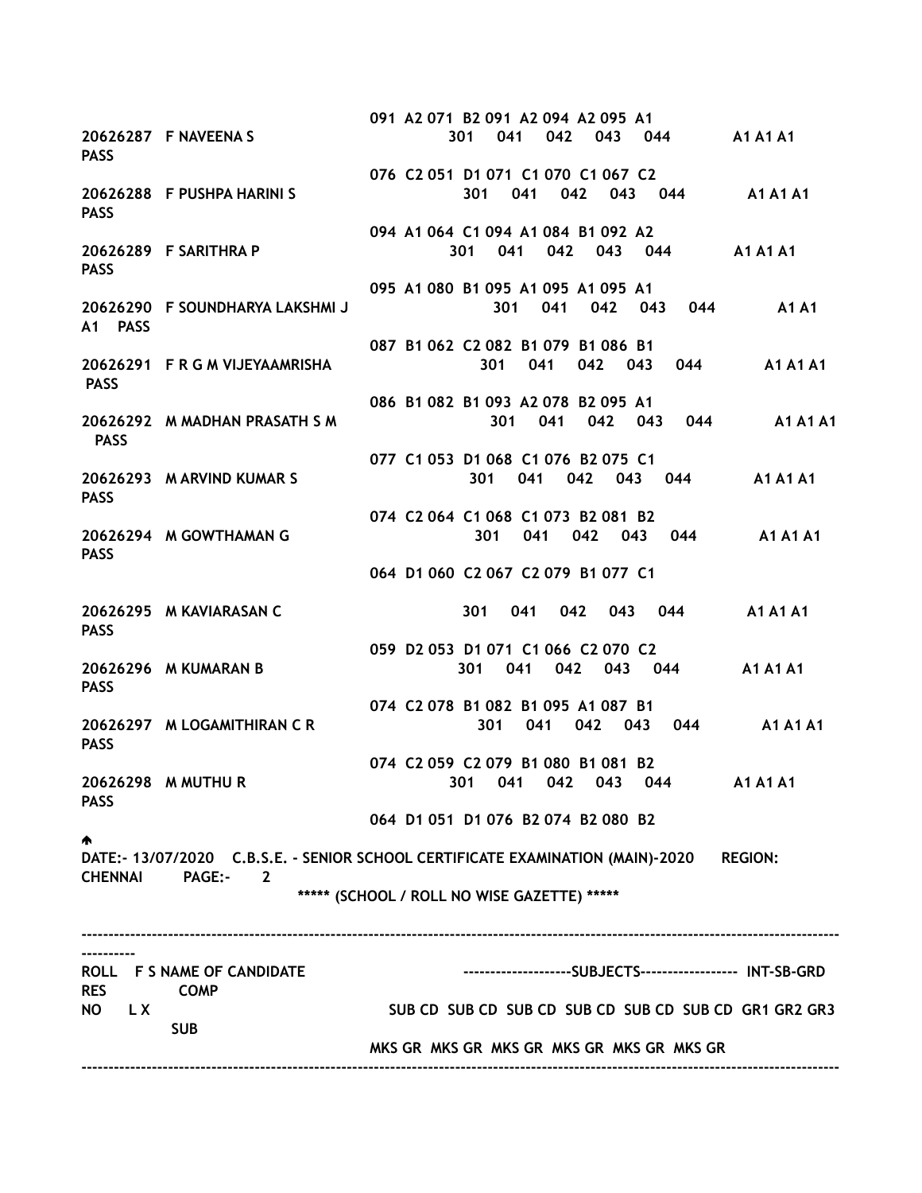```
                                    091  A2 071  B2 091  A2 094  A2 095  A1
20626287  F NAVEENA S                      301    041    042    043    044         A1 A1 A1
PASS
                                    076  C2 051  D1 071  C1 070  C1 067  C2
20626288  F PUSHPA HARINI S                  301    041    042    043    044         A1 A1 A1
PASS
                                    094  A1 064  C1 094  A1 084  B1 092  A2
20626289  F SARITHRA P                     301    041    042    043    044         A1 A1 A1
PASS
                                    095  A1 080  B1 095  A1 095  A1 095  A1
20626290  F SOUNDHARYA LAKSHMI J                 301    041    042    043    044         A1 A1
A1  PASS
                                    087  B1 062  C2 082  B1 079  B1 086  B1
20626291  F R G M VIJEYAAMRISHA                301    041    042    043    044         A1 A1 A1
 PASS
                                    086  B1 082  B1 093  A2 078  B2 095  A1
20626292  M MADHAN PRASATH S M                  301    041    042    043    044         A1 A1 A1
  PASS
                                    077  C1 053  D1 068  C1 076  B2 075  C1
20626293  M ARVIND KUMAR S                   301    041    042    043    044         A1 A1 A1
PASS
                                    074  C2 064  C1 068  C1 073  B2 081  B2
20626294  M GOWTHAMAN G                      301    041    042    043    044         A1 A1 A1
PASS
                                    064  D1 060  C2 067  C2 079  B1 077  C1

20626295  M KAVIARASAN C                     301    041    042    043    044         A1 A1 A1
PASS
                                    059  D2 053  D1 071  C1 066  C2 070  C2
20626296  M KUMARAN B                      301    041    042    043    044         A1 A1 A1
PASS
                                    074  C2 078  B1 082  B1 095  A1 087  B1
20626297  M LOGAMITHIRAN C R                  301    041    042    043    044         A1 A1 A1
PASS
                                    074  C2 059  C2 079  B1 080  B1 081  B2
20626298  M MUTHU R                        301    041    042    043    044         A1 A1 A1
PASS
                                    064  D1 051  D1 076  B2 074  B2 080  B2
```

DATE:- 13/07/2020 C.B.S.E. - SENIOR SCHOOL CERTIFICATE EXAMINATION (MAIN)-2020 REGION: CHENNAI PAGE:- 2

***** (SCHOOL / ROLL NO WISE GAZETTE) *****

```
--------------------------------------------------------------------------------------------------------------------------------------------
----------
ROLL   F S NAME OF CANDIDATE                 --------------------SUBJECTS------------------  INT-SB-GRD
RES          COMP
NO     L X                             SUB CD  SUB CD  SUB CD  SUB CD  SUB CD  SUB CD  GR1 GR2 GR3
             SUB
                                    MKS GR  MKS GR  MKS GR  MKS GR  MKS GR  MKS GR
--------------------------------------------------------------------------------------------------------------------------------------------
```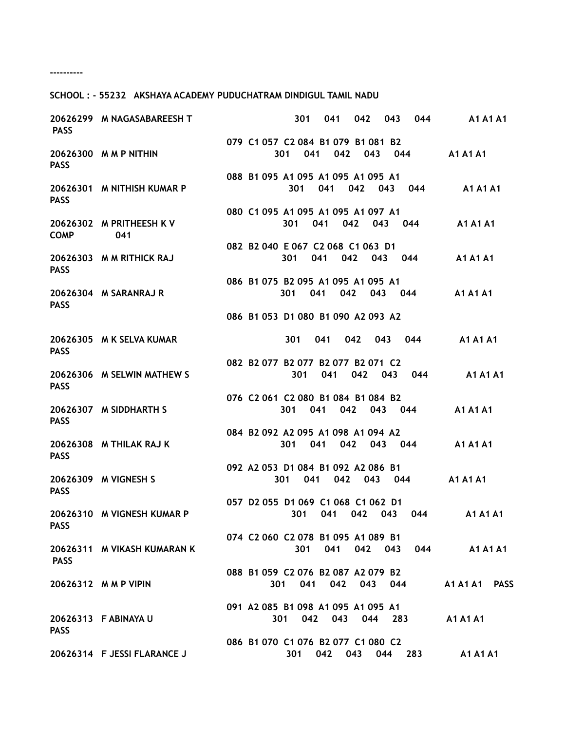----------

SCHOOL : - 55232 AKSHAYA ACADEMY PUDUCHATRAM DINDIGUL TAMIL NADU

20626299 M NAGASABAREESH T 301 041 042 043 044 A1 A1 A1
PASS
079 C1 057 C2 084 B1 079 B1 081 B2

20626300 M M P NITHIN 301 041 042 043 044 A1 A1 A1
PASS
088 B1 095 A1 095 A1 095 A1 095 A1

20626301 M NITHISH KUMAR P 301 041 042 043 044 A1 A1 A1
PASS
080 C1 095 A1 095 A1 095 A1 097 A1

20626302 M PRITHEESH K V 301 041 042 043 044 A1 A1 A1
COMP 041
082 B2 040 E 067 C2 068 C1 063 D1

20626303 M M RITHICK RAJ 301 041 042 043 044 A1 A1 A1
PASS
086 B1 075 B2 095 A1 095 A1 095 A1

20626304 M SARANRAJ R 301 041 042 043 044 A1 A1 A1
PASS
086 B1 053 D1 080 B1 090 A2 093 A2

20626305 M K SELVA KUMAR 301 041 042 043 044 A1 A1 A1
PASS
082 B2 077 B2 077 B2 077 B2 071 C2

20626306 M SELWIN MATHEW S 301 041 042 043 044 A1 A1 A1
PASS
076 C2 061 C2 080 B1 084 B1 084 B2

20626307 M SIDDHARTH S 301 041 042 043 044 A1 A1 A1
PASS
084 B2 092 A2 095 A1 098 A1 094 A2

20626308 M THILAK RAJ K 301 041 042 043 044 A1 A1 A1
PASS
092 A2 053 D1 084 B1 092 A2 086 B1

20626309 M VIGNESH S 301 041 042 043 044 A1 A1 A1
PASS
057 D2 055 D1 069 C1 068 C1 062 D1

20626310 M VIGNESH KUMAR P 301 041 042 043 044 A1 A1 A1
PASS
074 C2 060 C2 078 B1 095 A1 089 B1

20626311 M VIKASH KUMARAN K 301 041 042 043 044 A1 A1 A1
PASS
088 B1 059 C2 076 B2 087 A2 079 B2

20626312 M M P VIPIN 301 041 042 043 044 A1 A1 A1 PASS
091 A2 085 B1 098 A1 095 A1 095 A1

20626313 F ABINAYA U 301 042 043 044 283 A1 A1 A1
PASS
086 B1 070 C1 076 B2 077 C1 080 C2

20626314 F JESSI FLARANCE J 301 042 043 044 283 A1 A1 A1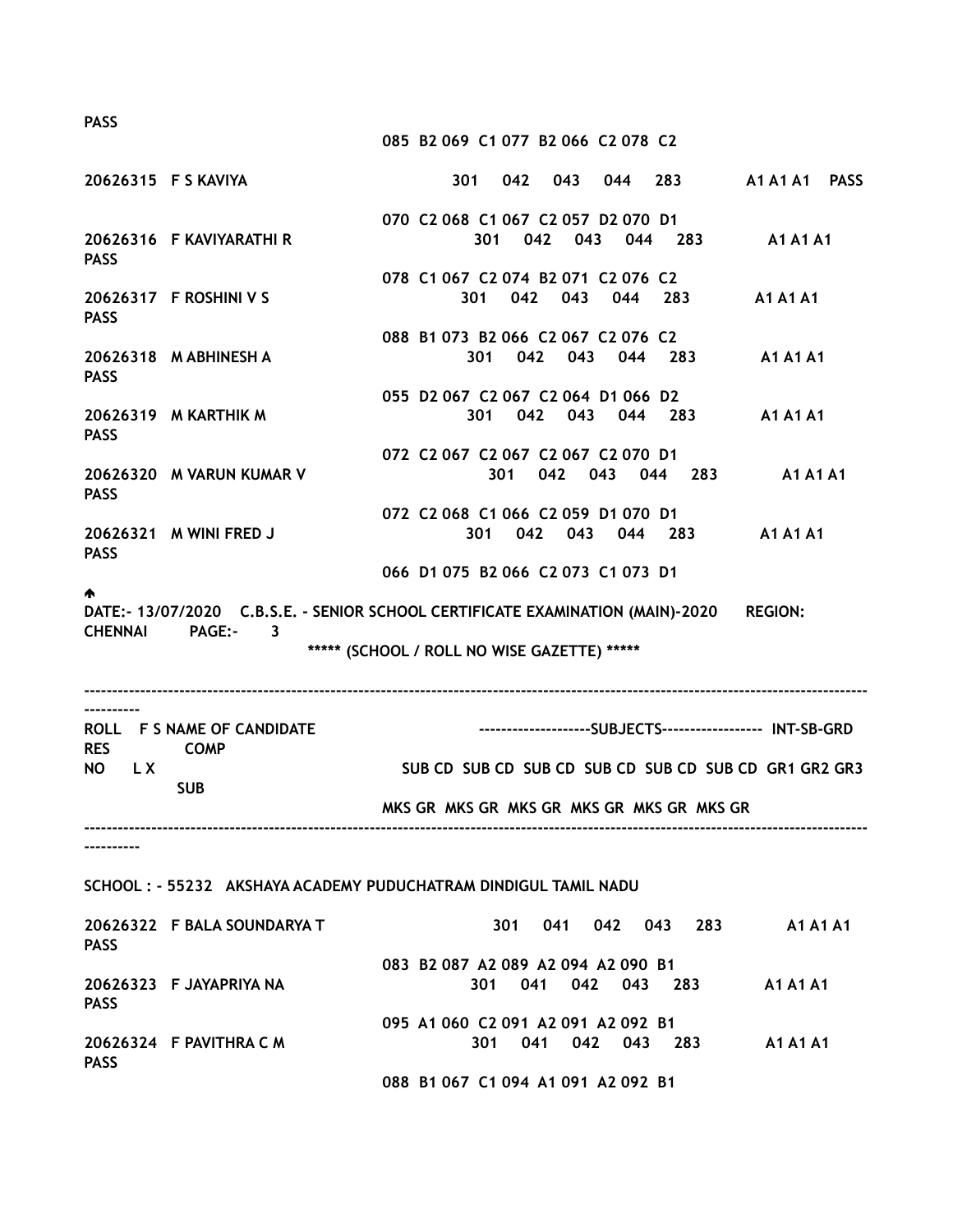PASS

085 B2 069 C1 077 B2 066 C2 078 C2

20626315 F S KAVIYA 301 042 043 044 283 A1 A1 A1 PASS

070 C2 068 C1 067 C2 057 D2 070 D1

20626316 F KAVIYARATHI R 301 042 043 044 283 A1 A1 A1
PASS

078 C1 067 C2 074 B2 071 C2 076 C2

20626317 F ROSHINI V S 301 042 043 044 283 A1 A1 A1
PASS

088 B1 073 B2 066 C2 067 C2 076 C2

20626318 M ABHINESH A 301 042 043 044 283 A1 A1 A1
PASS

055 D2 067 C2 067 C2 064 D1 066 D2

20626319 M KARTHIK M 301 042 043 044 283 A1 A1 A1
PASS

072 C2 067 C2 067 C2 067 C2 070 D1

20626320 M VARUN KUMAR V 301 042 043 044 283 A1 A1 A1
PASS

072 C2 068 C1 066 C2 059 D1 070 D1

20626321 M WINI FRED J 301 042 043 044 283 A1 A1 A1
PASS

066 D1 075 B2 066 C2 073 C1 073 D1

DATE:- 13/07/2020 C.B.S.E. - SENIOR SCHOOL CERTIFICATE EXAMINATION (MAIN)-2020 REGION: CHENNAI PAGE:- 3

***** (SCHOOL / ROLL NO WISE GAZETTE) *****

----------------------------------------------------------------------------------------------------------------------------------------

ROLL F S NAME OF CANDIDATE --------------------SUBJECTS------------------ INT-SB-GRD RES COMP
NO L X SUB CD SUB CD SUB CD SUB CD SUB CD SUB CD GR1 GR2 GR3 SUB
MKS GR MKS GR MKS GR MKS GR MKS GR MKS GR

----------------------------------------------------------------------------------------------------------------------------------------

SCHOOL : - 55232 AKSHAYA ACADEMY PUDUCHATRAM DINDIGUL TAMIL NADU

20626322 F BALA SOUNDARYA T 301 041 042 043 283 A1 A1 A1
PASS

083 B2 087 A2 089 A2 094 A2 090 B1

20626323 F JAYAPRIYA NA 301 041 042 043 283 A1 A1 A1
PASS

095 A1 060 C2 091 A2 091 A2 092 B1

20626324 F PAVITHRA C M 301 041 042 043 283 A1 A1 A1
PASS

088 B1 067 C1 094 A1 091 A2 092 B1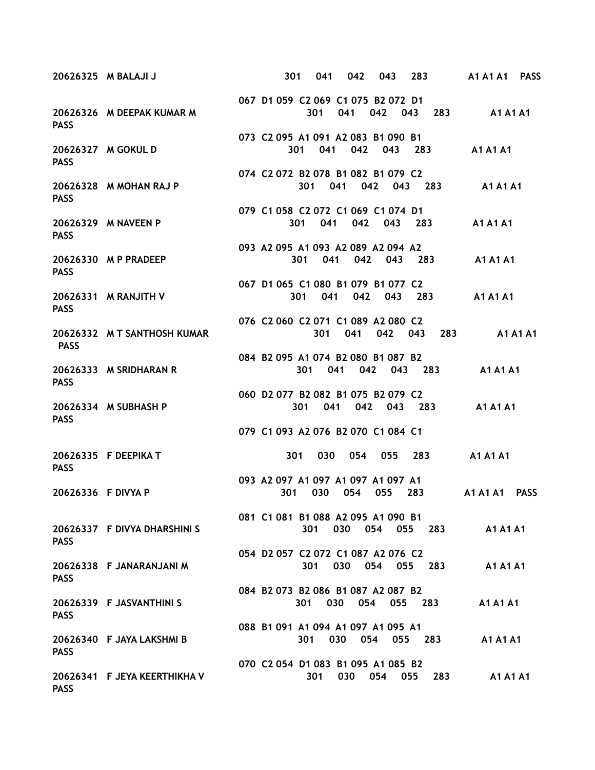20626325 M BALAJI J 301 041 042 043 283 A1 A1 A1 PASS

067 D1 059 C2 069 C1 075 B2 072 D1

20626326 M DEEPAK KUMAR M 301 041 042 043 283 A1 A1 A1
PASS

073 C2 095 A1 091 A2 083 B1 090 B1

20626327 M GOKUL D 301 041 042 043 283 A1 A1 A1
PASS

074 C2 072 B2 078 B1 082 B1 079 C2

20626328 M MOHAN RAJ P 301 041 042 043 283 A1 A1 A1
PASS

079 C1 058 C2 072 C1 069 C1 074 D1

20626329 M NAVEEN P 301 041 042 043 283 A1 A1 A1
PASS

093 A2 095 A1 093 A2 089 A2 094 A2

20626330 M P PRADEEP 301 041 042 043 283 A1 A1 A1
PASS

067 D1 065 C1 080 B1 079 B1 077 C2

20626331 M RANJITH V 301 041 042 043 283 A1 A1 A1
PASS

076 C2 060 C2 071 C1 089 A2 080 C2

20626332 M T SANTHOSH KUMAR 301 041 042 043 283 A1 A1 A1
PASS

084 B2 095 A1 074 B2 080 B1 087 B2

20626333 M SRIDHARAN R 301 041 042 043 283 A1 A1 A1
PASS

060 D2 077 B2 082 B1 075 B2 079 C2

20626334 M SUBHASH P 301 041 042 043 283 A1 A1 A1
PASS

079 C1 093 A2 076 B2 070 C1 084 C1

20626335 F DEEPIKA T 301 030 054 055 283 A1 A1 A1
PASS

093 A2 097 A1 097 A1 097 A1 097 A1

20626336 F DIVYA P 301 030 054 055 283 A1 A1 A1 PASS

081 C1 081 B1 088 A2 095 A1 090 B1

20626337 F DIVYA DHARSHINI S 301 030 054 055 283 A1 A1 A1
PASS

054 D2 057 C2 072 C1 087 A2 076 C2

20626338 F JANARANJANI M 301 030 054 055 283 A1 A1 A1
PASS

084 B2 073 B2 086 B1 087 A2 087 B2

20626339 F JASVANTHINI S 301 030 054 055 283 A1 A1 A1
PASS

088 B1 091 A1 094 A1 097 A1 095 A1

20626340 F JAYA LAKSHMI B 301 030 054 055 283 A1 A1 A1
PASS

070 C2 054 D1 083 B1 095 A1 085 B2

20626341 F JEYA KEERTHIKHA V 301 030 054 055 283 A1 A1 A1
PASS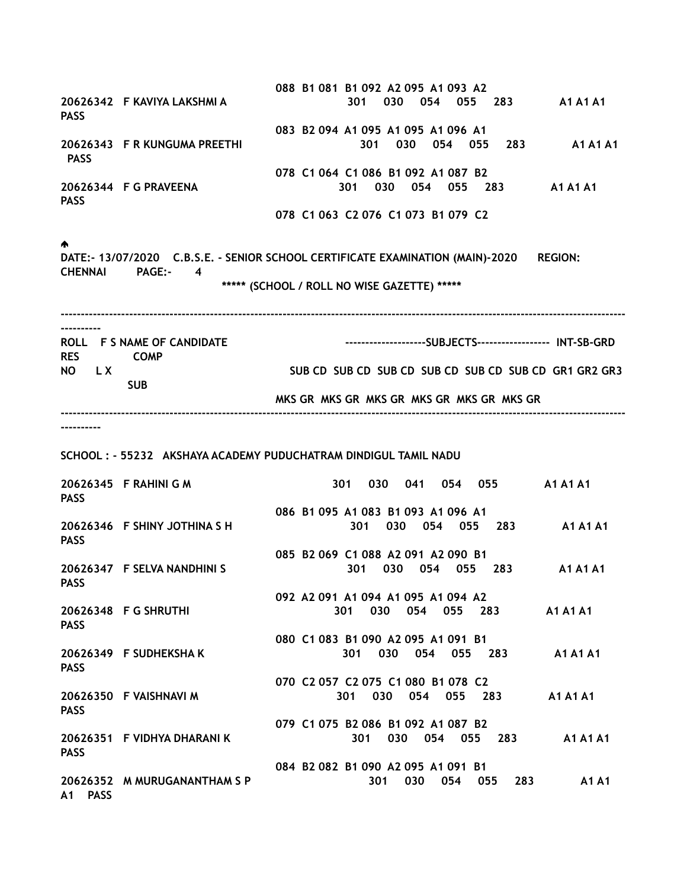088 B1 081 B1 092 A2 095 A1 093 A2

20626342 F KAVIYA LAKSHMI A 301 030 054 055 283 A1 A1 A1 PASS

083 B2 094 A1 095 A1 095 A1 096 A1

20626343 F R KUNGUMA PREETHI 301 030 054 055 283 A1 A1 A1 PASS

078 C1 064 C1 086 B1 092 A1 087 B2

20626344 F G PRAVEENA 301 030 054 055 283 A1 A1 A1 PASS

078 C1 063 C2 076 C1 073 B1 079 C2

DATE:- 13/07/2020 C.B.S.E. - SENIOR SCHOOL CERTIFICATE EXAMINATION (MAIN)-2020 REGION: CHENNAI PAGE:- 4

***** (SCHOOL / ROLL NO WISE GAZETTE) *****

---

ROLL F S NAME OF CANDIDATE --------------------SUBJECTS------------------ INT-SB-GRD RES COMP
NO L X SUB CD SUB CD SUB CD SUB CD SUB CD SUB CD GR1 GR2 GR3 SUB
MKS GR MKS GR MKS GR MKS GR MKS GR MKS GR

---

SCHOOL : - 55232 AKSHAYA ACADEMY PUDUCHATRAM DINDIGUL TAMIL NADU

20626345 F RAHINI G M 301 030 041 054 055 A1 A1 A1 PASS

086 B1 095 A1 083 B1 093 A1 096 A1

20626346 F SHINY JOTHINA S H 301 030 054 055 283 A1 A1 A1 PASS

085 B2 069 C1 088 A2 091 A2 090 B1

20626347 F SELVA NANDHINI S 301 030 054 055 283 A1 A1 A1 PASS

092 A2 091 A1 094 A1 095 A1 094 A2

20626348 F G SHRUTHI 301 030 054 055 283 A1 A1 A1 PASS

080 C1 083 B1 090 A2 095 A1 091 B1

20626349 F SUDHEKSHA K 301 030 054 055 283 A1 A1 A1 PASS

070 C2 057 C2 075 C1 080 B1 078 C2

20626350 F VAISHNAVI M 301 030 054 055 283 A1 A1 A1 PASS

079 C1 075 B2 086 B1 092 A1 087 B2

20626351 F VIDHYA DHARANI K 301 030 054 055 283 A1 A1 A1 PASS

084 B2 082 B1 090 A2 095 A1 091 B1

20626352 M MURUGANANTHAM S P 301 030 054 055 283 A1 A1 A1 PASS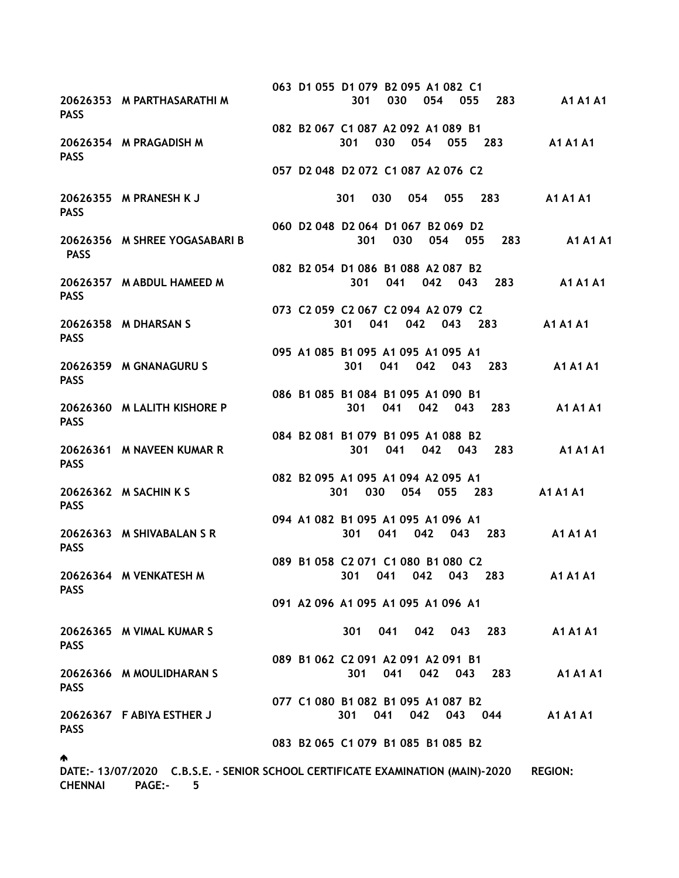063 D1 055 D1 079 B2 095 A1 082 C1

20626353 M PARTHASARATHI M 301 030 054 055 283 A1 A1 A1
PASS

082 B2 067 C1 087 A2 092 A1 089 B1

20626354 M PRAGADISH M 301 030 054 055 283 A1 A1 A1
PASS

057 D2 048 D2 072 C1 087 A2 076 C2

20626355 M PRANESH K J 301 030 054 055 283 A1 A1 A1
PASS

060 D2 048 D2 064 D1 067 B2 069 D2

20626356 M SHREE YOGASABARI B 301 030 054 055 283 A1 A1 A1
PASS

082 B2 054 D1 086 B1 088 A2 087 B2

20626357 M ABDUL HAMEED M 301 041 042 043 283 A1 A1 A1
PASS

073 C2 059 C2 067 C2 094 A2 079 C2

20626358 M DHARSAN S 301 041 042 043 283 A1 A1 A1
PASS

095 A1 085 B1 095 A1 095 A1 095 A1

20626359 M GNANAGURU S 301 041 042 043 283 A1 A1 A1
PASS

086 B1 085 B1 084 B1 095 A1 090 B1

20626360 M LALITH KISHORE P 301 041 042 043 283 A1 A1 A1
PASS

084 B2 081 B1 079 B1 095 A1 088 B2

20626361 M NAVEEN KUMAR R 301 041 042 043 283 A1 A1 A1
PASS

082 B2 095 A1 095 A1 094 A2 095 A1

20626362 M SACHIN K S 301 030 054 055 283 A1 A1 A1
PASS

094 A1 082 B1 095 A1 095 A1 096 A1

20626363 M SHIVABALAN S R 301 041 042 043 283 A1 A1 A1
PASS

089 B1 058 C2 071 C1 080 B1 080 C2

20626364 M VENKATESH M 301 041 042 043 283 A1 A1 A1
PASS

091 A2 096 A1 095 A1 095 A1 096 A1

20626365 M VIMAL KUMAR S 301 041 042 043 283 A1 A1 A1
PASS

089 B1 062 C2 091 A2 091 A2 091 B1

20626366 M MOULIDHARAN S 301 041 042 043 283 A1 A1 A1
PASS

077 C1 080 B1 082 B1 095 A1 087 B2

20626367 F ABIYA ESTHER J 301 041 042 043 044 A1 A1 A1
PASS

083 B2 065 C1 079 B1 085 B1 085 B2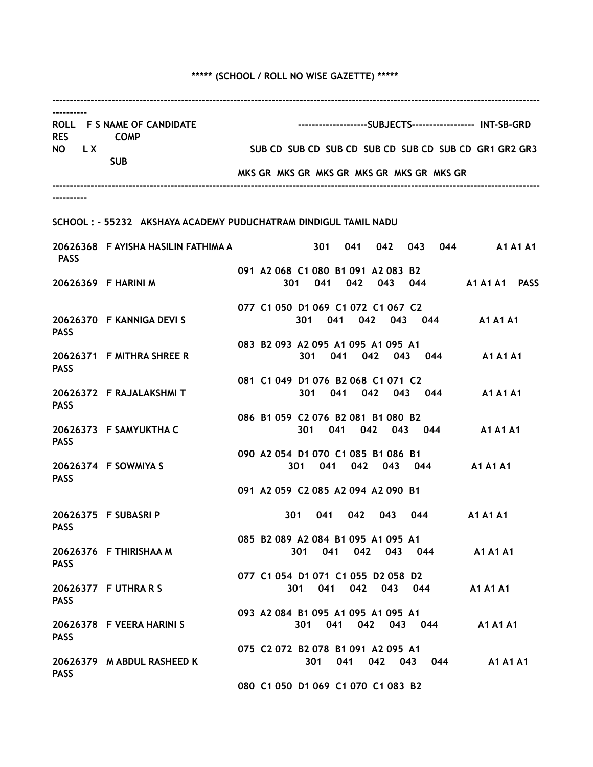***** (SCHOOL / ROLL NO WISE GAZETTE) *****

| ROLL NO | F S L X | NAME OF CANDIDATE | SUB CD MKS GR | SUB CD MKS GR | SUB CD MKS GR | SUB CD MKS GR | SUB CD MKS GR | SUB CD MKS GR | INT-SB-GRD GR1 GR2 GR3 | RES | COMP SUB |
|---|---|---|---|---|---|---|---|---|---|---|---|

SCHOOL : - 55232 AKSHAYA ACADEMY PUDUCHATRAM DINDIGUL TAMIL NADU

| ROLL NO | F S L X | NAME OF CANDIDATE | SUB CD MKS GR | SUB CD MKS GR | SUB CD MKS GR | SUB CD MKS GR | SUB CD MKS GR | SUB CD MKS GR | GR1 | GR2 | GR3 | RES | COMP SUB |
|---|---|---|---|---|---|---|---|---|---|---|---|---|---|
| 20626368 | F | AYISHA HASILIN FATHIMA A | 301 091 A2 | 041 068 C1 | 042 080 B1 | 043 091 A2 | 044 083 B2 | | A1 | A1 | A1 | PASS | |
| 20626369 | F | HARINI M | 301 077 C1 | 041 050 D1 | 042 069 C1 | 043 072 C1 | 044 067 C2 | | A1 | A1 | A1 | PASS | |
| 20626370 | F | KANNIGA DEVI S | 301 083 B2 | 041 093 A2 | 042 095 A1 | 043 095 A1 | 044 095 A1 | | A1 | A1 | A1 | PASS | |
| 20626371 | F | MITHRA SHREE R | 301 081 C1 | 041 049 D1 | 042 076 B2 | 043 068 C1 | 044 071 C2 | | A1 | A1 | A1 | PASS | |
| 20626372 | F | RAJALAKSHMI T | 301 086 B1 | 041 059 C2 | 042 076 B2 | 043 081 B1 | 044 080 B2 | | A1 | A1 | A1 | PASS | |
| 20626373 | F | SAMYUKTHA C | 301 090 A2 | 041 054 D1 | 042 070 C1 | 043 085 B1 | 044 086 B1 | | A1 | A1 | A1 | PASS | |
| 20626374 | F | SOWMIYA S | 301 091 A2 | 041 059 C2 | 042 085 A2 | 043 094 A2 | 044 090 B1 | | A1 | A1 | A1 | PASS | |
| 20626375 | F | SUBASRI P | 301 085 B2 | 041 089 A2 | 042 084 B1 | 043 095 A1 | 044 095 A1 | | A1 | A1 | A1 | PASS | |
| 20626376 | F | THIRISHAA M | 301 077 C1 | 041 054 D1 | 042 071 C1 | 043 055 D2 | 044 058 D2 | | A1 | A1 | A1 | PASS | |
| 20626377 | F | UTHRA R S | 301 093 A2 | 041 084 B1 | 042 095 A1 | 043 095 A1 | 044 095 A1 | | A1 | A1 | A1 | PASS | |
| 20626378 | F | VEERA HARINI S | 301 075 C2 | 041 072 B2 | 042 078 B1 | 043 091 A2 | 044 095 A1 | | A1 | A1 | A1 | PASS | |
| 20626379 | M | ABDUL RASHEED K | 301 080 C1 | 041 050 D1 | 042 069 C1 | 043 070 C1 | 044 083 B2 | | A1 | A1 | A1 | PASS | |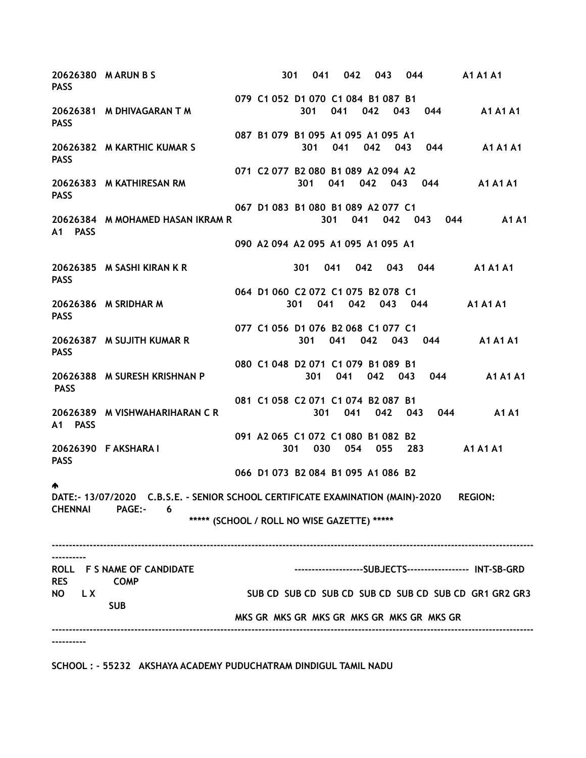20626380 M ARUN B S 301 041 042 043 044 A1 A1 A1 PASS

079 C1 052 D1 070 C1 084 B1 087 B1

20626381 M DHIVAGARAN T M 301 041 042 043 044 A1 A1 A1 PASS

087 B1 079 B1 095 A1 095 A1 095 A1

20626382 M KARTHIC KUMAR S 301 041 042 043 044 A1 A1 A1 PASS

071 C2 077 B2 080 B1 089 A2 094 A2

20626383 M KATHIRESAN RM 301 041 042 043 044 A1 A1 A1 PASS

067 D1 083 B1 080 B1 089 A2 077 C1

20626384 M MOHAMED HASAN IKRAM R 301 041 042 043 044 A1 A1 A1 PASS

090 A2 094 A2 095 A1 095 A1 095 A1

20626385 M SASHI KIRAN K R 301 041 042 043 044 A1 A1 A1 PASS

064 D1 060 C2 072 C1 075 B2 078 C1

20626386 M SRIDHAR M 301 041 042 043 044 A1 A1 A1 PASS

077 C1 056 D1 076 B2 068 C1 077 C1

20626387 M SUJITH KUMAR R 301 041 042 043 044 A1 A1 A1 PASS

080 C1 048 D2 071 C1 079 B1 089 B1

20626388 M SURESH KRISHNAN P 301 041 042 043 044 A1 A1 A1 PASS

081 C1 058 C2 071 C1 074 B2 087 B1

20626389 M VISHWAHARIHARAN C R 301 041 042 043 044 A1 A1 A1 PASS

091 A2 065 C1 072 C1 080 B1 082 B2

20626390 F AKSHARA I 301 030 054 055 283 A1 A1 A1 PASS

066 D1 073 B2 084 B1 095 A1 086 B2

DATE:- 13/07/2020 C.B.S.E. - SENIOR SCHOOL CERTIFICATE EXAMINATION (MAIN)-2020 REGION: CHENNAI PAGE:- 6

***** (SCHOOL / ROLL NO WISE GAZETTE) *****

--------------------------------------------------------------------------------

ROLL F S NAME OF CANDIDATE --------------------SUBJECTS------------------ INT-SB-GRD RES COMP

NO L X SUB CD SUB CD SUB CD SUB CD SUB CD SUB CD GR1 GR2 GR3 SUB

MKS GR MKS GR MKS GR MKS GR MKS GR MKS GR

--------------------------------------------------------------------------------

SCHOOL : - 55232 AKSHAYA ACADEMY PUDUCHATRAM DINDIGUL TAMIL NADU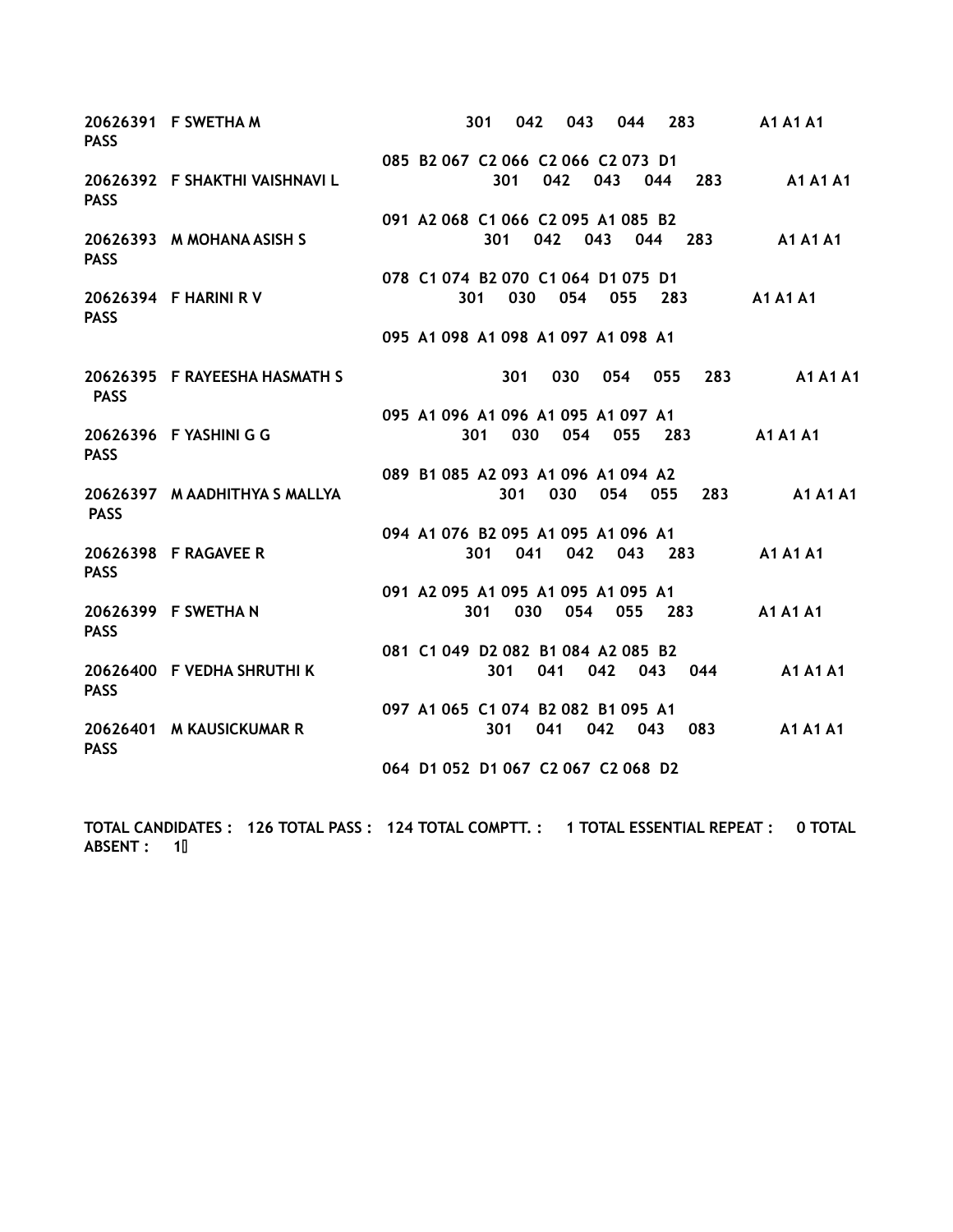20626391 F SWETHA M 301 042 043 044 283 A1 A1 A1
PASS

085 B2 067 C2 066 C2 066 C2 073 D1

20626392 F SHAKTHI VAISHNAVI L 301 042 043 044 283 A1 A1 A1
PASS

091 A2 068 C1 066 C2 095 A1 085 B2

20626393 M MOHANA ASISH S 301 042 043 044 283 A1 A1 A1
PASS

078 C1 074 B2 070 C1 064 D1 075 D1

20626394 F HARINI R V 301 030 054 055 283 A1 A1 A1
PASS

095 A1 098 A1 098 A1 097 A1 098 A1

20626395 F RAYEESHA HASMATH S 301 030 054 055 283 A1 A1 A1
PASS

095 A1 096 A1 096 A1 095 A1 097 A1

20626396 F YASHINI G G 301 030 054 055 283 A1 A1 A1
PASS

089 B1 085 A2 093 A1 096 A1 094 A2

20626397 M AADHITHYA S MALLYA 301 030 054 055 283 A1 A1 A1
PASS

094 A1 076 B2 095 A1 095 A1 096 A1

20626398 F RAGAVEE R 301 041 042 043 283 A1 A1 A1
PASS

091 A2 095 A1 095 A1 095 A1 095 A1

20626399 F SWETHA N 301 030 054 055 283 A1 A1 A1
PASS

081 C1 049 D2 082 B1 084 A2 085 B2

20626400 F VEDHA SHRUTHI K 301 041 042 043 044 A1 A1 A1
PASS

097 A1 065 C1 074 B2 082 B1 095 A1

20626401 M KAUSICKUMAR R 301 041 042 043 083 A1 A1 A1
PASS

064 D1 052 D1 067 C2 067 C2 068 D2

**TOTAL CANDIDATES : 126 TOTAL PASS : 124 TOTAL COMPTT. : 1 TOTAL ESSENTIAL REPEAT : 0 TOTAL ABSENT : 1**